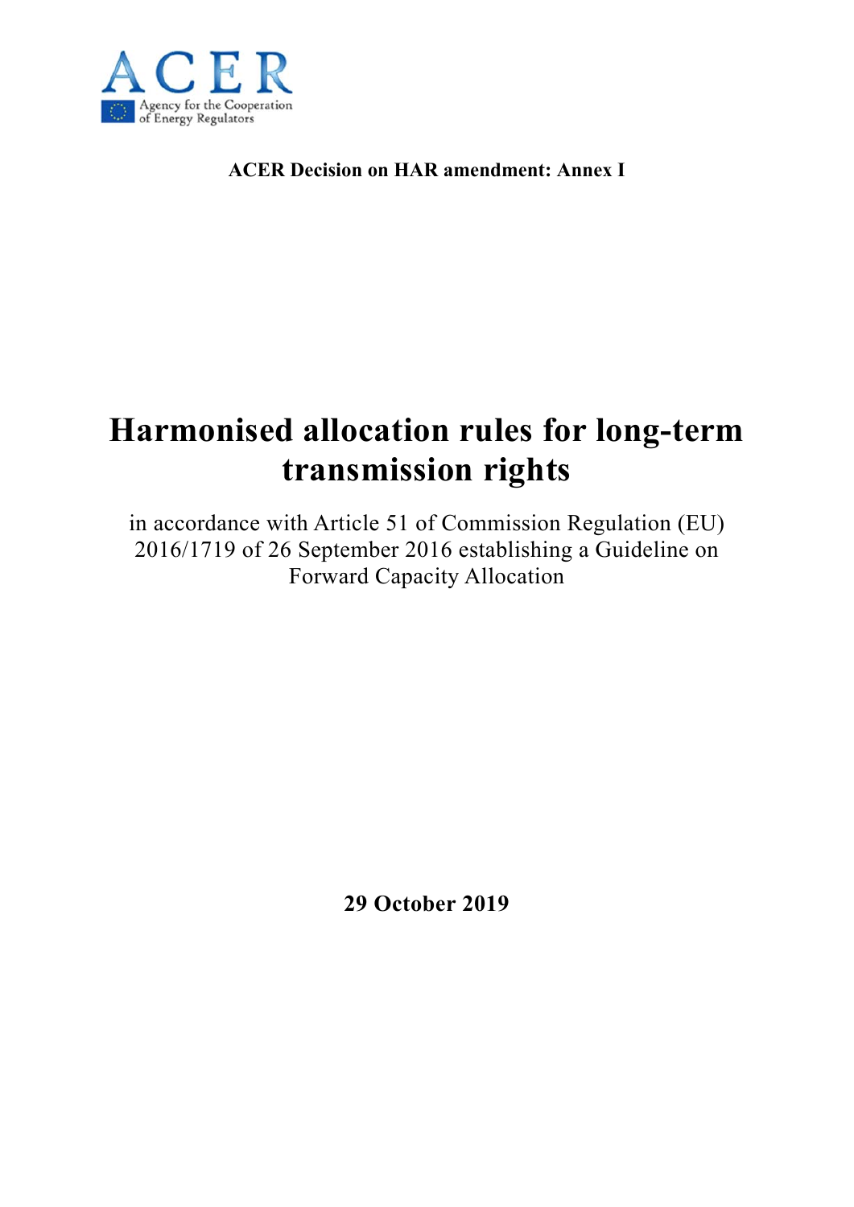ACER

Agency for the Cooperation of Energy Regulators

**ACER Decision on HAR amendment: Annex I**

# Harmonised allocation rules for long-term transmission rights

in accordance with Article 51 of Commission Regulation (EU) 2016/1719 of 26 September 2016 establishing a Guideline on Forward Capacity Allocation

**29 October 2019**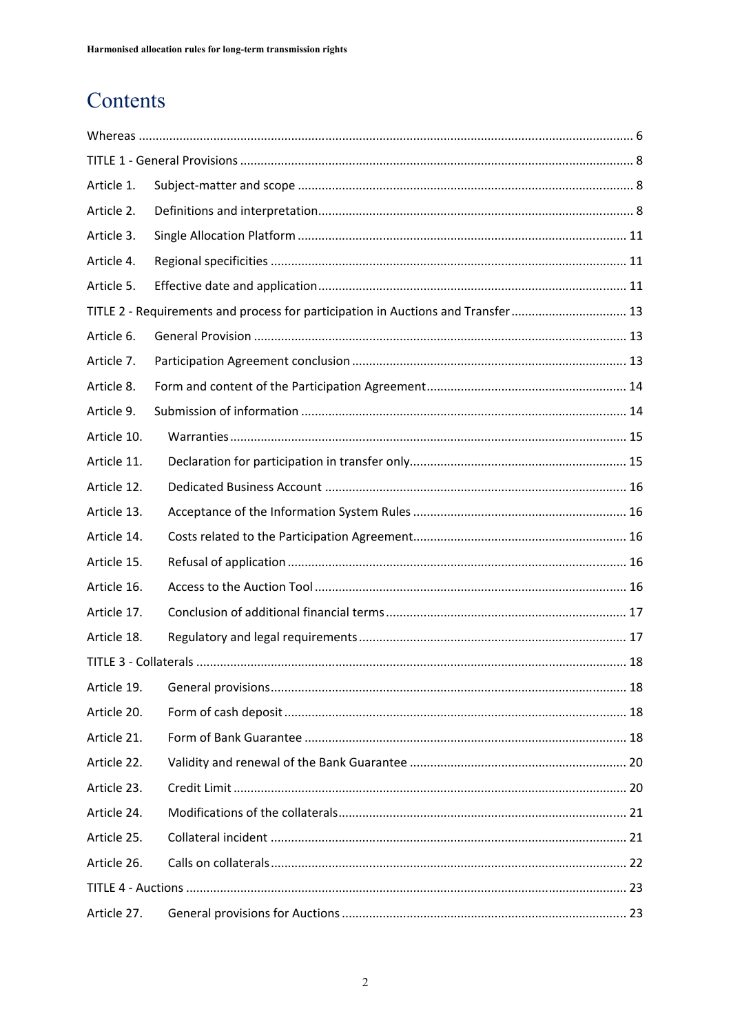# Contents

Whereas ........................................................................................................................................ 6

TITLE 1 - General Provisions ................................................................................................... 8

Article 1. Subject-matter and scope ........................................................................................ 8

Article 2. Definitions and interpretation ................................................................................... 8

Article 3. Single Allocation Platform ...................................................................................... 11

Article 4. Regional specificities ............................................................................................. 11

Article 5. Effective date and application ................................................................................ 11

TITLE 2 - Requirements and process for participation in Auctions and Transfer ................................. 13

Article 6. General Provision ................................................................................................. 13

Article 7. Participation Agreement conclusion ........................................................................ 13

Article 8. Form and content of the Participation Agreement ...................................................... 14

Article 9. Submission of information ..................................................................................... 14

Article 10. Warranties ......................................................................................................... 15

Article 11. Declaration for participation in transfer only ........................................................... 15

Article 12. Dedicated Business Account ................................................................................ 16

Article 13. Acceptance of the Information System Rules .......................................................... 16

Article 14. Costs related to the Participation Agreement .......................................................... 16

Article 15. Refusal of application ......................................................................................... 16

Article 16. Access to the Auction Tool .................................................................................. 16

Article 17. Conclusion of additional financial terms ................................................................ 17

Article 18. Regulatory and legal requirements ........................................................................ 17

TITLE 3 - Collaterals ........................................................................................................... 18

Article 19. General provisions .............................................................................................. 18

Article 20. Form of cash deposit ........................................................................................... 18

Article 21. Form of Bank Guarantee ...................................................................................... 18

Article 22. Validity and renewal of the Bank Guarantee ........................................................... 20

Article 23. Credit Limit ....................................................................................................... 20

Article 24. Modifications of the collaterals ............................................................................. 21

Article 25. Collateral incident .............................................................................................. 21

Article 26. Calls on collaterals .............................................................................................. 22

TITLE 4 - Auctions .............................................................................................................. 23

Article 27. General provisions for Auctions ............................................................................ 23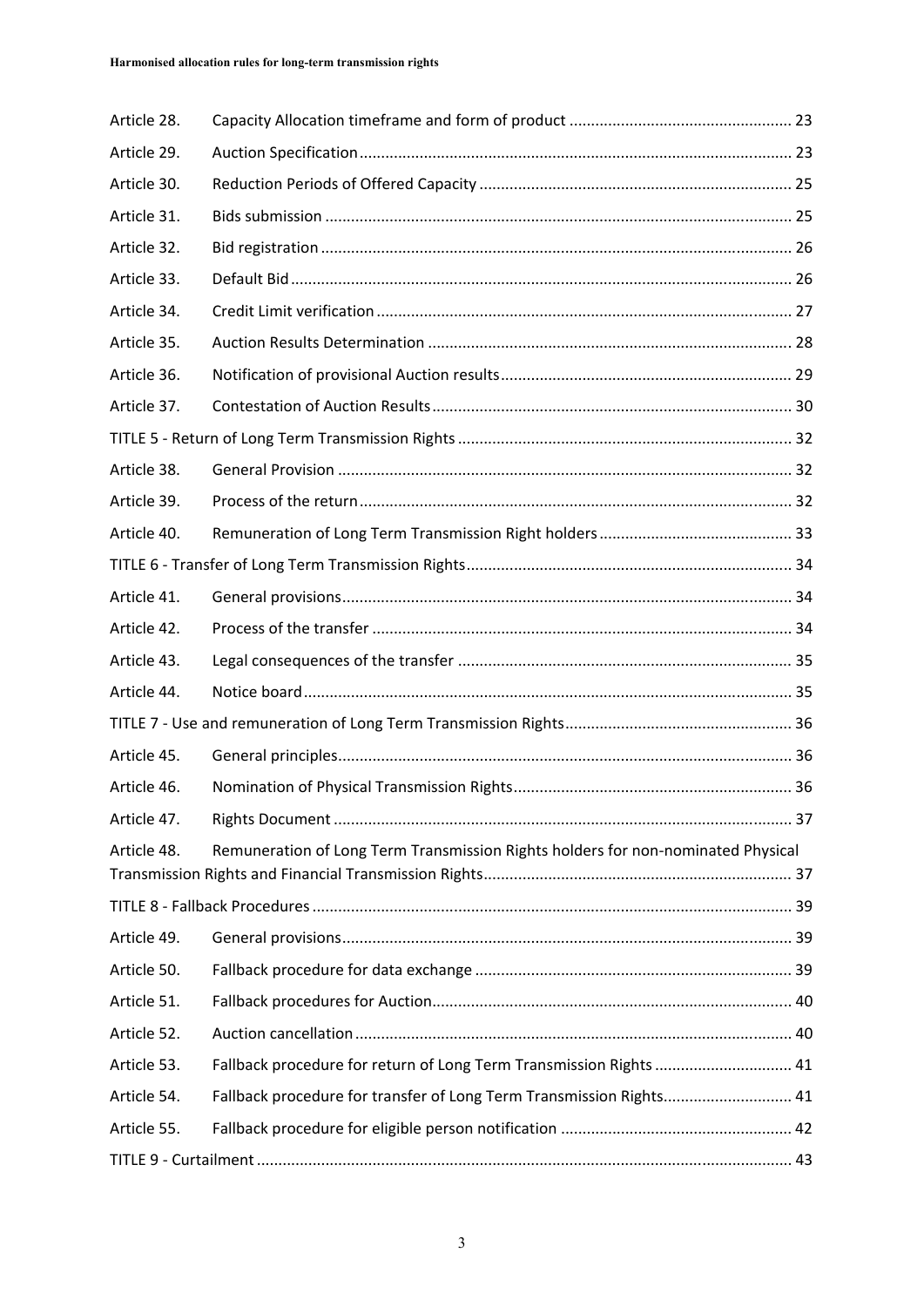| | | |
|---|---|---|
| Article 28. | Capacity Allocation timeframe and form of product | 23 |
| Article 29. | Auction Specification | 23 |
| Article 30. | Reduction Periods of Offered Capacity | 25 |
| Article 31. | Bids submission | 25 |
| Article 32. | Bid registration | 26 |
| Article 33. | Default Bid | 26 |
| Article 34. | Credit Limit verification | 27 |
| Article 35. | Auction Results Determination | 28 |
| Article 36. | Notification of provisional Auction results | 29 |
| Article 37. | Contestation of Auction Results | 30 |
| TITLE 5 - Return of Long Term Transmission Rights | | 32 |
| Article 38. | General Provision | 32 |
| Article 39. | Process of the return | 32 |
| Article 40. | Remuneration of Long Term Transmission Right holders | 33 |
| TITLE 6 - Transfer of Long Term Transmission Rights | | 34 |
| Article 41. | General provisions | 34 |
| Article 42. | Process of the transfer | 34 |
| Article 43. | Legal consequences of the transfer | 35 |
| Article 44. | Notice board | 35 |
| TITLE 7 - Use and remuneration of Long Term Transmission Rights | | 36 |
| Article 45. | General principles | 36 |
| Article 46. | Nomination of Physical Transmission Rights | 36 |
| Article 47. | Rights Document | 37 |
| Article 48. | Remuneration of Long Term Transmission Rights holders for non-nominated Physical Transmission Rights and Financial Transmission Rights | 37 |
| TITLE 8 - Fallback Procedures | | 39 |
| Article 49. | General provisions | 39 |
| Article 50. | Fallback procedure for data exchange | 39 |
| Article 51. | Fallback procedures for Auction | 40 |
| Article 52. | Auction cancellation | 40 |
| Article 53. | Fallback procedure for return of Long Term Transmission Rights | 41 |
| Article 54. | Fallback procedure for transfer of Long Term Transmission Rights | 41 |
| Article 55. | Fallback procedure for eligible person notification | 42 |
| TITLE 9 - Curtailment | | 43 |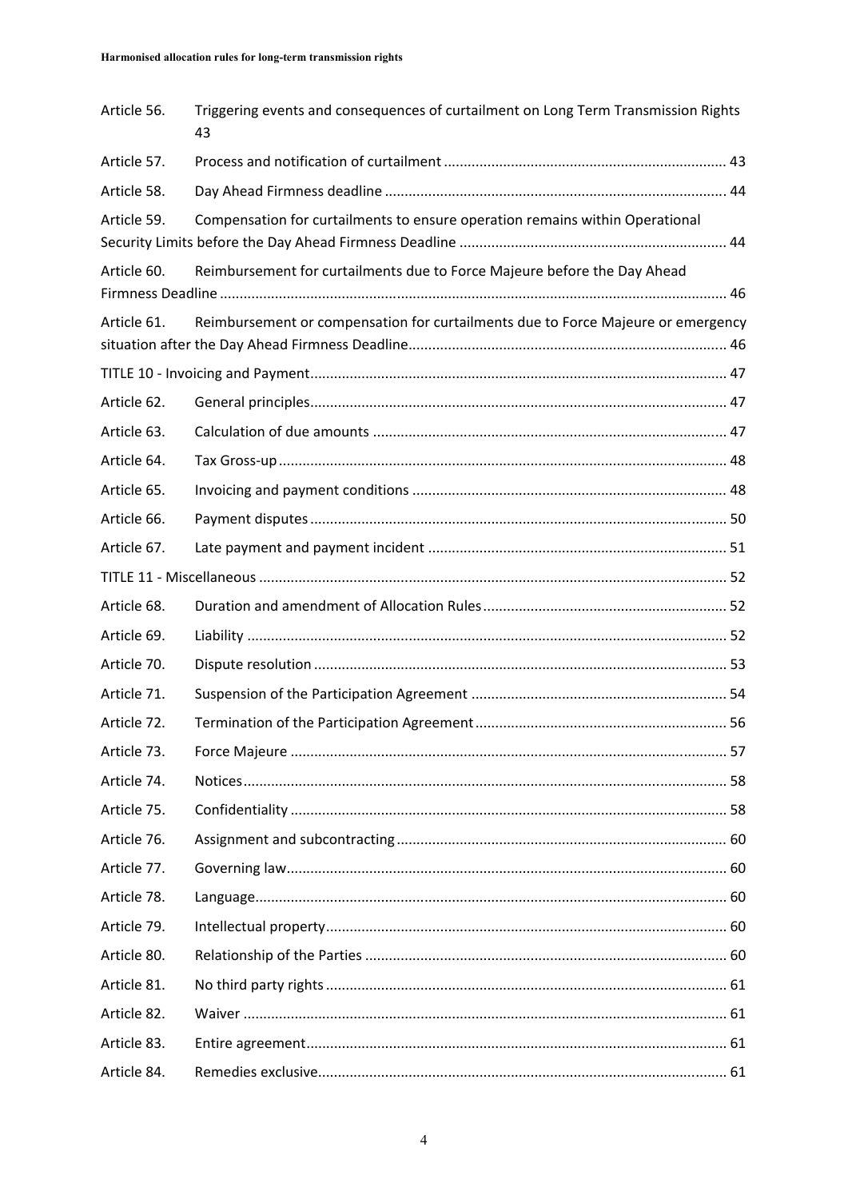Article 56. Triggering events and consequences of curtailment on Long Term Transmission Rights 43

Article 57. Process and notification of curtailment ........................................................................ 43

Article 58. Day Ahead Firmness deadline ...................................................................................... 44

Article 59. Compensation for curtailments to ensure operation remains within Operational Security Limits before the Day Ahead Firmness Deadline .................................................................... 44

Article 60. Reimbursement for curtailments due to Force Majeure before the Day Ahead Firmness Deadline ................................................................................................................................ 46

Article 61. Reimbursement or compensation for curtailments due to Force Majeure or emergency situation after the Day Ahead Firmness Deadline................................................................................ 46

TITLE 10 - Invoicing and Payment......................................................................................................... 47

Article 62. General principles......................................................................................................... 47

Article 63. Calculation of due amounts .......................................................................................... 47

Article 64. Tax Gross-up ................................................................................................................. 48

Article 65. Invoicing and payment conditions ................................................................................ 48

Article 66. Payment disputes ......................................................................................................... 50

Article 67. Late payment and payment incident ............................................................................ 51

TITLE 11 - Miscellaneous ...................................................................................................................... 52

Article 68. Duration and amendment of Allocation Rules.............................................................. 52

Article 69. Liability .......................................................................................................................... 52

Article 70. Dispute resolution ........................................................................................................ 53

Article 71. Suspension of the Participation Agreement ................................................................. 54

Article 72. Termination of the Participation Agreement................................................................ 56

Article 73. Force Majeure .............................................................................................................. 57

Article 74. Notices........................................................................................................................... 58

Article 75. Confidentiality .............................................................................................................. 58

Article 76. Assignment and subcontracting ................................................................................... 60

Article 77. Governing law............................................................................................................... 60

Article 78. Language....................................................................................................................... 60

Article 79. Intellectual property..................................................................................................... 60

Article 80. Relationship of the Parties ............................................................................................ 60

Article 81. No third party rights ..................................................................................................... 61

Article 82. Waiver .......................................................................................................................... 61

Article 83. Entire agreement.......................................................................................................... 61

Article 84. Remedies exclusive....................................................................................................... 61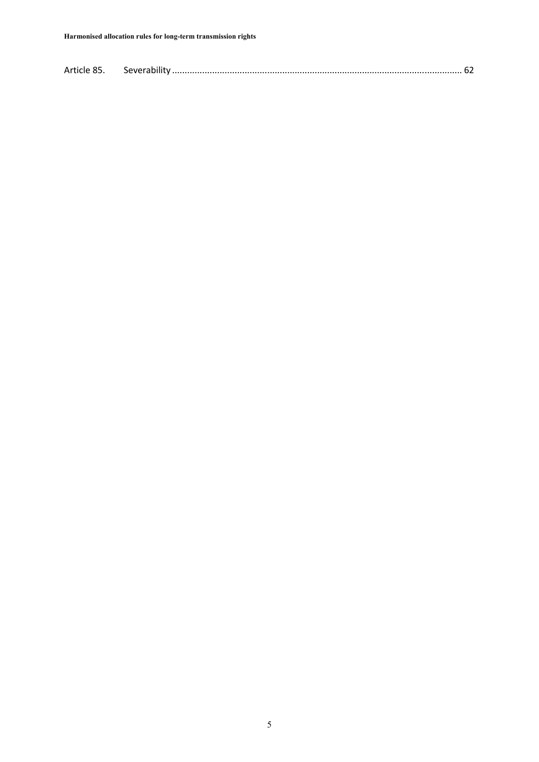Article 85. Severability .................................................................................................................. 62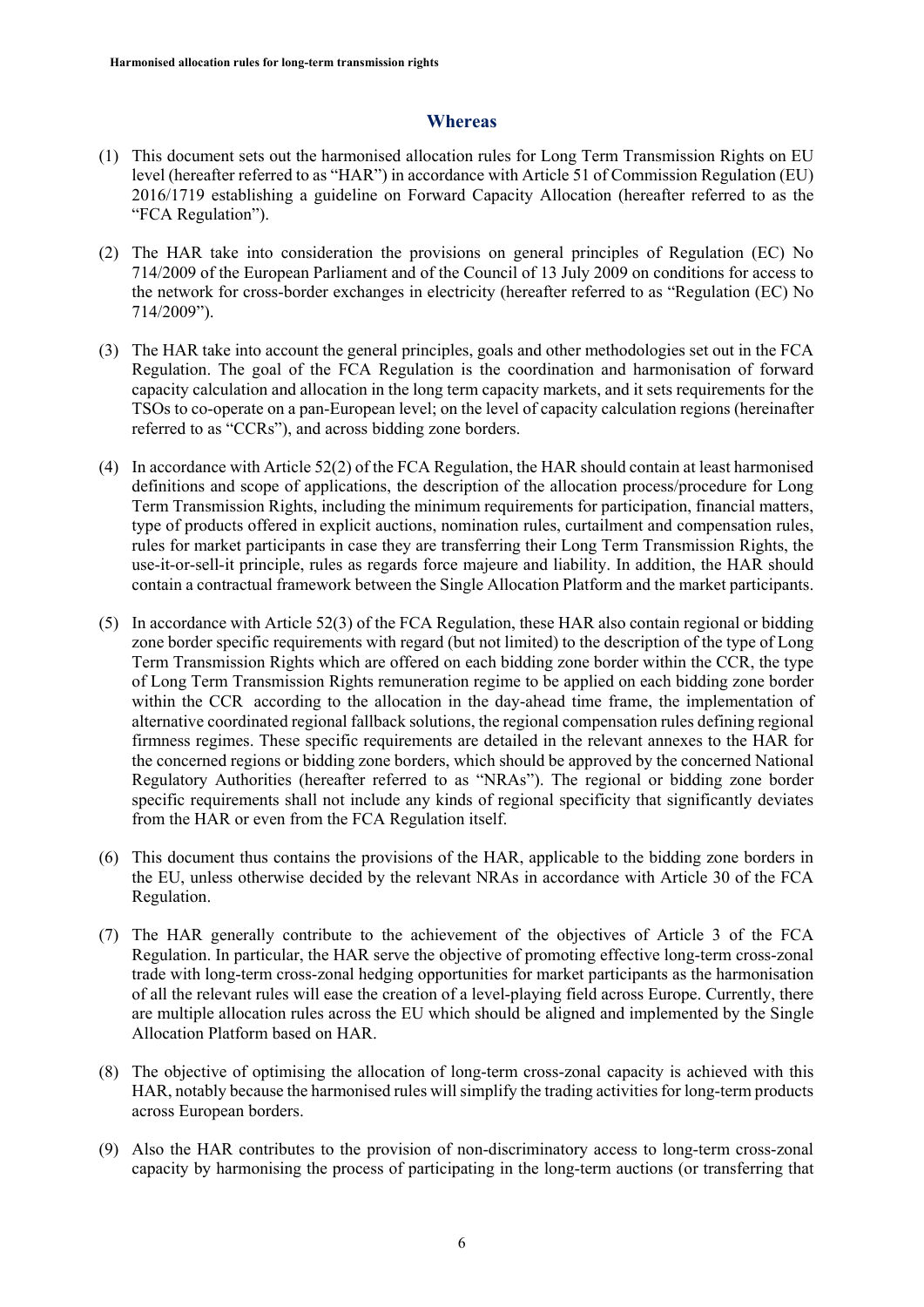## Whereas

(1) This document sets out the harmonised allocation rules for Long Term Transmission Rights on EU level (hereafter referred to as "HAR") in accordance with Article 51 of Commission Regulation (EU) 2016/1719 establishing a guideline on Forward Capacity Allocation (hereafter referred to as the "FCA Regulation").

(2) The HAR take into consideration the provisions on general principles of Regulation (EC) No 714/2009 of the European Parliament and of the Council of 13 July 2009 on conditions for access to the network for cross-border exchanges in electricity (hereafter referred to as "Regulation (EC) No 714/2009").

(3) The HAR take into account the general principles, goals and other methodologies set out in the FCA Regulation. The goal of the FCA Regulation is the coordination and harmonisation of forward capacity calculation and allocation in the long term capacity markets, and it sets requirements for the TSOs to co-operate on a pan-European level; on the level of capacity calculation regions (hereinafter referred to as "CCRs"), and across bidding zone borders.

(4) In accordance with Article 52(2) of the FCA Regulation, the HAR should contain at least harmonised definitions and scope of applications, the description of the allocation process/procedure for Long Term Transmission Rights, including the minimum requirements for participation, financial matters, type of products offered in explicit auctions, nomination rules, curtailment and compensation rules, rules for market participants in case they are transferring their Long Term Transmission Rights, the use-it-or-sell-it principle, rules as regards force majeure and liability. In addition, the HAR should contain a contractual framework between the Single Allocation Platform and the market participants.

(5) In accordance with Article 52(3) of the FCA Regulation, these HAR also contain regional or bidding zone border specific requirements with regard (but not limited) to the description of the type of Long Term Transmission Rights which are offered on each bidding zone border within the CCR, the type of Long Term Transmission Rights remuneration regime to be applied on each bidding zone border within the CCR according to the allocation in the day-ahead time frame, the implementation of alternative coordinated regional fallback solutions, the regional compensation rules defining regional firmness regimes. These specific requirements are detailed in the relevant annexes to the HAR for the concerned regions or bidding zone borders, which should be approved by the concerned National Regulatory Authorities (hereafter referred to as "NRAs"). The regional or bidding zone border specific requirements shall not include any kinds of regional specificity that significantly deviates from the HAR or even from the FCA Regulation itself.

(6) This document thus contains the provisions of the HAR, applicable to the bidding zone borders in the EU, unless otherwise decided by the relevant NRAs in accordance with Article 30 of the FCA Regulation.

(7) The HAR generally contribute to the achievement of the objectives of Article 3 of the FCA Regulation. In particular, the HAR serve the objective of promoting effective long-term cross-zonal trade with long-term cross-zonal hedging opportunities for market participants as the harmonisation of all the relevant rules will ease the creation of a level-playing field across Europe. Currently, there are multiple allocation rules across the EU which should be aligned and implemented by the Single Allocation Platform based on HAR.

(8) The objective of optimising the allocation of long-term cross-zonal capacity is achieved with this HAR, notably because the harmonised rules will simplify the trading activities for long-term products across European borders.

(9) Also the HAR contributes to the provision of non-discriminatory access to long-term cross-zonal capacity by harmonising the process of participating in the long-term auctions (or transferring that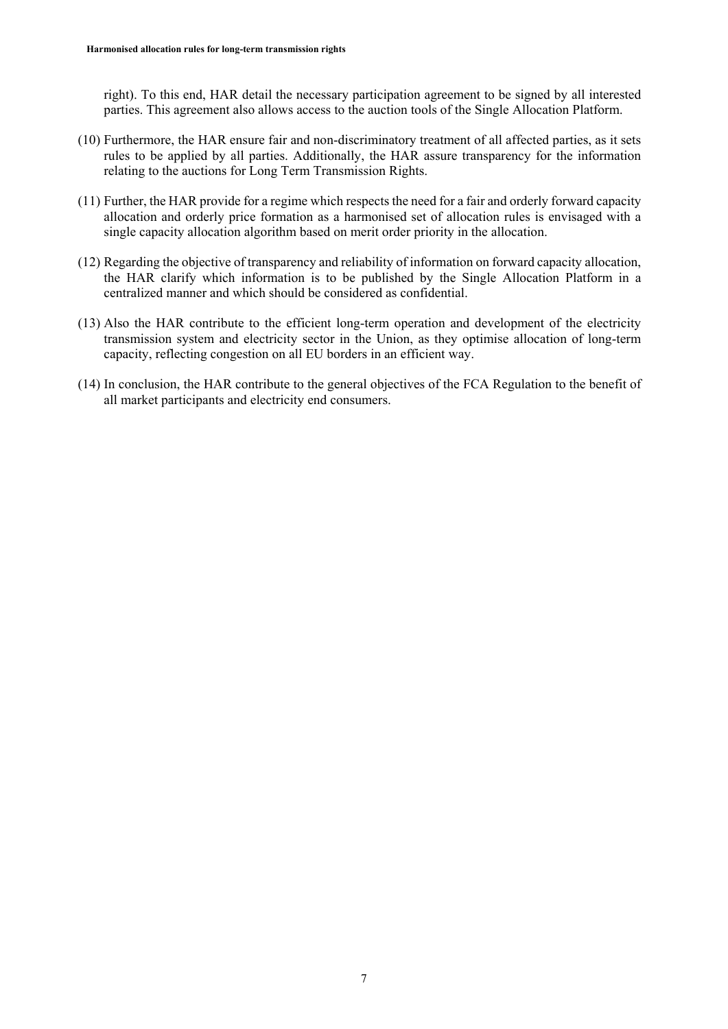right). To this end, HAR detail the necessary participation agreement to be signed by all interested parties. This agreement also allows access to the auction tools of the Single Allocation Platform.

(10) Furthermore, the HAR ensure fair and non-discriminatory treatment of all affected parties, as it sets rules to be applied by all parties. Additionally, the HAR assure transparency for the information relating to the auctions for Long Term Transmission Rights.

(11) Further, the HAR provide for a regime which respects the need for a fair and orderly forward capacity allocation and orderly price formation as a harmonised set of allocation rules is envisaged with a single capacity allocation algorithm based on merit order priority in the allocation.

(12) Regarding the objective of transparency and reliability of information on forward capacity allocation, the HAR clarify which information is to be published by the Single Allocation Platform in a centralized manner and which should be considered as confidential.

(13) Also the HAR contribute to the efficient long-term operation and development of the electricity transmission system and electricity sector in the Union, as they optimise allocation of long-term capacity, reflecting congestion on all EU borders in an efficient way.

(14) In conclusion, the HAR contribute to the general objectives of the FCA Regulation to the benefit of all market participants and electricity end consumers.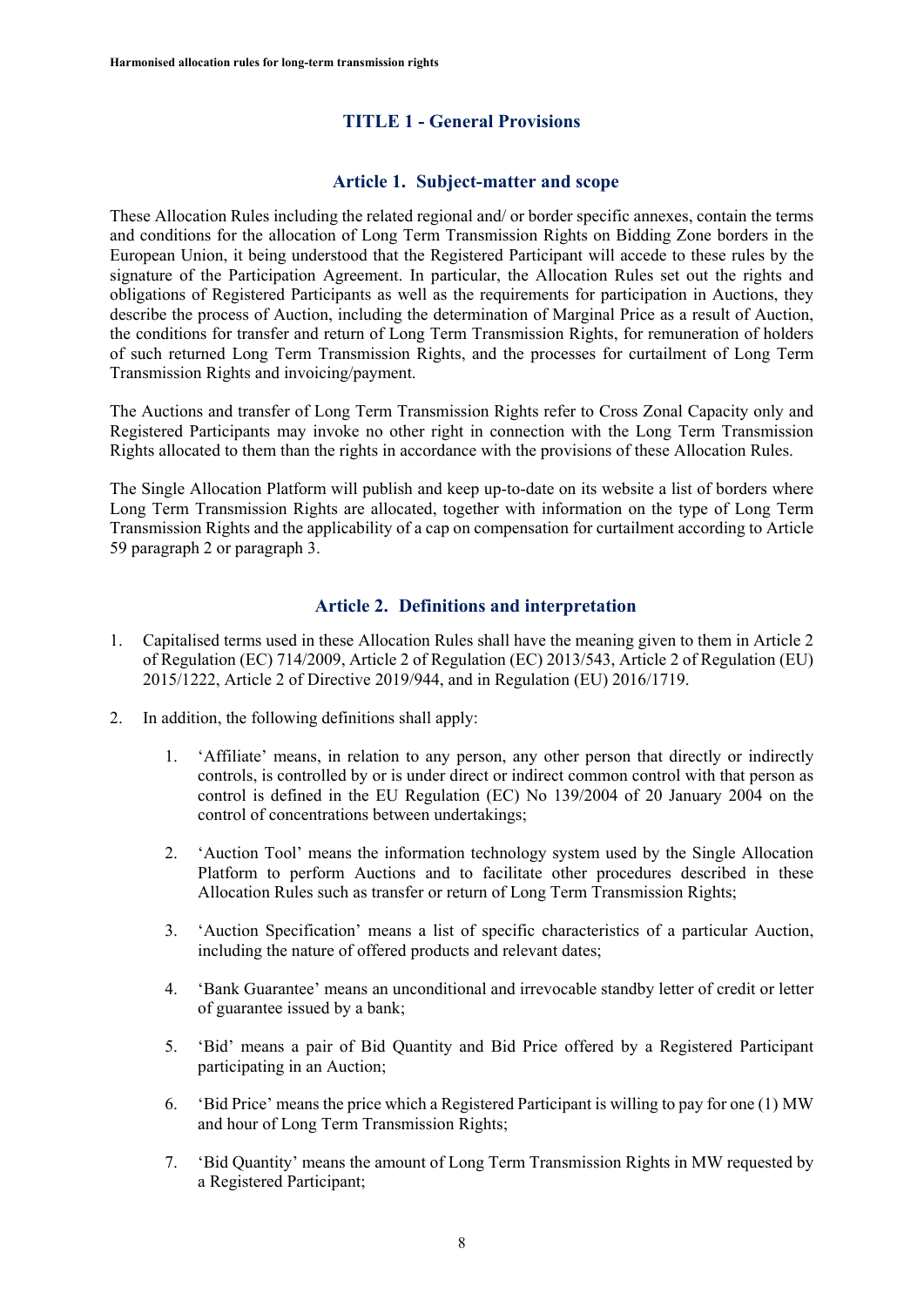# TITLE 1 - General Provisions

## Article 1. Subject-matter and scope

These Allocation Rules including the related regional and/ or border specific annexes, contain the terms and conditions for the allocation of Long Term Transmission Rights on Bidding Zone borders in the European Union, it being understood that the Registered Participant will accede to these rules by the signature of the Participation Agreement. In particular, the Allocation Rules set out the rights and obligations of Registered Participants as well as the requirements for participation in Auctions, they describe the process of Auction, including the determination of Marginal Price as a result of Auction, the conditions for transfer and return of Long Term Transmission Rights, for remuneration of holders of such returned Long Term Transmission Rights, and the processes for curtailment of Long Term Transmission Rights and invoicing/payment.

The Auctions and transfer of Long Term Transmission Rights refer to Cross Zonal Capacity only and Registered Participants may invoke no other right in connection with the Long Term Transmission Rights allocated to them than the rights in accordance with the provisions of these Allocation Rules.

The Single Allocation Platform will publish and keep up-to-date on its website a list of borders where Long Term Transmission Rights are allocated, together with information on the type of Long Term Transmission Rights and the applicability of a cap on compensation for curtailment according to Article 59 paragraph 2 or paragraph 3.

## Article 2. Definitions and interpretation

1. Capitalised terms used in these Allocation Rules shall have the meaning given to them in Article 2 of Regulation (EC) 714/2009, Article 2 of Regulation (EC) 2013/543, Article 2 of Regulation (EU) 2015/1222, Article 2 of Directive 2019/944, and in Regulation (EU) 2016/1719.

2. In addition, the following definitions shall apply:

   1. 'Affiliate' means, in relation to any person, any other person that directly or indirectly controls, is controlled by or is under direct or indirect common control with that person as control is defined in the EU Regulation (EC) No 139/2004 of 20 January 2004 on the control of concentrations between undertakings;

   2. 'Auction Tool' means the information technology system used by the Single Allocation Platform to perform Auctions and to facilitate other procedures described in these Allocation Rules such as transfer or return of Long Term Transmission Rights;

   3. 'Auction Specification' means a list of specific characteristics of a particular Auction, including the nature of offered products and relevant dates;

   4. 'Bank Guarantee' means an unconditional and irrevocable standby letter of credit or letter of guarantee issued by a bank;

   5. 'Bid' means a pair of Bid Quantity and Bid Price offered by a Registered Participant participating in an Auction;

   6. 'Bid Price' means the price which a Registered Participant is willing to pay for one (1) MW and hour of Long Term Transmission Rights;

   7. 'Bid Quantity' means the amount of Long Term Transmission Rights in MW requested by a Registered Participant;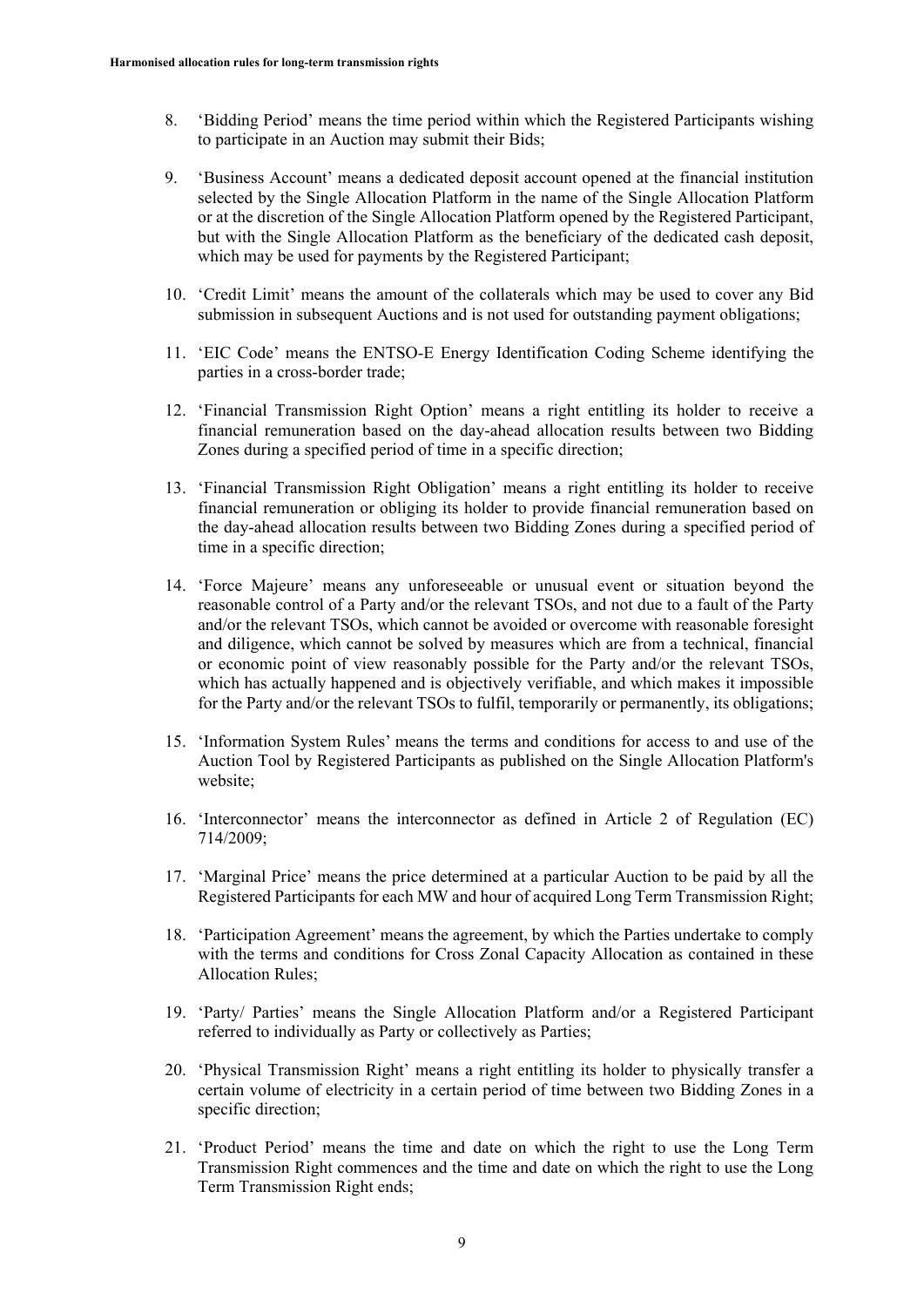8. 'Bidding Period' means the time period within which the Registered Participants wishing to participate in an Auction may submit their Bids;

9. 'Business Account' means a dedicated deposit account opened at the financial institution selected by the Single Allocation Platform in the name of the Single Allocation Platform or at the discretion of the Single Allocation Platform opened by the Registered Participant, but with the Single Allocation Platform as the beneficiary of the dedicated cash deposit, which may be used for payments by the Registered Participant;

10. 'Credit Limit' means the amount of the collaterals which may be used to cover any Bid submission in subsequent Auctions and is not used for outstanding payment obligations;

11. 'EIC Code' means the ENTSO-E Energy Identification Coding Scheme identifying the parties in a cross-border trade;

12. 'Financial Transmission Right Option' means a right entitling its holder to receive a financial remuneration based on the day-ahead allocation results between two Bidding Zones during a specified period of time in a specific direction;

13. 'Financial Transmission Right Obligation' means a right entitling its holder to receive financial remuneration or obliging its holder to provide financial remuneration based on the day-ahead allocation results between two Bidding Zones during a specified period of time in a specific direction;

14. 'Force Majeure' means any unforeseeable or unusual event or situation beyond the reasonable control of a Party and/or the relevant TSOs, and not due to a fault of the Party and/or the relevant TSOs, which cannot be avoided or overcome with reasonable foresight and diligence, which cannot be solved by measures which are from a technical, financial or economic point of view reasonably possible for the Party and/or the relevant TSOs, which has actually happened and is objectively verifiable, and which makes it impossible for the Party and/or the relevant TSOs to fulfil, temporarily or permanently, its obligations;

15. 'Information System Rules' means the terms and conditions for access to and use of the Auction Tool by Registered Participants as published on the Single Allocation Platform's website;

16. 'Interconnector' means the interconnector as defined in Article 2 of Regulation (EC) 714/2009;

17. 'Marginal Price' means the price determined at a particular Auction to be paid by all the Registered Participants for each MW and hour of acquired Long Term Transmission Right;

18. 'Participation Agreement' means the agreement, by which the Parties undertake to comply with the terms and conditions for Cross Zonal Capacity Allocation as contained in these Allocation Rules;

19. 'Party/ Parties' means the Single Allocation Platform and/or a Registered Participant referred to individually as Party or collectively as Parties;

20. 'Physical Transmission Right' means a right entitling its holder to physically transfer a certain volume of electricity in a certain period of time between two Bidding Zones in a specific direction;

21. 'Product Period' means the time and date on which the right to use the Long Term Transmission Right commences and the time and date on which the right to use the Long Term Transmission Right ends;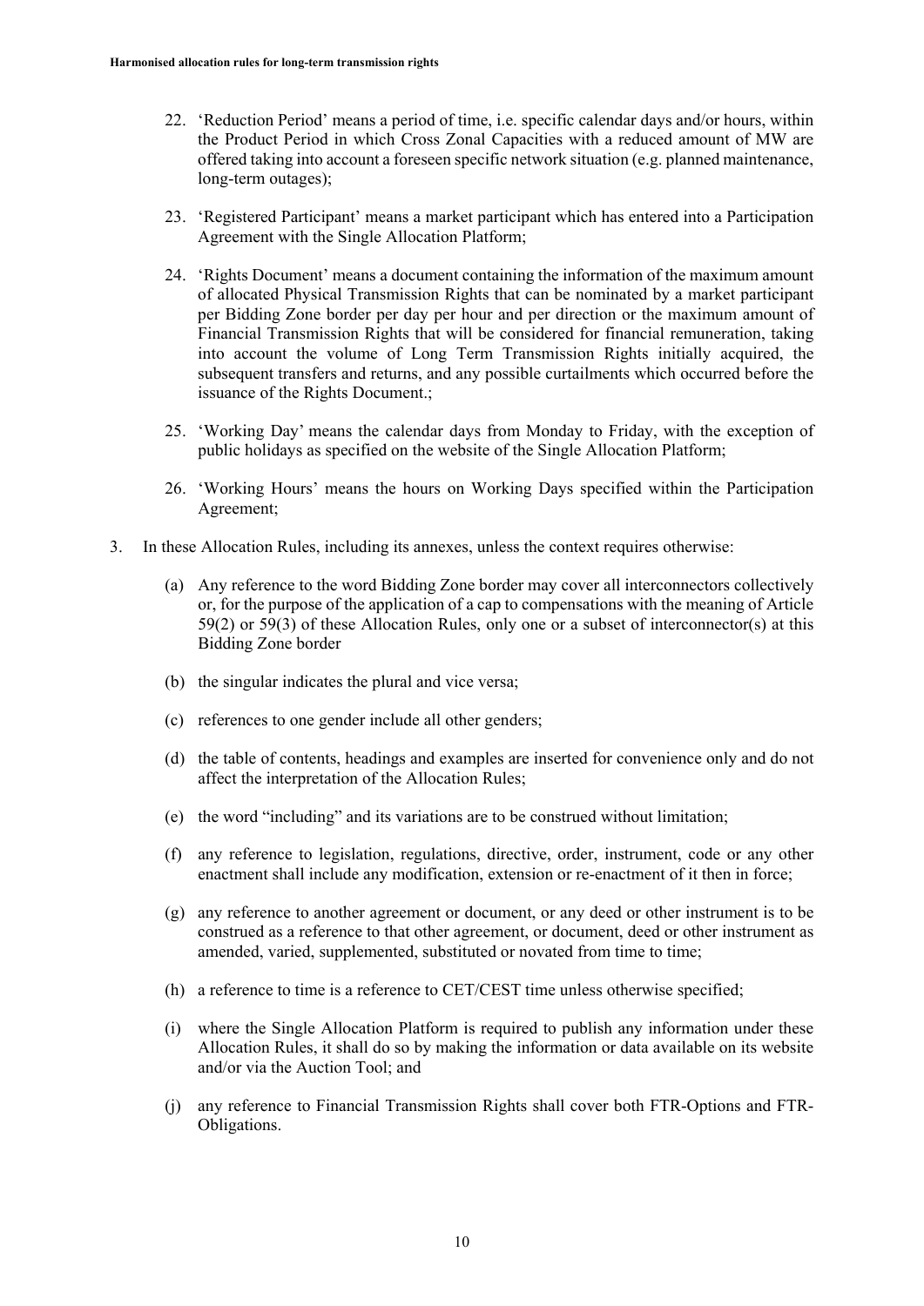22. 'Reduction Period' means a period of time, i.e. specific calendar days and/or hours, within the Product Period in which Cross Zonal Capacities with a reduced amount of MW are offered taking into account a foreseen specific network situation (e.g. planned maintenance, long-term outages);

23. 'Registered Participant' means a market participant which has entered into a Participation Agreement with the Single Allocation Platform;

24. 'Rights Document' means a document containing the information of the maximum amount of allocated Physical Transmission Rights that can be nominated by a market participant per Bidding Zone border per day per hour and per direction or the maximum amount of Financial Transmission Rights that will be considered for financial remuneration, taking into account the volume of Long Term Transmission Rights initially acquired, the subsequent transfers and returns, and any possible curtailments which occurred before the issuance of the Rights Document.;

25. 'Working Day' means the calendar days from Monday to Friday, with the exception of public holidays as specified on the website of the Single Allocation Platform;

26. 'Working Hours' means the hours on Working Days specified within the Participation Agreement;

3. In these Allocation Rules, including its annexes, unless the context requires otherwise:

   (a) Any reference to the word Bidding Zone border may cover all interconnectors collectively or, for the purpose of the application of a cap to compensations with the meaning of Article 59(2) or 59(3) of these Allocation Rules, only one or a subset of interconnector(s) at this Bidding Zone border

   (b) the singular indicates the plural and vice versa;

   (c) references to one gender include all other genders;

   (d) the table of contents, headings and examples are inserted for convenience only and do not affect the interpretation of the Allocation Rules;

   (e) the word "including" and its variations are to be construed without limitation;

   (f) any reference to legislation, regulations, directive, order, instrument, code or any other enactment shall include any modification, extension or re-enactment of it then in force;

   (g) any reference to another agreement or document, or any deed or other instrument is to be construed as a reference to that other agreement, or document, deed or other instrument as amended, varied, supplemented, substituted or novated from time to time;

   (h) a reference to time is a reference to CET/CEST time unless otherwise specified;

   (i) where the Single Allocation Platform is required to publish any information under these Allocation Rules, it shall do so by making the information or data available on its website and/or via the Auction Tool; and

   (j) any reference to Financial Transmission Rights shall cover both FTR-Options and FTR-Obligations.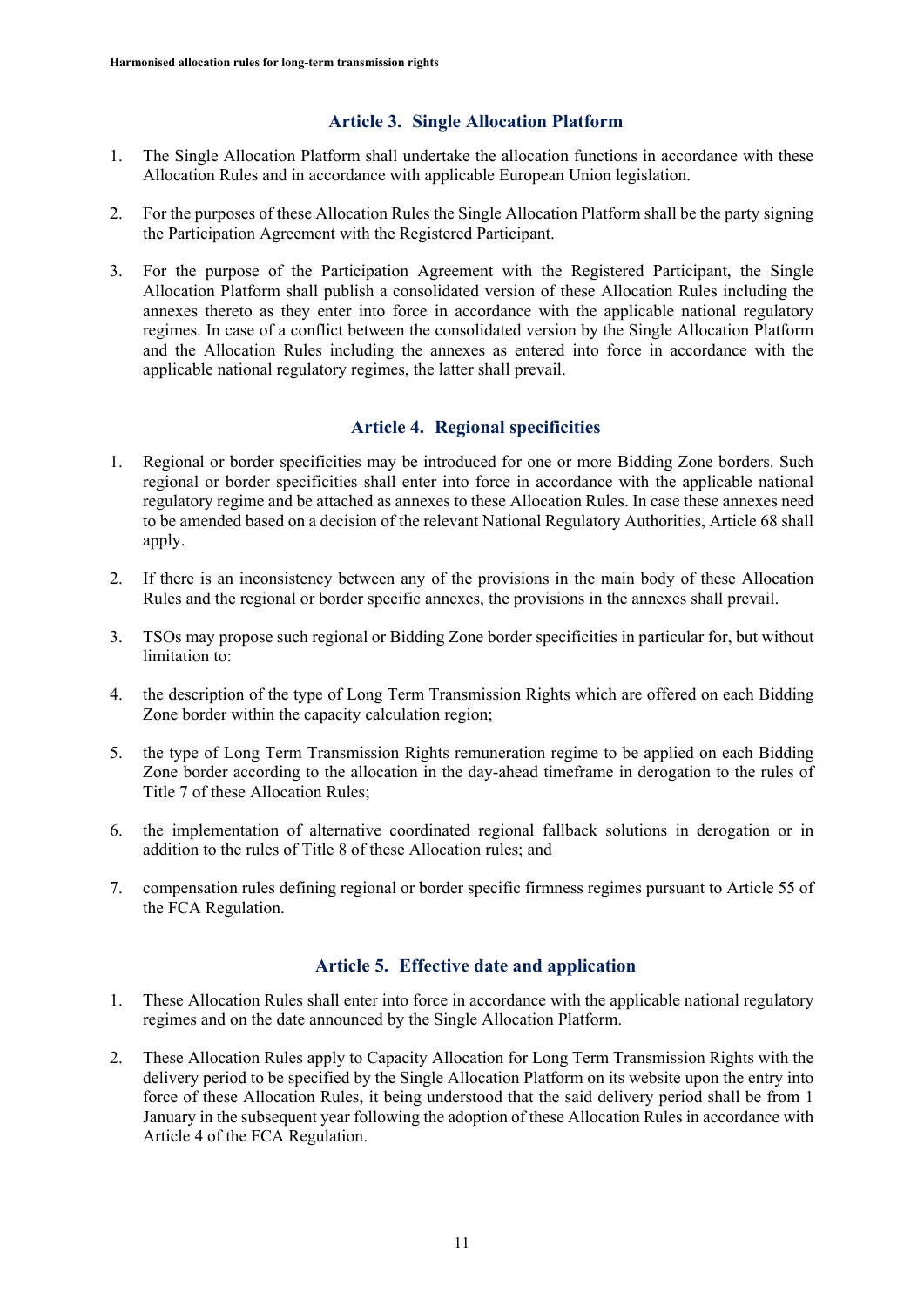## Article 3. Single Allocation Platform

1. The Single Allocation Platform shall undertake the allocation functions in accordance with these Allocation Rules and in accordance with applicable European Union legislation.

2. For the purposes of these Allocation Rules the Single Allocation Platform shall be the party signing the Participation Agreement with the Registered Participant.

3. For the purpose of the Participation Agreement with the Registered Participant, the Single Allocation Platform shall publish a consolidated version of these Allocation Rules including the annexes thereto as they enter into force in accordance with the applicable national regulatory regimes. In case of a conflict between the consolidated version by the Single Allocation Platform and the Allocation Rules including the annexes as entered into force in accordance with the applicable national regulatory regimes, the latter shall prevail.

## Article 4. Regional specificities

1. Regional or border specificities may be introduced for one or more Bidding Zone borders. Such regional or border specificities shall enter into force in accordance with the applicable national regulatory regime and be attached as annexes to these Allocation Rules. In case these annexes need to be amended based on a decision of the relevant National Regulatory Authorities, Article 68 shall apply.

2. If there is an inconsistency between any of the provisions in the main body of these Allocation Rules and the regional or border specific annexes, the provisions in the annexes shall prevail.

3. TSOs may propose such regional or Bidding Zone border specificities in particular for, but without limitation to:

4. the description of the type of Long Term Transmission Rights which are offered on each Bidding Zone border within the capacity calculation region;

5. the type of Long Term Transmission Rights remuneration regime to be applied on each Bidding Zone border according to the allocation in the day-ahead timeframe in derogation to the rules of Title 7 of these Allocation Rules;

6. the implementation of alternative coordinated regional fallback solutions in derogation or in addition to the rules of Title 8 of these Allocation rules; and

7. compensation rules defining regional or border specific firmness regimes pursuant to Article 55 of the FCA Regulation.

## Article 5. Effective date and application

1. These Allocation Rules shall enter into force in accordance with the applicable national regulatory regimes and on the date announced by the Single Allocation Platform.

2. These Allocation Rules apply to Capacity Allocation for Long Term Transmission Rights with the delivery period to be specified by the Single Allocation Platform on its website upon the entry into force of these Allocation Rules, it being understood that the said delivery period shall be from 1 January in the subsequent year following the adoption of these Allocation Rules in accordance with Article 4 of the FCA Regulation.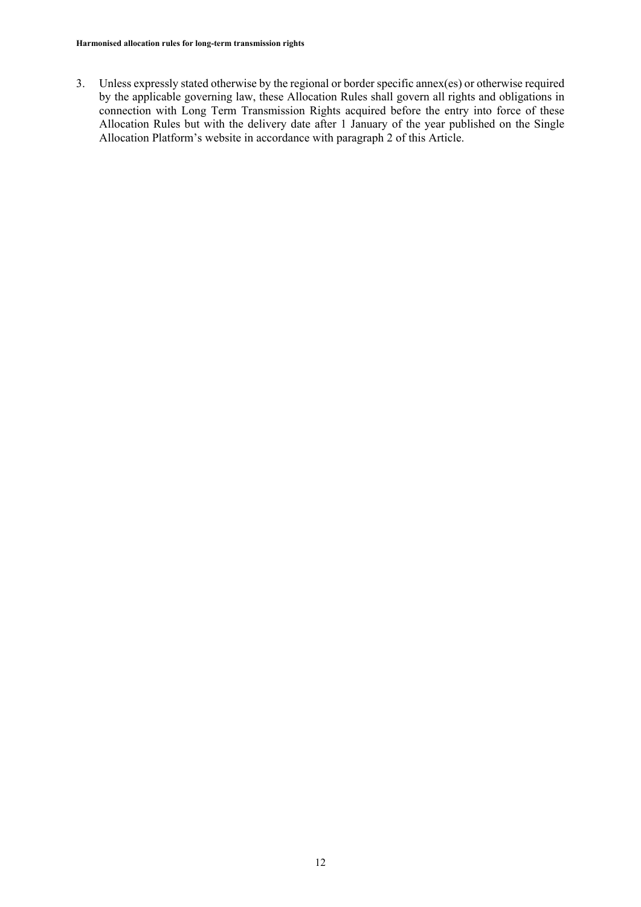3. Unless expressly stated otherwise by the regional or border specific annex(es) or otherwise required by the applicable governing law, these Allocation Rules shall govern all rights and obligations in connection with Long Term Transmission Rights acquired before the entry into force of these Allocation Rules but with the delivery date after 1 January of the year published on the Single Allocation Platform's website in accordance with paragraph 2 of this Article.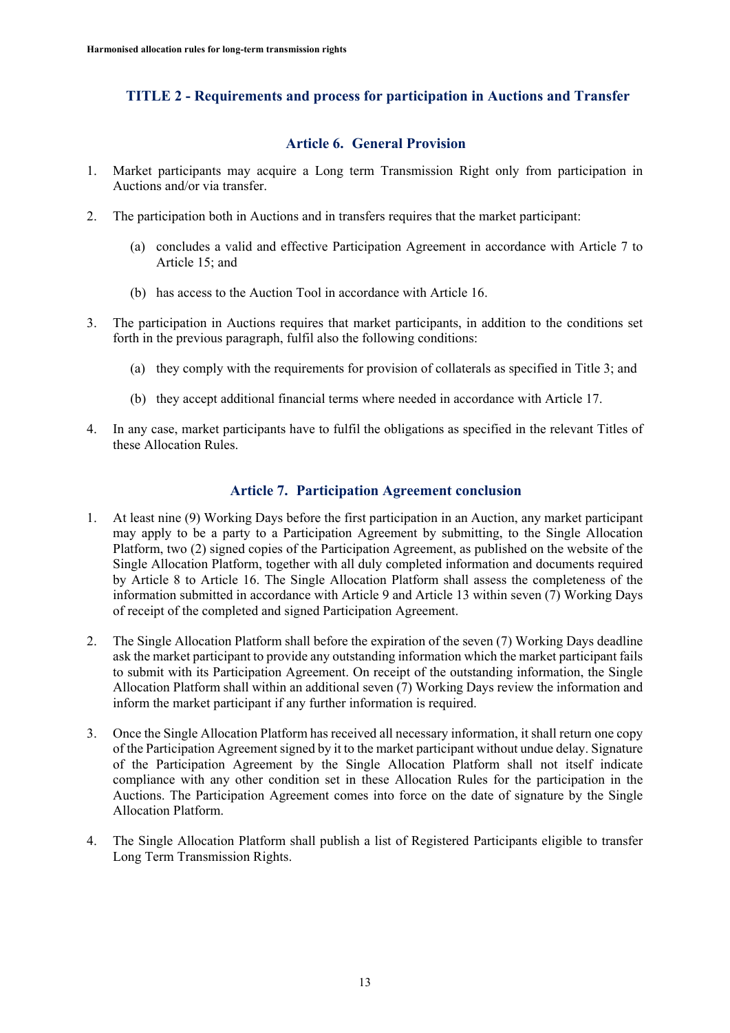## TITLE 2 - Requirements and process for participation in Auctions and Transfer

### Article 6. General Provision

1. Market participants may acquire a Long term Transmission Right only from participation in Auctions and/or via transfer.

2. The participation both in Auctions and in transfers requires that the market participant:

   (a) concludes a valid and effective Participation Agreement in accordance with Article 7 to Article 15; and

   (b) has access to the Auction Tool in accordance with Article 16.

3. The participation in Auctions requires that market participants, in addition to the conditions set forth in the previous paragraph, fulfil also the following conditions:

   (a) they comply with the requirements for provision of collaterals as specified in Title 3; and

   (b) they accept additional financial terms where needed in accordance with Article 17.

4. In any case, market participants have to fulfil the obligations as specified in the relevant Titles of these Allocation Rules.

### Article 7. Participation Agreement conclusion

1. At least nine (9) Working Days before the first participation in an Auction, any market participant may apply to be a party to a Participation Agreement by submitting, to the Single Allocation Platform, two (2) signed copies of the Participation Agreement, as published on the website of the Single Allocation Platform, together with all duly completed information and documents required by Article 8 to Article 16. The Single Allocation Platform shall assess the completeness of the information submitted in accordance with Article 9 and Article 13 within seven (7) Working Days of receipt of the completed and signed Participation Agreement.

2. The Single Allocation Platform shall before the expiration of the seven (7) Working Days deadline ask the market participant to provide any outstanding information which the market participant fails to submit with its Participation Agreement. On receipt of the outstanding information, the Single Allocation Platform shall within an additional seven (7) Working Days review the information and inform the market participant if any further information is required.

3. Once the Single Allocation Platform has received all necessary information, it shall return one copy of the Participation Agreement signed by it to the market participant without undue delay. Signature of the Participation Agreement by the Single Allocation Platform shall not itself indicate compliance with any other condition set in these Allocation Rules for the participation in the Auctions. The Participation Agreement comes into force on the date of signature by the Single Allocation Platform.

4. The Single Allocation Platform shall publish a list of Registered Participants eligible to transfer Long Term Transmission Rights.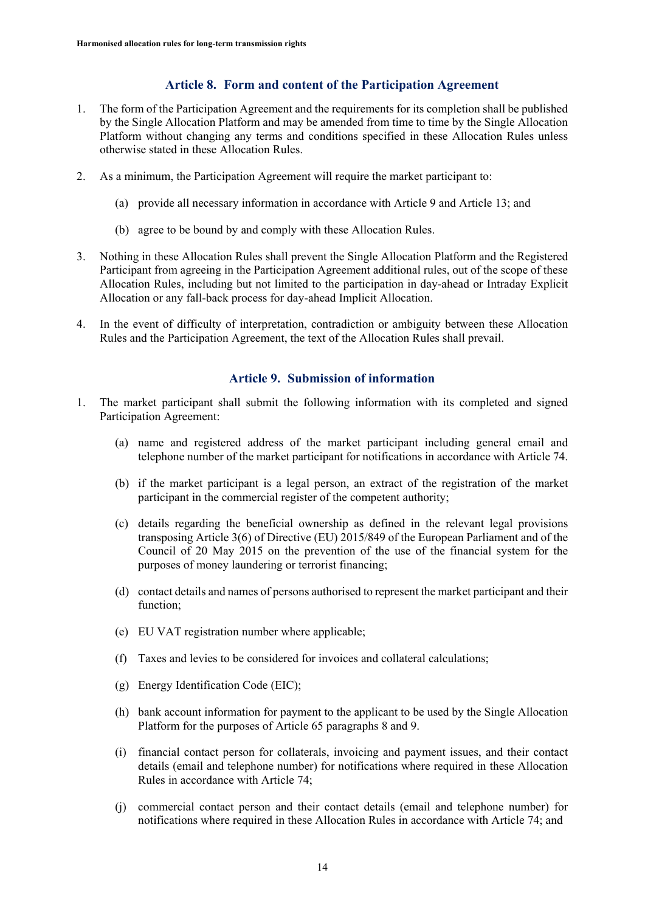## Article 8. Form and content of the Participation Agreement

1. The form of the Participation Agreement and the requirements for its completion shall be published by the Single Allocation Platform and may be amended from time to time by the Single Allocation Platform without changing any terms and conditions specified in these Allocation Rules unless otherwise stated in these Allocation Rules.

2. As a minimum, the Participation Agreement will require the market participant to:

   (a) provide all necessary information in accordance with Article 9 and Article 13; and

   (b) agree to be bound by and comply with these Allocation Rules.

3. Nothing in these Allocation Rules shall prevent the Single Allocation Platform and the Registered Participant from agreeing in the Participation Agreement additional rules, out of the scope of these Allocation Rules, including but not limited to the participation in day-ahead or Intraday Explicit Allocation or any fall-back process for day-ahead Implicit Allocation.

4. In the event of difficulty of interpretation, contradiction or ambiguity between these Allocation Rules and the Participation Agreement, the text of the Allocation Rules shall prevail.

## Article 9. Submission of information

1. The market participant shall submit the following information with its completed and signed Participation Agreement:

   (a) name and registered address of the market participant including general email and telephone number of the market participant for notifications in accordance with Article 74.

   (b) if the market participant is a legal person, an extract of the registration of the market participant in the commercial register of the competent authority;

   (c) details regarding the beneficial ownership as defined in the relevant legal provisions transposing Article 3(6) of Directive (EU) 2015/849 of the European Parliament and of the Council of 20 May 2015 on the prevention of the use of the financial system for the purposes of money laundering or terrorist financing;

   (d) contact details and names of persons authorised to represent the market participant and their function;

   (e) EU VAT registration number where applicable;

   (f) Taxes and levies to be considered for invoices and collateral calculations;

   (g) Energy Identification Code (EIC);

   (h) bank account information for payment to the applicant to be used by the Single Allocation Platform for the purposes of Article 65 paragraphs 8 and 9.

   (i) financial contact person for collaterals, invoicing and payment issues, and their contact details (email and telephone number) for notifications where required in these Allocation Rules in accordance with Article 74;

   (j) commercial contact person and their contact details (email and telephone number) for notifications where required in these Allocation Rules in accordance with Article 74; and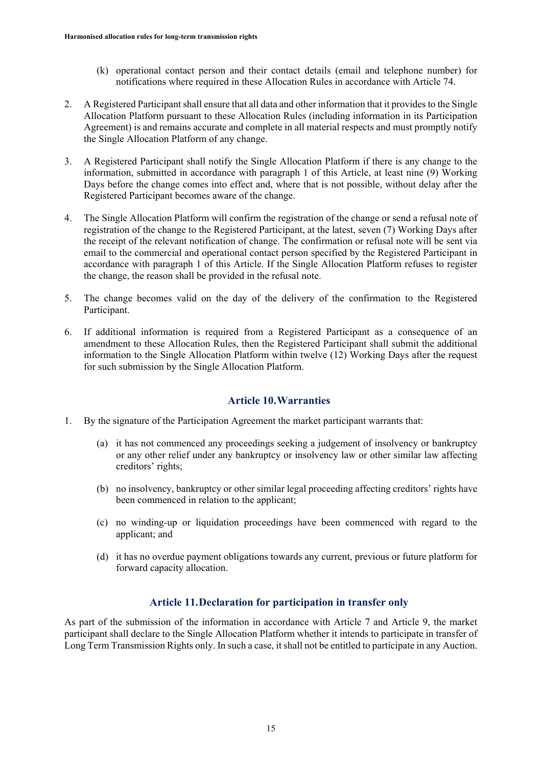(k) operational contact person and their contact details (email and telephone number) for notifications where required in these Allocation Rules in accordance with Article 74.

2. A Registered Participant shall ensure that all data and other information that it provides to the Single Allocation Platform pursuant to these Allocation Rules (including information in its Participation Agreement) is and remains accurate and complete in all material respects and must promptly notify the Single Allocation Platform of any change.

3. A Registered Participant shall notify the Single Allocation Platform if there is any change to the information, submitted in accordance with paragraph 1 of this Article, at least nine (9) Working Days before the change comes into effect and, where that is not possible, without delay after the Registered Participant becomes aware of the change.

4. The Single Allocation Platform will confirm the registration of the change or send a refusal note of registration of the change to the Registered Participant, at the latest, seven (7) Working Days after the receipt of the relevant notification of change. The confirmation or refusal note will be sent via email to the commercial and operational contact person specified by the Registered Participant in accordance with paragraph 1 of this Article. If the Single Allocation Platform refuses to register the change, the reason shall be provided in the refusal note.

5. The change becomes valid on the day of the delivery of the confirmation to the Registered Participant.

6. If additional information is required from a Registered Participant as a consequence of an amendment to these Allocation Rules, then the Registered Participant shall submit the additional information to the Single Allocation Platform within twelve (12) Working Days after the request for such submission by the Single Allocation Platform.

## Article 10. Warranties

1. By the signature of the Participation Agreement the market participant warrants that:

   (a) it has not commenced any proceedings seeking a judgement of insolvency or bankruptcy or any other relief under any bankruptcy or insolvency law or other similar law affecting creditors' rights;

   (b) no insolvency, bankruptcy or other similar legal proceeding affecting creditors' rights have been commenced in relation to the applicant;

   (c) no winding-up or liquidation proceedings have been commenced with regard to the applicant; and

   (d) it has no overdue payment obligations towards any current, previous or future platform for forward capacity allocation.

## Article 11. Declaration for participation in transfer only

As part of the submission of the information in accordance with Article 7 and Article 9, the market participant shall declare to the Single Allocation Platform whether it intends to participate in transfer of Long Term Transmission Rights only. In such a case, it shall not be entitled to participate in any Auction.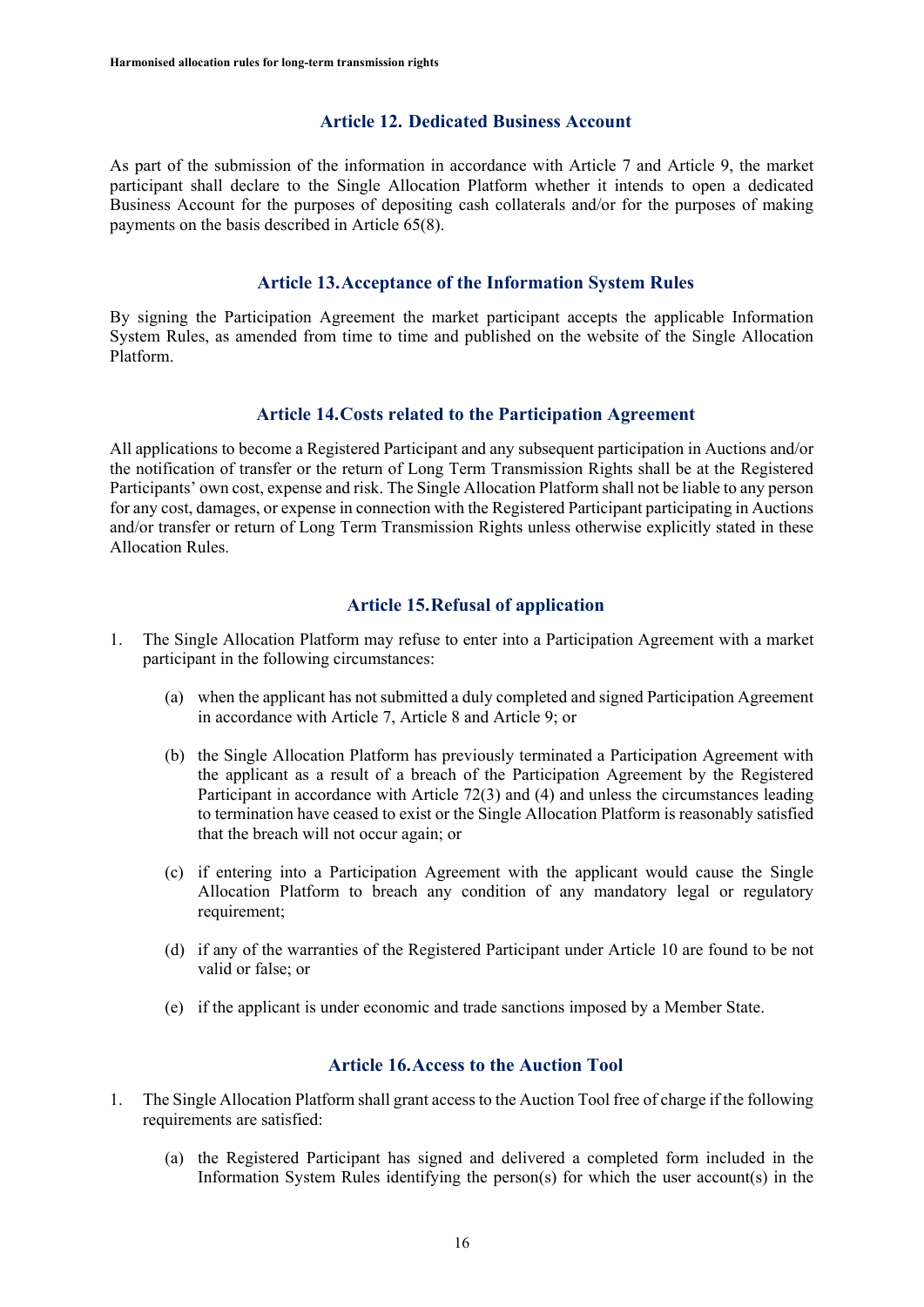## Article 12. Dedicated Business Account

As part of the submission of the information in accordance with Article 7 and Article 9, the market participant shall declare to the Single Allocation Platform whether it intends to open a dedicated Business Account for the purposes of depositing cash collaterals and/or for the purposes of making payments on the basis described in Article 65(8).

## Article 13. Acceptance of the Information System Rules

By signing the Participation Agreement the market participant accepts the applicable Information System Rules, as amended from time to time and published on the website of the Single Allocation Platform.

## Article 14. Costs related to the Participation Agreement

All applications to become a Registered Participant and any subsequent participation in Auctions and/or the notification of transfer or the return of Long Term Transmission Rights shall be at the Registered Participants' own cost, expense and risk. The Single Allocation Platform shall not be liable to any person for any cost, damages, or expense in connection with the Registered Participant participating in Auctions and/or transfer or return of Long Term Transmission Rights unless otherwise explicitly stated in these Allocation Rules.

## Article 15. Refusal of application

1. The Single Allocation Platform may refuse to enter into a Participation Agreement with a market participant in the following circumstances:

   (a) when the applicant has not submitted a duly completed and signed Participation Agreement in accordance with Article 7, Article 8 and Article 9; or

   (b) the Single Allocation Platform has previously terminated a Participation Agreement with the applicant as a result of a breach of the Participation Agreement by the Registered Participant in accordance with Article 72(3) and (4) and unless the circumstances leading to termination have ceased to exist or the Single Allocation Platform is reasonably satisfied that the breach will not occur again; or

   (c) if entering into a Participation Agreement with the applicant would cause the Single Allocation Platform to breach any condition of any mandatory legal or regulatory requirement;

   (d) if any of the warranties of the Registered Participant under Article 10 are found to be not valid or false; or

   (e) if the applicant is under economic and trade sanctions imposed by a Member State.

## Article 16. Access to the Auction Tool

1. The Single Allocation Platform shall grant access to the Auction Tool free of charge if the following requirements are satisfied:

   (a) the Registered Participant has signed and delivered a completed form included in the Information System Rules identifying the person(s) for which the user account(s) in the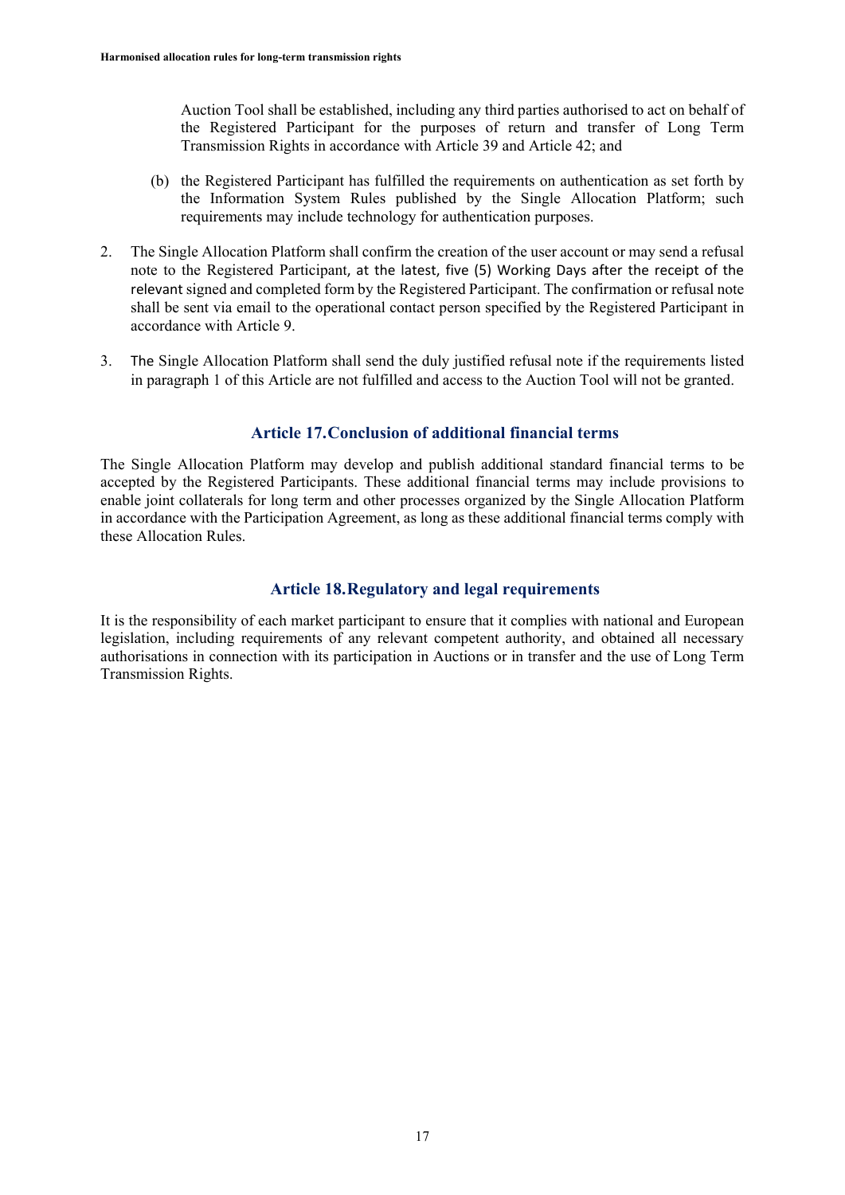Auction Tool shall be established, including any third parties authorised to act on behalf of the Registered Participant for the purposes of return and transfer of Long Term Transmission Rights in accordance with Article 39 and Article 42; and

(b) the Registered Participant has fulfilled the requirements on authentication as set forth by the Information System Rules published by the Single Allocation Platform; such requirements may include technology for authentication purposes.

2. The Single Allocation Platform shall confirm the creation of the user account or may send a refusal note to the Registered Participant, at the latest, five (5) Working Days after the receipt of the relevant signed and completed form by the Registered Participant. The confirmation or refusal note shall be sent via email to the operational contact person specified by the Registered Participant in accordance with Article 9.

3. The Single Allocation Platform shall send the duly justified refusal note if the requirements listed in paragraph 1 of this Article are not fulfilled and access to the Auction Tool will not be granted.

## Article 17. Conclusion of additional financial terms

The Single Allocation Platform may develop and publish additional standard financial terms to be accepted by the Registered Participants. These additional financial terms may include provisions to enable joint collaterals for long term and other processes organized by the Single Allocation Platform in accordance with the Participation Agreement, as long as these additional financial terms comply with these Allocation Rules.

## Article 18. Regulatory and legal requirements

It is the responsibility of each market participant to ensure that it complies with national and European legislation, including requirements of any relevant competent authority, and obtained all necessary authorisations in connection with its participation in Auctions or in transfer and the use of Long Term Transmission Rights.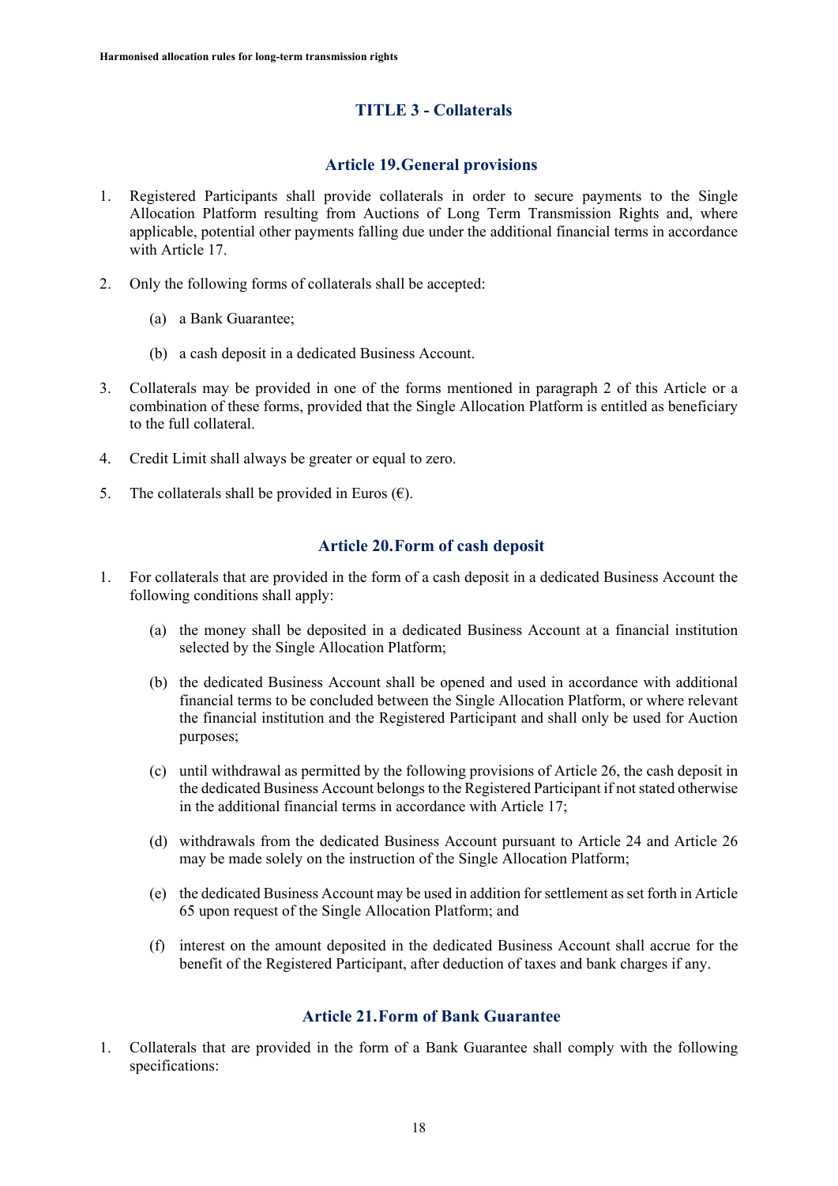## TITLE 3 - Collaterals

### Article 19. General provisions

1. Registered Participants shall provide collaterals in order to secure payments to the Single Allocation Platform resulting from Auctions of Long Term Transmission Rights and, where applicable, potential other payments falling due under the additional financial terms in accordance with Article 17.

2. Only the following forms of collaterals shall be accepted:

   (a) a Bank Guarantee;

   (b) a cash deposit in a dedicated Business Account.

3. Collaterals may be provided in one of the forms mentioned in paragraph 2 of this Article or a combination of these forms, provided that the Single Allocation Platform is entitled as beneficiary to the full collateral.

4. Credit Limit shall always be greater or equal to zero.

5. The collaterals shall be provided in Euros (€).

### Article 20. Form of cash deposit

1. For collaterals that are provided in the form of a cash deposit in a dedicated Business Account the following conditions shall apply:

   (a) the money shall be deposited in a dedicated Business Account at a financial institution selected by the Single Allocation Platform;

   (b) the dedicated Business Account shall be opened and used in accordance with additional financial terms to be concluded between the Single Allocation Platform, or where relevant the financial institution and the Registered Participant and shall only be used for Auction purposes;

   (c) until withdrawal as permitted by the following provisions of Article 26, the cash deposit in the dedicated Business Account belongs to the Registered Participant if not stated otherwise in the additional financial terms in accordance with Article 17;

   (d) withdrawals from the dedicated Business Account pursuant to Article 24 and Article 26 may be made solely on the instruction of the Single Allocation Platform;

   (e) the dedicated Business Account may be used in addition for settlement as set forth in Article 65 upon request of the Single Allocation Platform; and

   (f) interest on the amount deposited in the dedicated Business Account shall accrue for the benefit of the Registered Participant, after deduction of taxes and bank charges if any.

### Article 21. Form of Bank Guarantee

1. Collaterals that are provided in the form of a Bank Guarantee shall comply with the following specifications: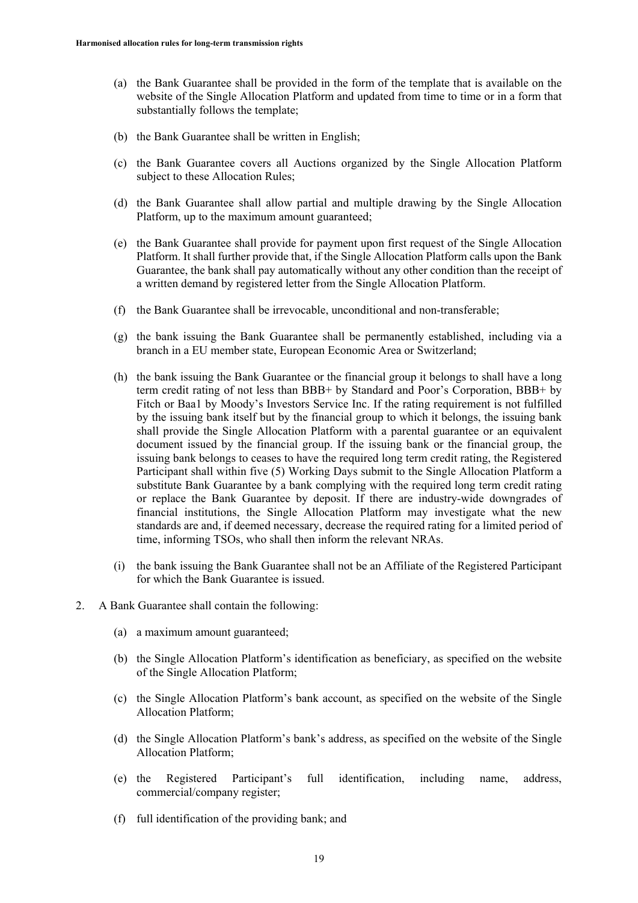(a) the Bank Guarantee shall be provided in the form of the template that is available on the website of the Single Allocation Platform and updated from time to time or in a form that substantially follows the template;

(b) the Bank Guarantee shall be written in English;

(c) the Bank Guarantee covers all Auctions organized by the Single Allocation Platform subject to these Allocation Rules;

(d) the Bank Guarantee shall allow partial and multiple drawing by the Single Allocation Platform, up to the maximum amount guaranteed;

(e) the Bank Guarantee shall provide for payment upon first request of the Single Allocation Platform. It shall further provide that, if the Single Allocation Platform calls upon the Bank Guarantee, the bank shall pay automatically without any other condition than the receipt of a written demand by registered letter from the Single Allocation Platform.

(f) the Bank Guarantee shall be irrevocable, unconditional and non-transferable;

(g) the bank issuing the Bank Guarantee shall be permanently established, including via a branch in a EU member state, European Economic Area or Switzerland;

(h) the bank issuing the Bank Guarantee or the financial group it belongs to shall have a long term credit rating of not less than BBB+ by Standard and Poor's Corporation, BBB+ by Fitch or Baa1 by Moody's Investors Service Inc. If the rating requirement is not fulfilled by the issuing bank itself but by the financial group to which it belongs, the issuing bank shall provide the Single Allocation Platform with a parental guarantee or an equivalent document issued by the financial group. If the issuing bank or the financial group, the issuing bank belongs to ceases to have the required long term credit rating, the Registered Participant shall within five (5) Working Days submit to the Single Allocation Platform a substitute Bank Guarantee by a bank complying with the required long term credit rating or replace the Bank Guarantee by deposit. If there are industry-wide downgrades of financial institutions, the Single Allocation Platform may investigate what the new standards are and, if deemed necessary, decrease the required rating for a limited period of time, informing TSOs, who shall then inform the relevant NRAs.

(i) the bank issuing the Bank Guarantee shall not be an Affiliate of the Registered Participant for which the Bank Guarantee is issued.

2. A Bank Guarantee shall contain the following:

   (a) a maximum amount guaranteed;

   (b) the Single Allocation Platform's identification as beneficiary, as specified on the website of the Single Allocation Platform;

   (c) the Single Allocation Platform's bank account, as specified on the website of the Single Allocation Platform;

   (d) the Single Allocation Platform's bank's address, as specified on the website of the Single Allocation Platform;

   (e) the Registered Participant's full identification, including name, address, commercial/company register;

   (f) full identification of the providing bank; and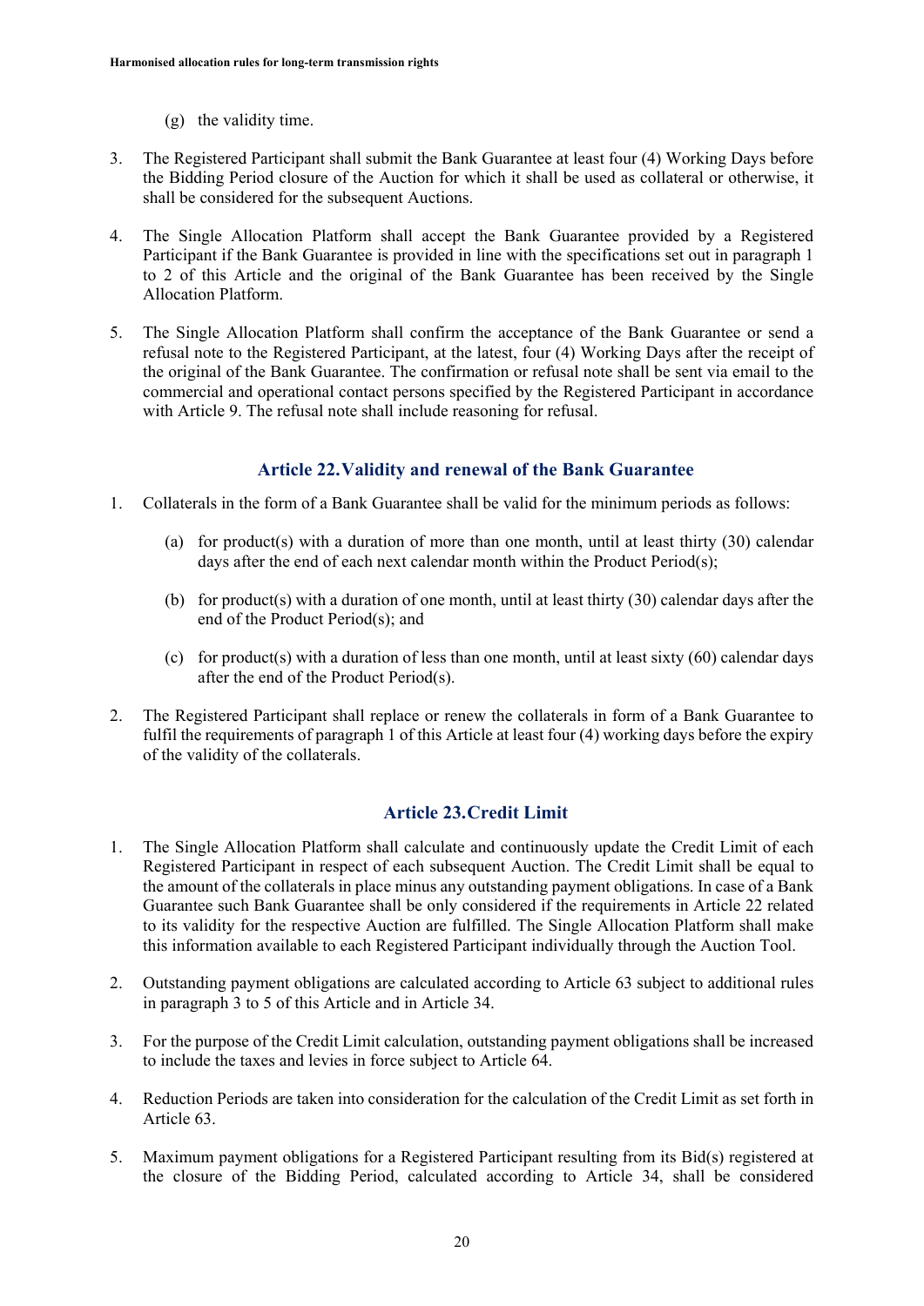(g) the validity time.

3. The Registered Participant shall submit the Bank Guarantee at least four (4) Working Days before the Bidding Period closure of the Auction for which it shall be used as collateral or otherwise, it shall be considered for the subsequent Auctions.

4. The Single Allocation Platform shall accept the Bank Guarantee provided by a Registered Participant if the Bank Guarantee is provided in line with the specifications set out in paragraph 1 to 2 of this Article and the original of the Bank Guarantee has been received by the Single Allocation Platform.

5. The Single Allocation Platform shall confirm the acceptance of the Bank Guarantee or send a refusal note to the Registered Participant, at the latest, four (4) Working Days after the receipt of the original of the Bank Guarantee. The confirmation or refusal note shall be sent via email to the commercial and operational contact persons specified by the Registered Participant in accordance with Article 9. The refusal note shall include reasoning for refusal.

### Article 22. Validity and renewal of the Bank Guarantee

1. Collaterals in the form of a Bank Guarantee shall be valid for the minimum periods as follows:

   (a) for product(s) with a duration of more than one month, until at least thirty (30) calendar days after the end of each next calendar month within the Product Period(s);

   (b) for product(s) with a duration of one month, until at least thirty (30) calendar days after the end of the Product Period(s); and

   (c) for product(s) with a duration of less than one month, until at least sixty (60) calendar days after the end of the Product Period(s).

2. The Registered Participant shall replace or renew the collaterals in form of a Bank Guarantee to fulfil the requirements of paragraph 1 of this Article at least four (4) working days before the expiry of the validity of the collaterals.

### Article 23. Credit Limit

1. The Single Allocation Platform shall calculate and continuously update the Credit Limit of each Registered Participant in respect of each subsequent Auction. The Credit Limit shall be equal to the amount of the collaterals in place minus any outstanding payment obligations. In case of a Bank Guarantee such Bank Guarantee shall be only considered if the requirements in Article 22 related to its validity for the respective Auction are fulfilled. The Single Allocation Platform shall make this information available to each Registered Participant individually through the Auction Tool.

2. Outstanding payment obligations are calculated according to Article 63 subject to additional rules in paragraph 3 to 5 of this Article and in Article 34.

3. For the purpose of the Credit Limit calculation, outstanding payment obligations shall be increased to include the taxes and levies in force subject to Article 64.

4. Reduction Periods are taken into consideration for the calculation of the Credit Limit as set forth in Article 63.

5. Maximum payment obligations for a Registered Participant resulting from its Bid(s) registered at the closure of the Bidding Period, calculated according to Article 34, shall be considered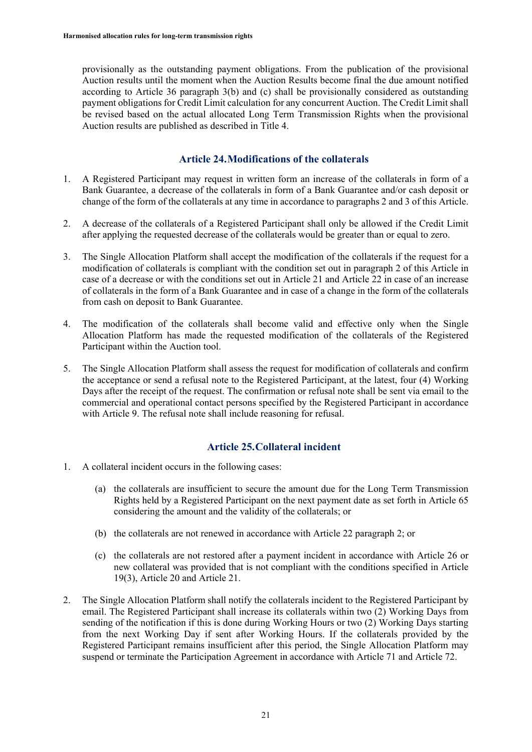provisionally as the outstanding payment obligations. From the publication of the provisional Auction results until the moment when the Auction Results become final the due amount notified according to Article 36 paragraph 3(b) and (c) shall be provisionally considered as outstanding payment obligations for Credit Limit calculation for any concurrent Auction. The Credit Limit shall be revised based on the actual allocated Long Term Transmission Rights when the provisional Auction results are published as described in Title 4.

## Article 24. Modifications of the collaterals

1. A Registered Participant may request in written form an increase of the collaterals in form of a Bank Guarantee, a decrease of the collaterals in form of a Bank Guarantee and/or cash deposit or change of the form of the collaterals at any time in accordance to paragraphs 2 and 3 of this Article.
2. A decrease of the collaterals of a Registered Participant shall only be allowed if the Credit Limit after applying the requested decrease of the collaterals would be greater than or equal to zero.
3. The Single Allocation Platform shall accept the modification of the collaterals if the request for a modification of collaterals is compliant with the condition set out in paragraph 2 of this Article in case of a decrease or with the conditions set out in Article 21 and Article 22 in case of an increase of collaterals in the form of a Bank Guarantee and in case of a change in the form of the collaterals from cash on deposit to Bank Guarantee.
4. The modification of the collaterals shall become valid and effective only when the Single Allocation Platform has made the requested modification of the collaterals of the Registered Participant within the Auction tool.
5. The Single Allocation Platform shall assess the request for modification of collaterals and confirm the acceptance or send a refusal note to the Registered Participant, at the latest, four (4) Working Days after the receipt of the request. The confirmation or refusal note shall be sent via email to the commercial and operational contact persons specified by the Registered Participant in accordance with Article 9. The refusal note shall include reasoning for refusal.

## Article 25. Collateral incident

1. A collateral incident occurs in the following cases:
   (a) the collaterals are insufficient to secure the amount due for the Long Term Transmission Rights held by a Registered Participant on the next payment date as set forth in Article 65 considering the amount and the validity of the collaterals; or
   (b) the collaterals are not renewed in accordance with Article 22 paragraph 2; or
   (c) the collaterals are not restored after a payment incident in accordance with Article 26 or new collateral was provided that is not compliant with the conditions specified in Article 19(3), Article 20 and Article 21.
2. The Single Allocation Platform shall notify the collaterals incident to the Registered Participant by email. The Registered Participant shall increase its collaterals within two (2) Working Days from sending of the notification if this is done during Working Hours or two (2) Working Days starting from the next Working Day if sent after Working Hours. If the collaterals provided by the Registered Participant remains insufficient after this period, the Single Allocation Platform may suspend or terminate the Participation Agreement in accordance with Article 71 and Article 72.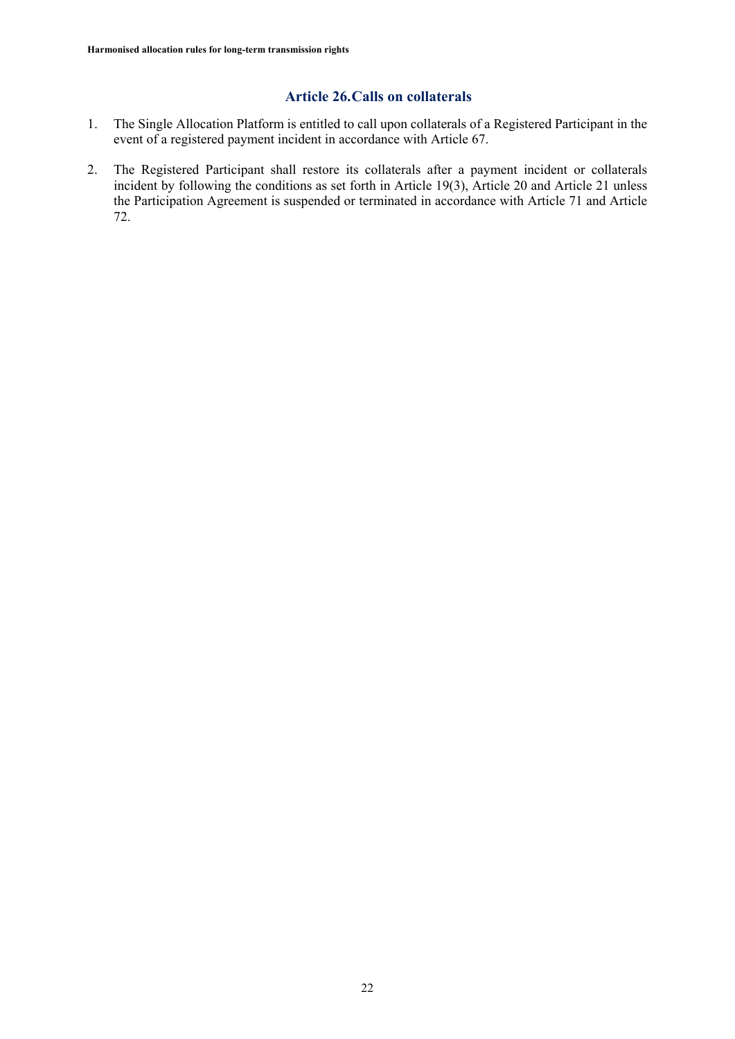## Article 26. Calls on collaterals

1. The Single Allocation Platform is entitled to call upon collaterals of a Registered Participant in the event of a registered payment incident in accordance with Article 67.

2. The Registered Participant shall restore its collaterals after a payment incident or collaterals incident by following the conditions as set forth in Article 19(3), Article 20 and Article 21 unless the Participation Agreement is suspended or terminated in accordance with Article 71 and Article 72.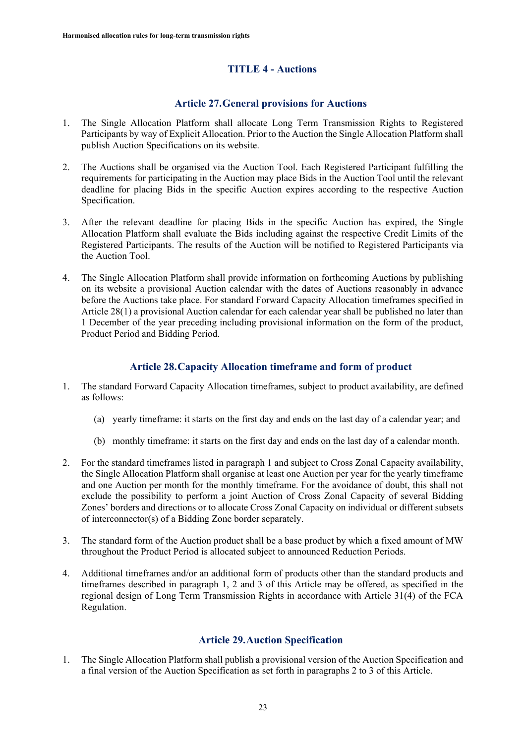## TITLE 4 - Auctions

### Article 27. General provisions for Auctions

1. The Single Allocation Platform shall allocate Long Term Transmission Rights to Registered Participants by way of Explicit Allocation. Prior to the Auction the Single Allocation Platform shall publish Auction Specifications on its website.

2. The Auctions shall be organised via the Auction Tool. Each Registered Participant fulfilling the requirements for participating in the Auction may place Bids in the Auction Tool until the relevant deadline for placing Bids in the specific Auction expires according to the respective Auction Specification.

3. After the relevant deadline for placing Bids in the specific Auction has expired, the Single Allocation Platform shall evaluate the Bids including against the respective Credit Limits of the Registered Participants. The results of the Auction will be notified to Registered Participants via the Auction Tool.

4. The Single Allocation Platform shall provide information on forthcoming Auctions by publishing on its website a provisional Auction calendar with the dates of Auctions reasonably in advance before the Auctions take place. For standard Forward Capacity Allocation timeframes specified in Article 28(1) a provisional Auction calendar for each calendar year shall be published no later than 1 December of the year preceding including provisional information on the form of the product, Product Period and Bidding Period.

### Article 28. Capacity Allocation timeframe and form of product

1. The standard Forward Capacity Allocation timeframes, subject to product availability, are defined as follows:

   (a) yearly timeframe: it starts on the first day and ends on the last day of a calendar year; and

   (b) monthly timeframe: it starts on the first day and ends on the last day of a calendar month.

2. For the standard timeframes listed in paragraph 1 and subject to Cross Zonal Capacity availability, the Single Allocation Platform shall organise at least one Auction per year for the yearly timeframe and one Auction per month for the monthly timeframe. For the avoidance of doubt, this shall not exclude the possibility to perform a joint Auction of Cross Zonal Capacity of several Bidding Zones' borders and directions or to allocate Cross Zonal Capacity on individual or different subsets of interconnector(s) of a Bidding Zone border separately.

3. The standard form of the Auction product shall be a base product by which a fixed amount of MW throughout the Product Period is allocated subject to announced Reduction Periods.

4. Additional timeframes and/or an additional form of products other than the standard products and timeframes described in paragraph 1, 2 and 3 of this Article may be offered, as specified in the regional design of Long Term Transmission Rights in accordance with Article 31(4) of the FCA Regulation.

### Article 29. Auction Specification

1. The Single Allocation Platform shall publish a provisional version of the Auction Specification and a final version of the Auction Specification as set forth in paragraphs 2 to 3 of this Article.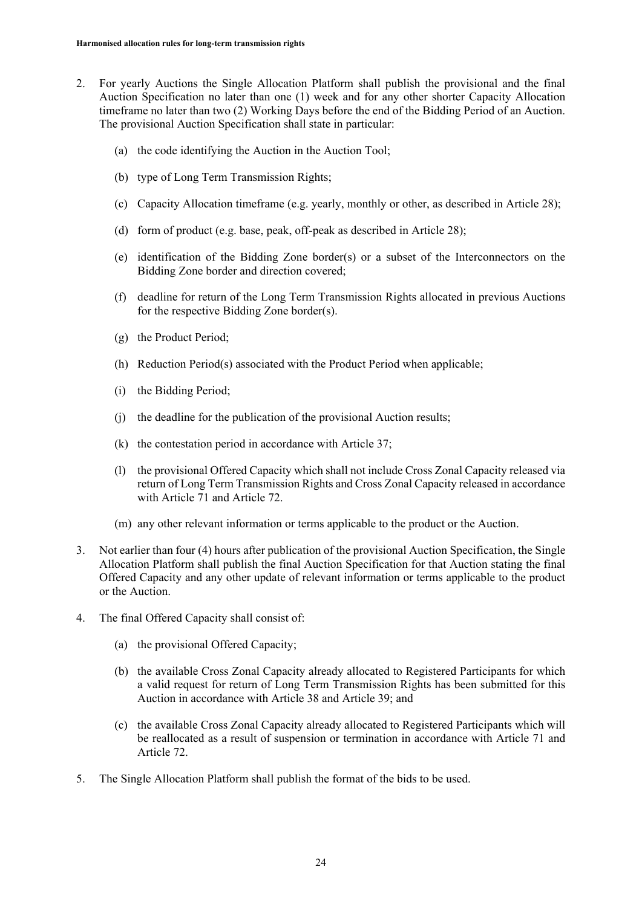2. For yearly Auctions the Single Allocation Platform shall publish the provisional and the final Auction Specification no later than one (1) week and for any other shorter Capacity Allocation timeframe no later than two (2) Working Days before the end of the Bidding Period of an Auction. The provisional Auction Specification shall state in particular:

   (a) the code identifying the Auction in the Auction Tool;

   (b) type of Long Term Transmission Rights;

   (c) Capacity Allocation timeframe (e.g. yearly, monthly or other, as described in Article 28);

   (d) form of product (e.g. base, peak, off-peak as described in Article 28);

   (e) identification of the Bidding Zone border(s) or a subset of the Interconnectors on the Bidding Zone border and direction covered;

   (f) deadline for return of the Long Term Transmission Rights allocated in previous Auctions for the respective Bidding Zone border(s).

   (g) the Product Period;

   (h) Reduction Period(s) associated with the Product Period when applicable;

   (i) the Bidding Period;

   (j) the deadline for the publication of the provisional Auction results;

   (k) the contestation period in accordance with Article 37;

   (l) the provisional Offered Capacity which shall not include Cross Zonal Capacity released via return of Long Term Transmission Rights and Cross Zonal Capacity released in accordance with Article 71 and Article 72.

   (m) any other relevant information or terms applicable to the product or the Auction.

3. Not earlier than four (4) hours after publication of the provisional Auction Specification, the Single Allocation Platform shall publish the final Auction Specification for that Auction stating the final Offered Capacity and any other update of relevant information or terms applicable to the product or the Auction.

4. The final Offered Capacity shall consist of:

   (a) the provisional Offered Capacity;

   (b) the available Cross Zonal Capacity already allocated to Registered Participants for which a valid request for return of Long Term Transmission Rights has been submitted for this Auction in accordance with Article 38 and Article 39; and

   (c) the available Cross Zonal Capacity already allocated to Registered Participants which will be reallocated as a result of suspension or termination in accordance with Article 71 and Article 72.

5. The Single Allocation Platform shall publish the format of the bids to be used.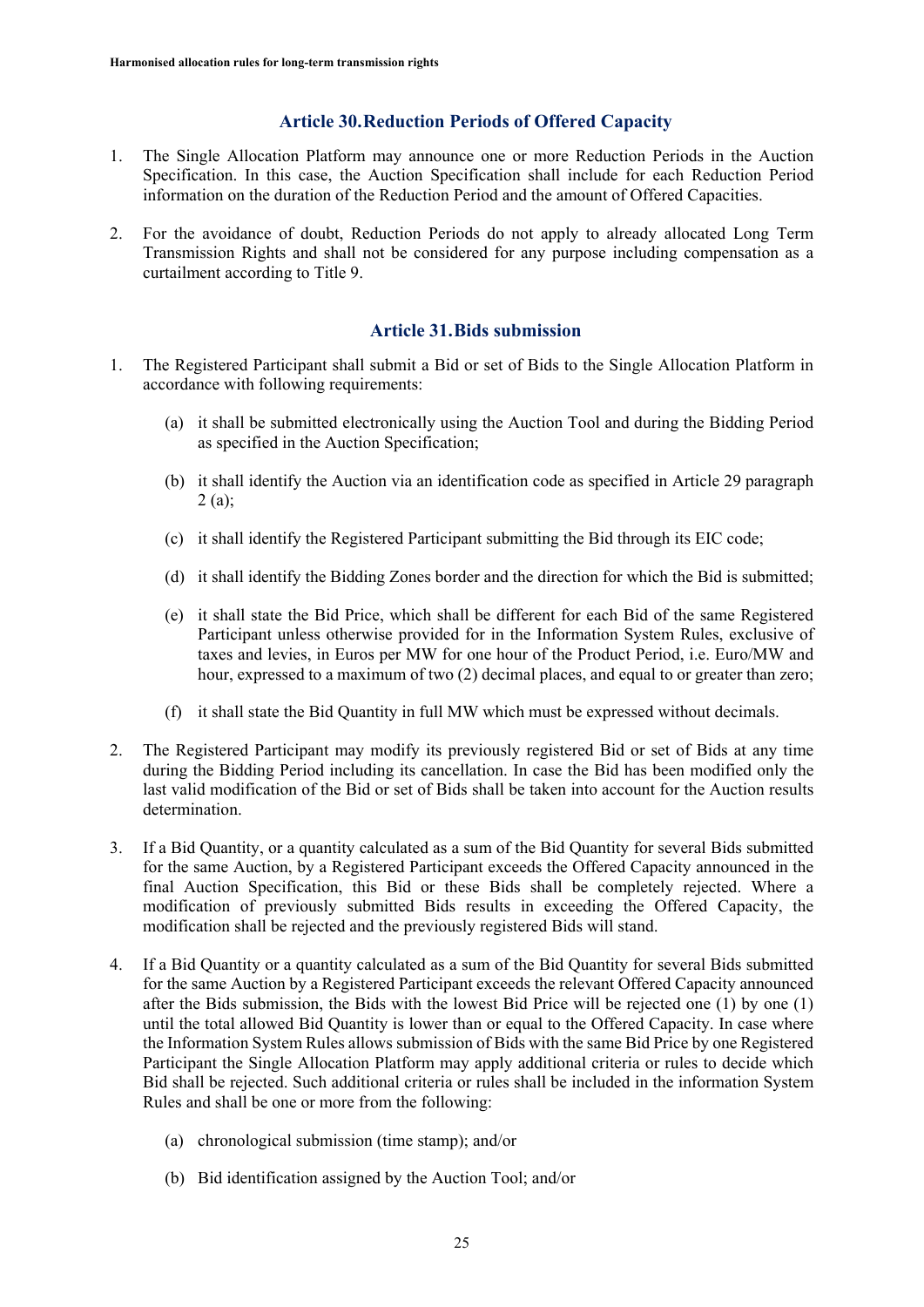## Article 30. Reduction Periods of Offered Capacity

1. The Single Allocation Platform may announce one or more Reduction Periods in the Auction Specification. In this case, the Auction Specification shall include for each Reduction Period information on the duration of the Reduction Period and the amount of Offered Capacities.

2. For the avoidance of doubt, Reduction Periods do not apply to already allocated Long Term Transmission Rights and shall not be considered for any purpose including compensation as a curtailment according to Title 9.

## Article 31. Bids submission

1. The Registered Participant shall submit a Bid or set of Bids to the Single Allocation Platform in accordance with following requirements:

   (a) it shall be submitted electronically using the Auction Tool and during the Bidding Period as specified in the Auction Specification;

   (b) it shall identify the Auction via an identification code as specified in Article 29 paragraph 2 (a);

   (c) it shall identify the Registered Participant submitting the Bid through its EIC code;

   (d) it shall identify the Bidding Zones border and the direction for which the Bid is submitted;

   (e) it shall state the Bid Price, which shall be different for each Bid of the same Registered Participant unless otherwise provided for in the Information System Rules, exclusive of taxes and levies, in Euros per MW for one hour of the Product Period, i.e. Euro/MW and hour, expressed to a maximum of two (2) decimal places, and equal to or greater than zero;

   (f) it shall state the Bid Quantity in full MW which must be expressed without decimals.

2. The Registered Participant may modify its previously registered Bid or set of Bids at any time during the Bidding Period including its cancellation. In case the Bid has been modified only the last valid modification of the Bid or set of Bids shall be taken into account for the Auction results determination.

3. If a Bid Quantity, or a quantity calculated as a sum of the Bid Quantity for several Bids submitted for the same Auction, by a Registered Participant exceeds the Offered Capacity announced in the final Auction Specification, this Bid or these Bids shall be completely rejected. Where a modification of previously submitted Bids results in exceeding the Offered Capacity, the modification shall be rejected and the previously registered Bids will stand.

4. If a Bid Quantity or a quantity calculated as a sum of the Bid Quantity for several Bids submitted for the same Auction by a Registered Participant exceeds the relevant Offered Capacity announced after the Bids submission, the Bids with the lowest Bid Price will be rejected one (1) by one (1) until the total allowed Bid Quantity is lower than or equal to the Offered Capacity. In case where the Information System Rules allows submission of Bids with the same Bid Price by one Registered Participant the Single Allocation Platform may apply additional criteria or rules to decide which Bid shall be rejected. Such additional criteria or rules shall be included in the information System Rules and shall be one or more from the following:

   (a) chronological submission (time stamp); and/or

   (b) Bid identification assigned by the Auction Tool; and/or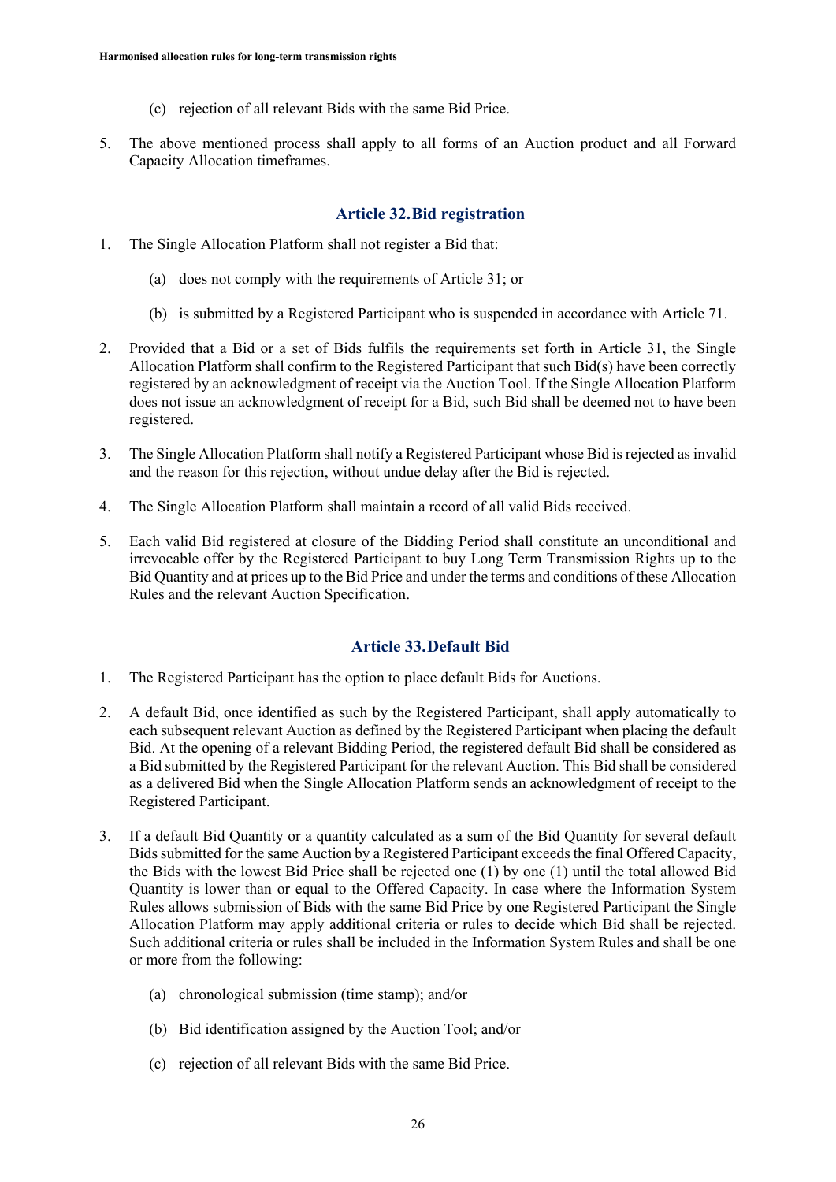(c) rejection of all relevant Bids with the same Bid Price.

5. The above mentioned process shall apply to all forms of an Auction product and all Forward Capacity Allocation timeframes.

## Article 32. Bid registration

1. The Single Allocation Platform shall not register a Bid that:

   (a) does not comply with the requirements of Article 31; or

   (b) is submitted by a Registered Participant who is suspended in accordance with Article 71.

2. Provided that a Bid or a set of Bids fulfils the requirements set forth in Article 31, the Single Allocation Platform shall confirm to the Registered Participant that such Bid(s) have been correctly registered by an acknowledgment of receipt via the Auction Tool. If the Single Allocation Platform does not issue an acknowledgment of receipt for a Bid, such Bid shall be deemed not to have been registered.

3. The Single Allocation Platform shall notify a Registered Participant whose Bid is rejected as invalid and the reason for this rejection, without undue delay after the Bid is rejected.

4. The Single Allocation Platform shall maintain a record of all valid Bids received.

5. Each valid Bid registered at closure of the Bidding Period shall constitute an unconditional and irrevocable offer by the Registered Participant to buy Long Term Transmission Rights up to the Bid Quantity and at prices up to the Bid Price and under the terms and conditions of these Allocation Rules and the relevant Auction Specification.

## Article 33. Default Bid

1. The Registered Participant has the option to place default Bids for Auctions.

2. A default Bid, once identified as such by the Registered Participant, shall apply automatically to each subsequent relevant Auction as defined by the Registered Participant when placing the default Bid. At the opening of a relevant Bidding Period, the registered default Bid shall be considered as a Bid submitted by the Registered Participant for the relevant Auction. This Bid shall be considered as a delivered Bid when the Single Allocation Platform sends an acknowledgment of receipt to the Registered Participant.

3. If a default Bid Quantity or a quantity calculated as a sum of the Bid Quantity for several default Bids submitted for the same Auction by a Registered Participant exceeds the final Offered Capacity, the Bids with the lowest Bid Price shall be rejected one (1) by one (1) until the total allowed Bid Quantity is lower than or equal to the Offered Capacity. In case where the Information System Rules allows submission of Bids with the same Bid Price by one Registered Participant the Single Allocation Platform may apply additional criteria or rules to decide which Bid shall be rejected. Such additional criteria or rules shall be included in the Information System Rules and shall be one or more from the following:

   (a) chronological submission (time stamp); and/or

   (b) Bid identification assigned by the Auction Tool; and/or

   (c) rejection of all relevant Bids with the same Bid Price.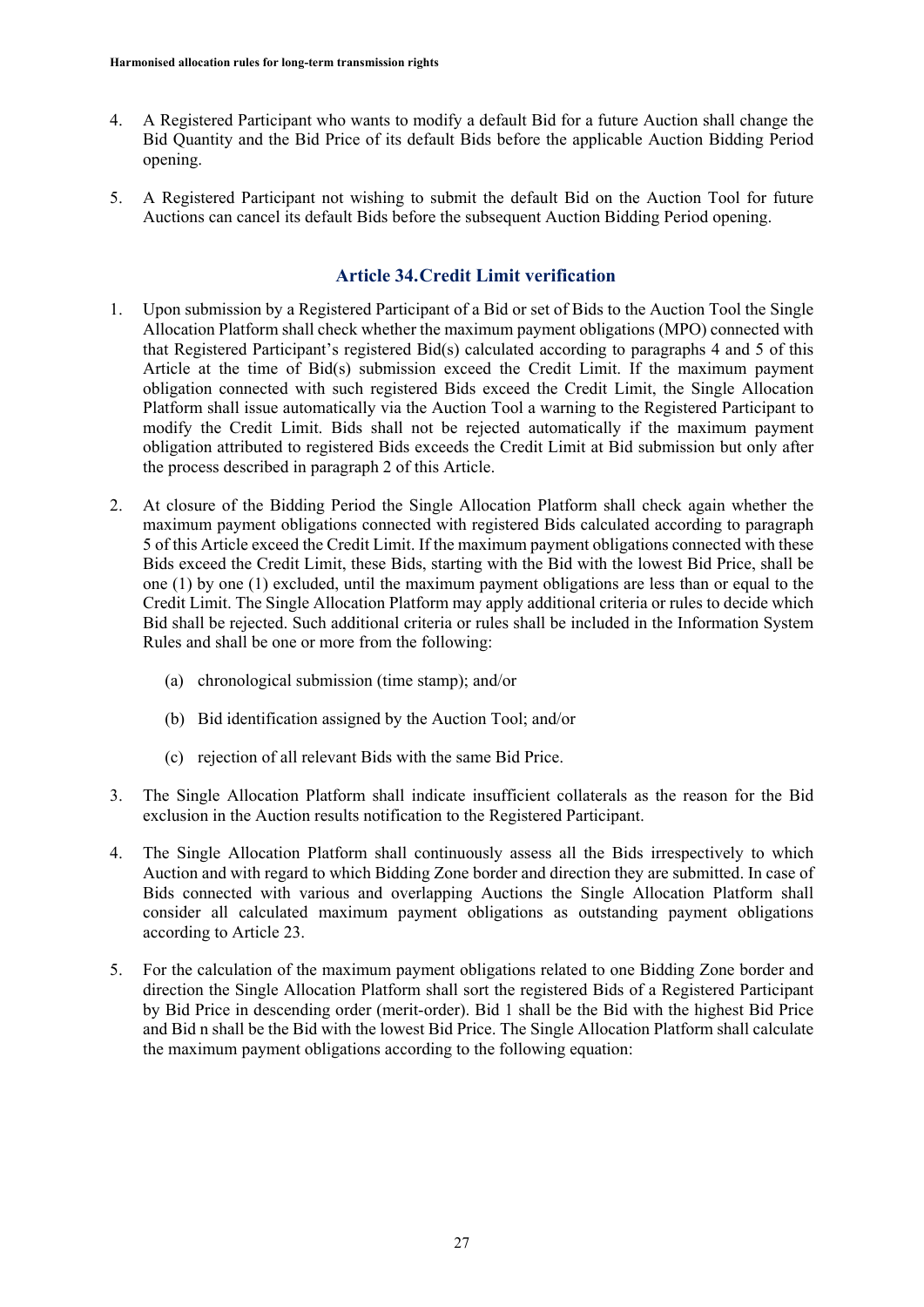4. A Registered Participant who wants to modify a default Bid for a future Auction shall change the Bid Quantity and the Bid Price of its default Bids before the applicable Auction Bidding Period opening.

5. A Registered Participant not wishing to submit the default Bid on the Auction Tool for future Auctions can cancel its default Bids before the subsequent Auction Bidding Period opening.

## Article 34. Credit Limit verification

1. Upon submission by a Registered Participant of a Bid or set of Bids to the Auction Tool the Single Allocation Platform shall check whether the maximum payment obligations (MPO) connected with that Registered Participant's registered Bid(s) calculated according to paragraphs 4 and 5 of this Article at the time of Bid(s) submission exceed the Credit Limit. If the maximum payment obligation connected with such registered Bids exceed the Credit Limit, the Single Allocation Platform shall issue automatically via the Auction Tool a warning to the Registered Participant to modify the Credit Limit. Bids shall not be rejected automatically if the maximum payment obligation attributed to registered Bids exceeds the Credit Limit at Bid submission but only after the process described in paragraph 2 of this Article.

2. At closure of the Bidding Period the Single Allocation Platform shall check again whether the maximum payment obligations connected with registered Bids calculated according to paragraph 5 of this Article exceed the Credit Limit. If the maximum payment obligations connected with these Bids exceed the Credit Limit, these Bids, starting with the Bid with the lowest Bid Price, shall be one (1) by one (1) excluded, until the maximum payment obligations are less than or equal to the Credit Limit. The Single Allocation Platform may apply additional criteria or rules to decide which Bid shall be rejected. Such additional criteria or rules shall be included in the Information System Rules and shall be one or more from the following:

   (a) chronological submission (time stamp); and/or

   (b) Bid identification assigned by the Auction Tool; and/or

   (c) rejection of all relevant Bids with the same Bid Price.

3. The Single Allocation Platform shall indicate insufficient collaterals as the reason for the Bid exclusion in the Auction results notification to the Registered Participant.

4. The Single Allocation Platform shall continuously assess all the Bids irrespectively to which Auction and with regard to which Bidding Zone border and direction they are submitted. In case of Bids connected with various and overlapping Auctions the Single Allocation Platform shall consider all calculated maximum payment obligations as outstanding payment obligations according to Article 23.

5. For the calculation of the maximum payment obligations related to one Bidding Zone border and direction the Single Allocation Platform shall sort the registered Bids of a Registered Participant by Bid Price in descending order (merit-order). Bid 1 shall be the Bid with the highest Bid Price and Bid n shall be the Bid with the lowest Bid Price. The Single Allocation Platform shall calculate the maximum payment obligations according to the following equation: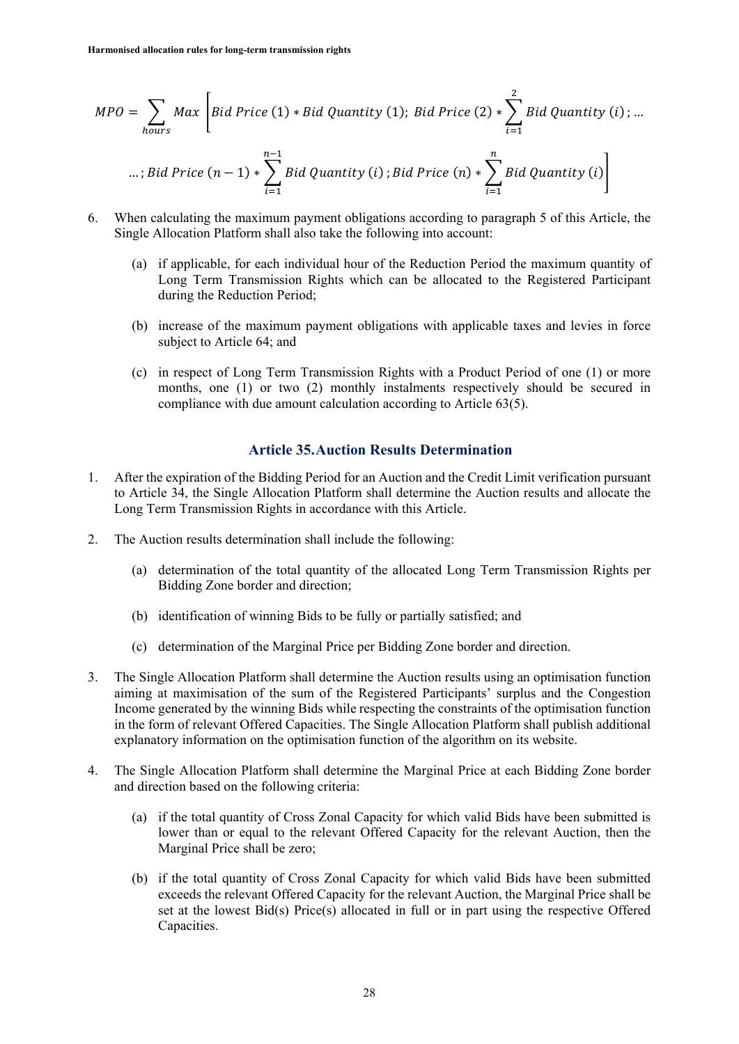$$MPO = \sum_{hours} Max \left[ Bid\ Price\ (1) * Bid\ Quantity\ (1);\ Bid\ Price\ (2) * \sum_{i=1}^{2} Bid\ Quantity\ (i)\ ; \ldots \right.$$

$$\left. \ldots ; Bid\ Price\ (n-1) * \sum_{i=1}^{n-1} Bid\ Quantity\ (i)\ ; Bid\ Price\ (n) * \sum_{i=1}^{n} Bid\ Quantity\ (i) \right]$$

6. When calculating the maximum payment obligations according to paragraph 5 of this Article, the Single Allocation Platform shall also take the following into account:

   (a) if applicable, for each individual hour of the Reduction Period the maximum quantity of Long Term Transmission Rights which can be allocated to the Registered Participant during the Reduction Period;

   (b) increase of the maximum payment obligations with applicable taxes and levies in force subject to Article 64; and

   (c) in respect of Long Term Transmission Rights with a Product Period of one (1) or more months, one (1) or two (2) monthly instalments respectively should be secured in compliance with due amount calculation according to Article 63(5).

### Article 35. Auction Results Determination

1. After the expiration of the Bidding Period for an Auction and the Credit Limit verification pursuant to Article 34, the Single Allocation Platform shall determine the Auction results and allocate the Long Term Transmission Rights in accordance with this Article.

2. The Auction results determination shall include the following:

   (a) determination of the total quantity of the allocated Long Term Transmission Rights per Bidding Zone border and direction;

   (b) identification of winning Bids to be fully or partially satisfied; and

   (c) determination of the Marginal Price per Bidding Zone border and direction.

3. The Single Allocation Platform shall determine the Auction results using an optimisation function aiming at maximisation of the sum of the Registered Participants' surplus and the Congestion Income generated by the winning Bids while respecting the constraints of the optimisation function in the form of relevant Offered Capacities. The Single Allocation Platform shall publish additional explanatory information on the optimisation function of the algorithm on its website.

4. The Single Allocation Platform shall determine the Marginal Price at each Bidding Zone border and direction based on the following criteria:

   (a) if the total quantity of Cross Zonal Capacity for which valid Bids have been submitted is lower than or equal to the relevant Offered Capacity for the relevant Auction, then the Marginal Price shall be zero;

   (b) if the total quantity of Cross Zonal Capacity for which valid Bids have been submitted exceeds the relevant Offered Capacity for the relevant Auction, the Marginal Price shall be set at the lowest Bid(s) Price(s) allocated in full or in part using the respective Offered Capacities.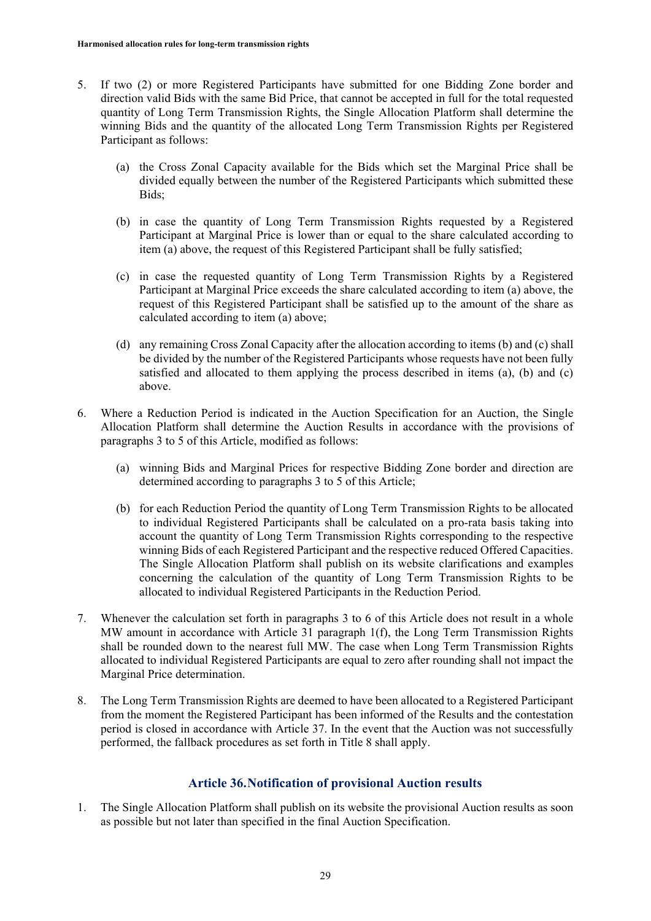5. If two (2) or more Registered Participants have submitted for one Bidding Zone border and direction valid Bids with the same Bid Price, that cannot be accepted in full for the total requested quantity of Long Term Transmission Rights, the Single Allocation Platform shall determine the winning Bids and the quantity of the allocated Long Term Transmission Rights per Registered Participant as follows:

   (a) the Cross Zonal Capacity available for the Bids which set the Marginal Price shall be divided equally between the number of the Registered Participants which submitted these Bids;

   (b) in case the quantity of Long Term Transmission Rights requested by a Registered Participant at Marginal Price is lower than or equal to the share calculated according to item (a) above, the request of this Registered Participant shall be fully satisfied;

   (c) in case the requested quantity of Long Term Transmission Rights by a Registered Participant at Marginal Price exceeds the share calculated according to item (a) above, the request of this Registered Participant shall be satisfied up to the amount of the share as calculated according to item (a) above;

   (d) any remaining Cross Zonal Capacity after the allocation according to items (b) and (c) shall be divided by the number of the Registered Participants whose requests have not been fully satisfied and allocated to them applying the process described in items (a), (b) and (c) above.

6. Where a Reduction Period is indicated in the Auction Specification for an Auction, the Single Allocation Platform shall determine the Auction Results in accordance with the provisions of paragraphs 3 to 5 of this Article, modified as follows:

   (a) winning Bids and Marginal Prices for respective Bidding Zone border and direction are determined according to paragraphs 3 to 5 of this Article;

   (b) for each Reduction Period the quantity of Long Term Transmission Rights to be allocated to individual Registered Participants shall be calculated on a pro-rata basis taking into account the quantity of Long Term Transmission Rights corresponding to the respective winning Bids of each Registered Participant and the respective reduced Offered Capacities. The Single Allocation Platform shall publish on its website clarifications and examples concerning the calculation of the quantity of Long Term Transmission Rights to be allocated to individual Registered Participants in the Reduction Period.

7. Whenever the calculation set forth in paragraphs 3 to 6 of this Article does not result in a whole MW amount in accordance with Article 31 paragraph 1(f), the Long Term Transmission Rights shall be rounded down to the nearest full MW. The case when Long Term Transmission Rights allocated to individual Registered Participants are equal to zero after rounding shall not impact the Marginal Price determination.

8. The Long Term Transmission Rights are deemed to have been allocated to a Registered Participant from the moment the Registered Participant has been informed of the Results and the contestation period is closed in accordance with Article 37. In the event that the Auction was not successfully performed, the fallback procedures as set forth in Title 8 shall apply.

## Article 36. Notification of provisional Auction results

1. The Single Allocation Platform shall publish on its website the provisional Auction results as soon as possible but not later than specified in the final Auction Specification.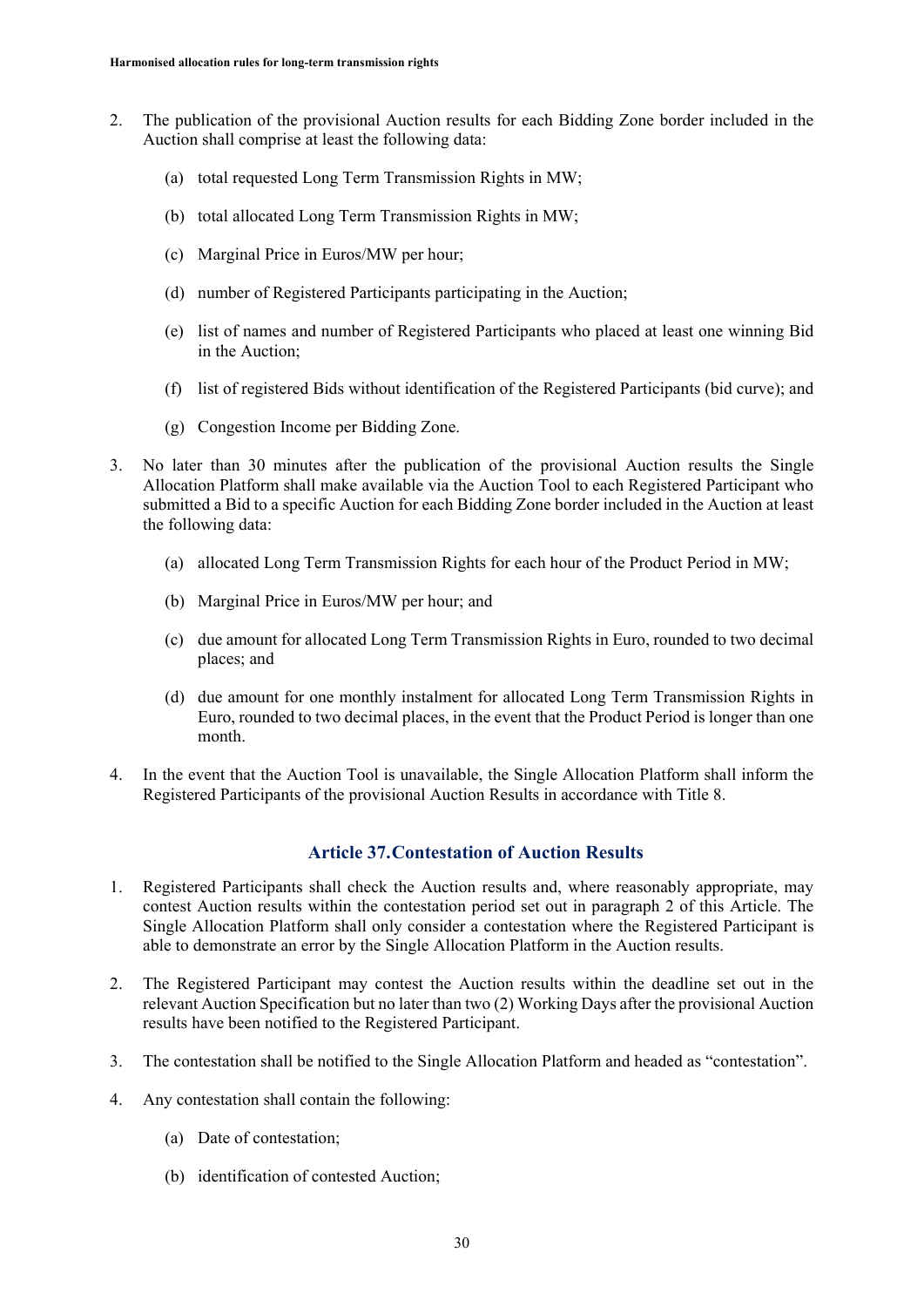2. The publication of the provisional Auction results for each Bidding Zone border included in the Auction shall comprise at least the following data:

   (a) total requested Long Term Transmission Rights in MW;

   (b) total allocated Long Term Transmission Rights in MW;

   (c) Marginal Price in Euros/MW per hour;

   (d) number of Registered Participants participating in the Auction;

   (e) list of names and number of Registered Participants who placed at least one winning Bid in the Auction;

   (f) list of registered Bids without identification of the Registered Participants (bid curve); and

   (g) Congestion Income per Bidding Zone.

3. No later than 30 minutes after the publication of the provisional Auction results the Single Allocation Platform shall make available via the Auction Tool to each Registered Participant who submitted a Bid to a specific Auction for each Bidding Zone border included in the Auction at least the following data:

   (a) allocated Long Term Transmission Rights for each hour of the Product Period in MW;

   (b) Marginal Price in Euros/MW per hour; and

   (c) due amount for allocated Long Term Transmission Rights in Euro, rounded to two decimal places; and

   (d) due amount for one monthly instalment for allocated Long Term Transmission Rights in Euro, rounded to two decimal places, in the event that the Product Period is longer than one month.

4. In the event that the Auction Tool is unavailable, the Single Allocation Platform shall inform the Registered Participants of the provisional Auction Results in accordance with Title 8.

## Article 37. Contestation of Auction Results

1. Registered Participants shall check the Auction results and, where reasonably appropriate, may contest Auction results within the contestation period set out in paragraph 2 of this Article. The Single Allocation Platform shall only consider a contestation where the Registered Participant is able to demonstrate an error by the Single Allocation Platform in the Auction results.

2. The Registered Participant may contest the Auction results within the deadline set out in the relevant Auction Specification but no later than two (2) Working Days after the provisional Auction results have been notified to the Registered Participant.

3. The contestation shall be notified to the Single Allocation Platform and headed as "contestation".

4. Any contestation shall contain the following:

   (a) Date of contestation;

   (b) identification of contested Auction;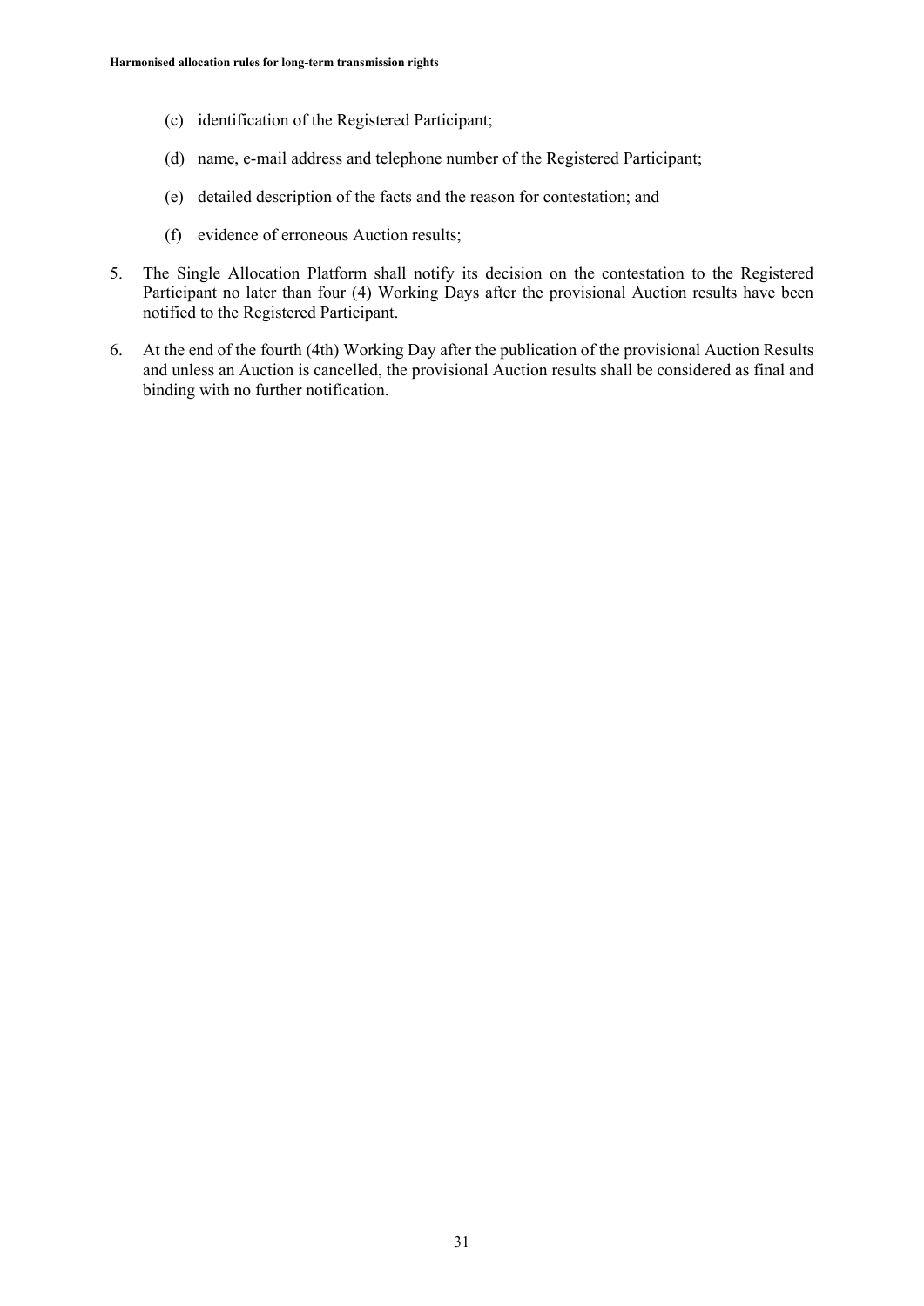(c) identification of the Registered Participant;

(d) name, e-mail address and telephone number of the Registered Participant;

(e) detailed description of the facts and the reason for contestation; and

(f) evidence of erroneous Auction results;

5. The Single Allocation Platform shall notify its decision on the contestation to the Registered Participant no later than four (4) Working Days after the provisional Auction results have been notified to the Registered Participant.

6. At the end of the fourth (4th) Working Day after the publication of the provisional Auction Results and unless an Auction is cancelled, the provisional Auction results shall be considered as final and binding with no further notification.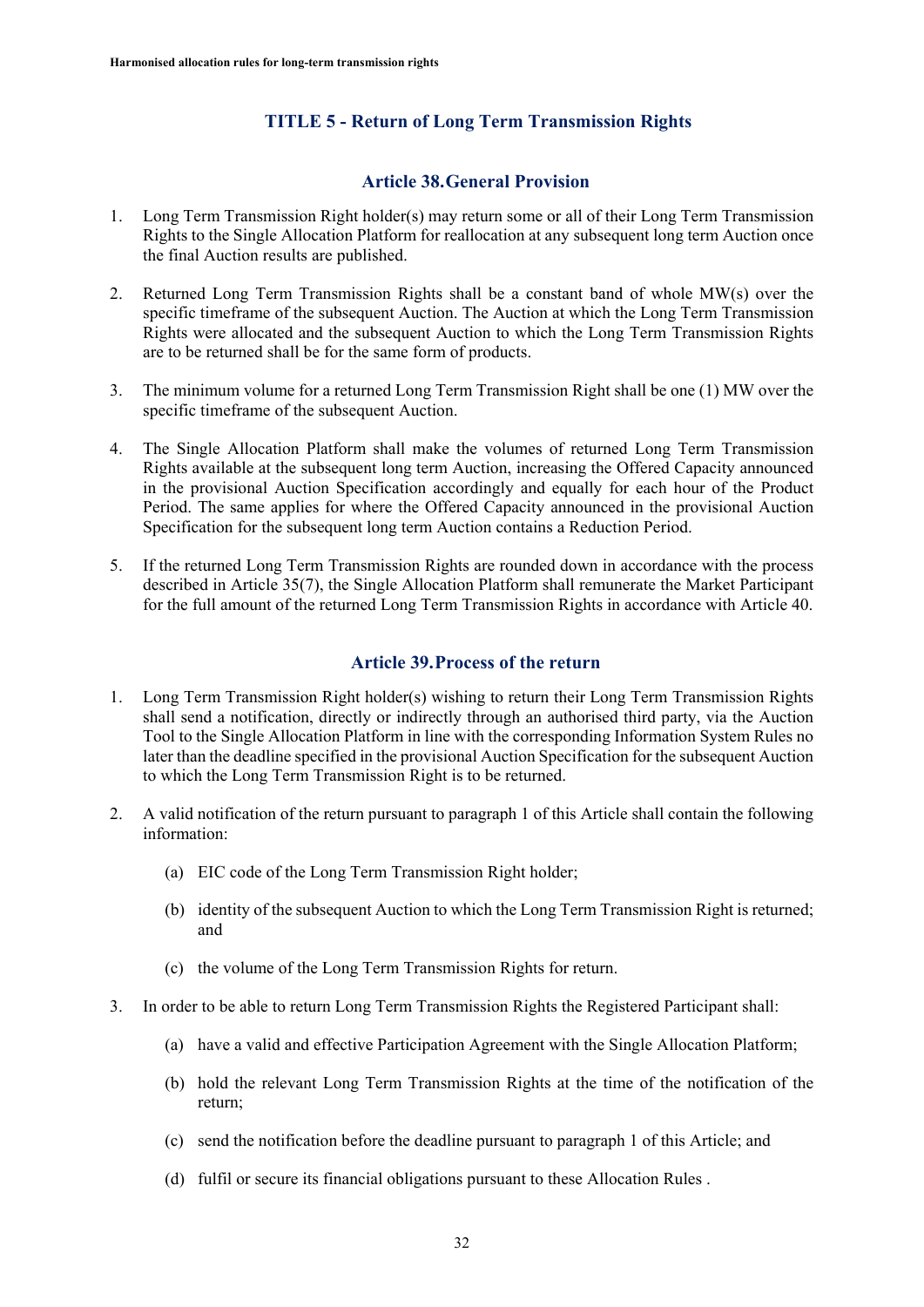## TITLE 5 - Return of Long Term Transmission Rights

### Article 38. General Provision

1. Long Term Transmission Right holder(s) may return some or all of their Long Term Transmission Rights to the Single Allocation Platform for reallocation at any subsequent long term Auction once the final Auction results are published.

2. Returned Long Term Transmission Rights shall be a constant band of whole MW(s) over the specific timeframe of the subsequent Auction. The Auction at which the Long Term Transmission Rights were allocated and the subsequent Auction to which the Long Term Transmission Rights are to be returned shall be for the same form of products.

3. The minimum volume for a returned Long Term Transmission Right shall be one (1) MW over the specific timeframe of the subsequent Auction.

4. The Single Allocation Platform shall make the volumes of returned Long Term Transmission Rights available at the subsequent long term Auction, increasing the Offered Capacity announced in the provisional Auction Specification accordingly and equally for each hour of the Product Period. The same applies for where the Offered Capacity announced in the provisional Auction Specification for the subsequent long term Auction contains a Reduction Period.

5. If the returned Long Term Transmission Rights are rounded down in accordance with the process described in Article 35(7), the Single Allocation Platform shall remunerate the Market Participant for the full amount of the returned Long Term Transmission Rights in accordance with Article 40.

### Article 39. Process of the return

1. Long Term Transmission Right holder(s) wishing to return their Long Term Transmission Rights shall send a notification, directly or indirectly through an authorised third party, via the Auction Tool to the Single Allocation Platform in line with the corresponding Information System Rules no later than the deadline specified in the provisional Auction Specification for the subsequent Auction to which the Long Term Transmission Right is to be returned.

2. A valid notification of the return pursuant to paragraph 1 of this Article shall contain the following information:

   (a) EIC code of the Long Term Transmission Right holder;

   (b) identity of the subsequent Auction to which the Long Term Transmission Right is returned; and

   (c) the volume of the Long Term Transmission Rights for return.

3. In order to be able to return Long Term Transmission Rights the Registered Participant shall:

   (a) have a valid and effective Participation Agreement with the Single Allocation Platform;

   (b) hold the relevant Long Term Transmission Rights at the time of the notification of the return;

   (c) send the notification before the deadline pursuant to paragraph 1 of this Article; and

   (d) fulfil or secure its financial obligations pursuant to these Allocation Rules .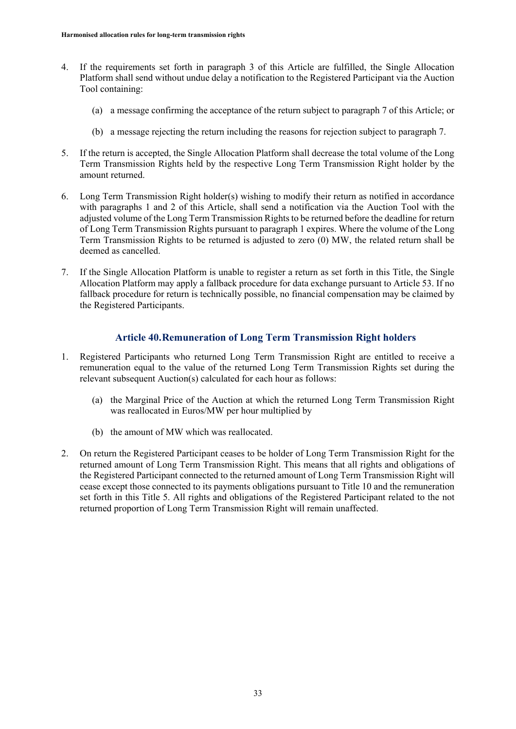4. If the requirements set forth in paragraph 3 of this Article are fulfilled, the Single Allocation Platform shall send without undue delay a notification to the Registered Participant via the Auction Tool containing:

   (a) a message confirming the acceptance of the return subject to paragraph 7 of this Article; or

   (b) a message rejecting the return including the reasons for rejection subject to paragraph 7.

5. If the return is accepted, the Single Allocation Platform shall decrease the total volume of the Long Term Transmission Rights held by the respective Long Term Transmission Right holder by the amount returned.

6. Long Term Transmission Right holder(s) wishing to modify their return as notified in accordance with paragraphs 1 and 2 of this Article, shall send a notification via the Auction Tool with the adjusted volume of the Long Term Transmission Rights to be returned before the deadline for return of Long Term Transmission Rights pursuant to paragraph 1 expires. Where the volume of the Long Term Transmission Rights to be returned is adjusted to zero (0) MW, the related return shall be deemed as cancelled.

7. If the Single Allocation Platform is unable to register a return as set forth in this Title, the Single Allocation Platform may apply a fallback procedure for data exchange pursuant to Article 53. If no fallback procedure for return is technically possible, no financial compensation may be claimed by the Registered Participants.

### Article 40. Remuneration of Long Term Transmission Right holders

1. Registered Participants who returned Long Term Transmission Right are entitled to receive a remuneration equal to the value of the returned Long Term Transmission Rights set during the relevant subsequent Auction(s) calculated for each hour as follows:

   (a) the Marginal Price of the Auction at which the returned Long Term Transmission Right was reallocated in Euros/MW per hour multiplied by

   (b) the amount of MW which was reallocated.

2. On return the Registered Participant ceases to be holder of Long Term Transmission Right for the returned amount of Long Term Transmission Right. This means that all rights and obligations of the Registered Participant connected to the returned amount of Long Term Transmission Right will cease except those connected to its payments obligations pursuant to Title 10 and the remuneration set forth in this Title 5. All rights and obligations of the Registered Participant related to the not returned proportion of Long Term Transmission Right will remain unaffected.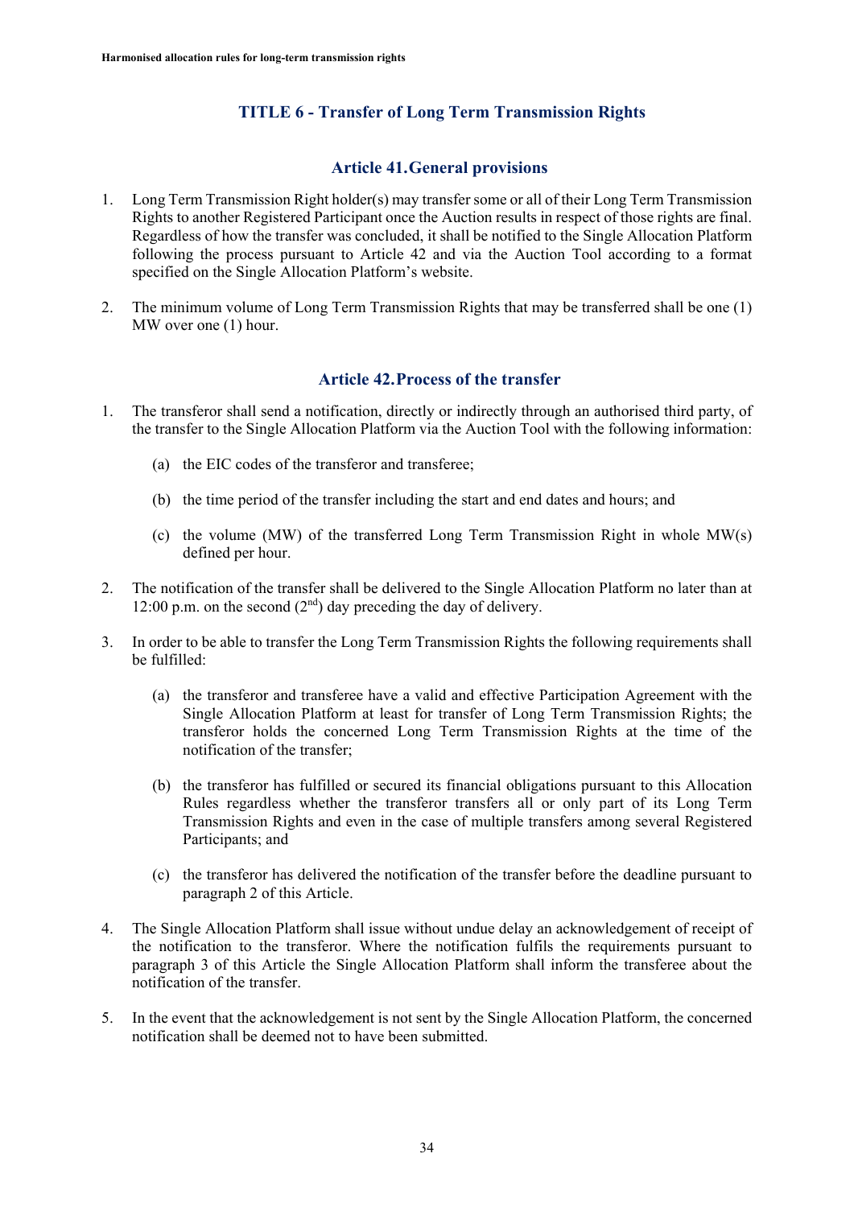# TITLE 6 - Transfer of Long Term Transmission Rights

## Article 41. General provisions

1. Long Term Transmission Right holder(s) may transfer some or all of their Long Term Transmission Rights to another Registered Participant once the Auction results in respect of those rights are final. Regardless of how the transfer was concluded, it shall be notified to the Single Allocation Platform following the process pursuant to Article 42 and via the Auction Tool according to a format specified on the Single Allocation Platform's website.

2. The minimum volume of Long Term Transmission Rights that may be transferred shall be one (1) MW over one (1) hour.

## Article 42. Process of the transfer

1. The transferor shall send a notification, directly or indirectly through an authorised third party, of the transfer to the Single Allocation Platform via the Auction Tool with the following information:

   (a) the EIC codes of the transferor and transferee;

   (b) the time period of the transfer including the start and end dates and hours; and

   (c) the volume (MW) of the transferred Long Term Transmission Right in whole MW(s) defined per hour.

2. The notification of the transfer shall be delivered to the Single Allocation Platform no later than at 12:00 p.m. on the second (2nd) day preceding the day of delivery.

3. In order to be able to transfer the Long Term Transmission Rights the following requirements shall be fulfilled:

   (a) the transferor and transferee have a valid and effective Participation Agreement with the Single Allocation Platform at least for transfer of Long Term Transmission Rights; the transferor holds the concerned Long Term Transmission Rights at the time of the notification of the transfer;

   (b) the transferor has fulfilled or secured its financial obligations pursuant to this Allocation Rules regardless whether the transferor transfers all or only part of its Long Term Transmission Rights and even in the case of multiple transfers among several Registered Participants; and

   (c) the transferor has delivered the notification of the transfer before the deadline pursuant to paragraph 2 of this Article.

4. The Single Allocation Platform shall issue without undue delay an acknowledgement of receipt of the notification to the transferor. Where the notification fulfils the requirements pursuant to paragraph 3 of this Article the Single Allocation Platform shall inform the transferee about the notification of the transfer.

5. In the event that the acknowledgement is not sent by the Single Allocation Platform, the concerned notification shall be deemed not to have been submitted.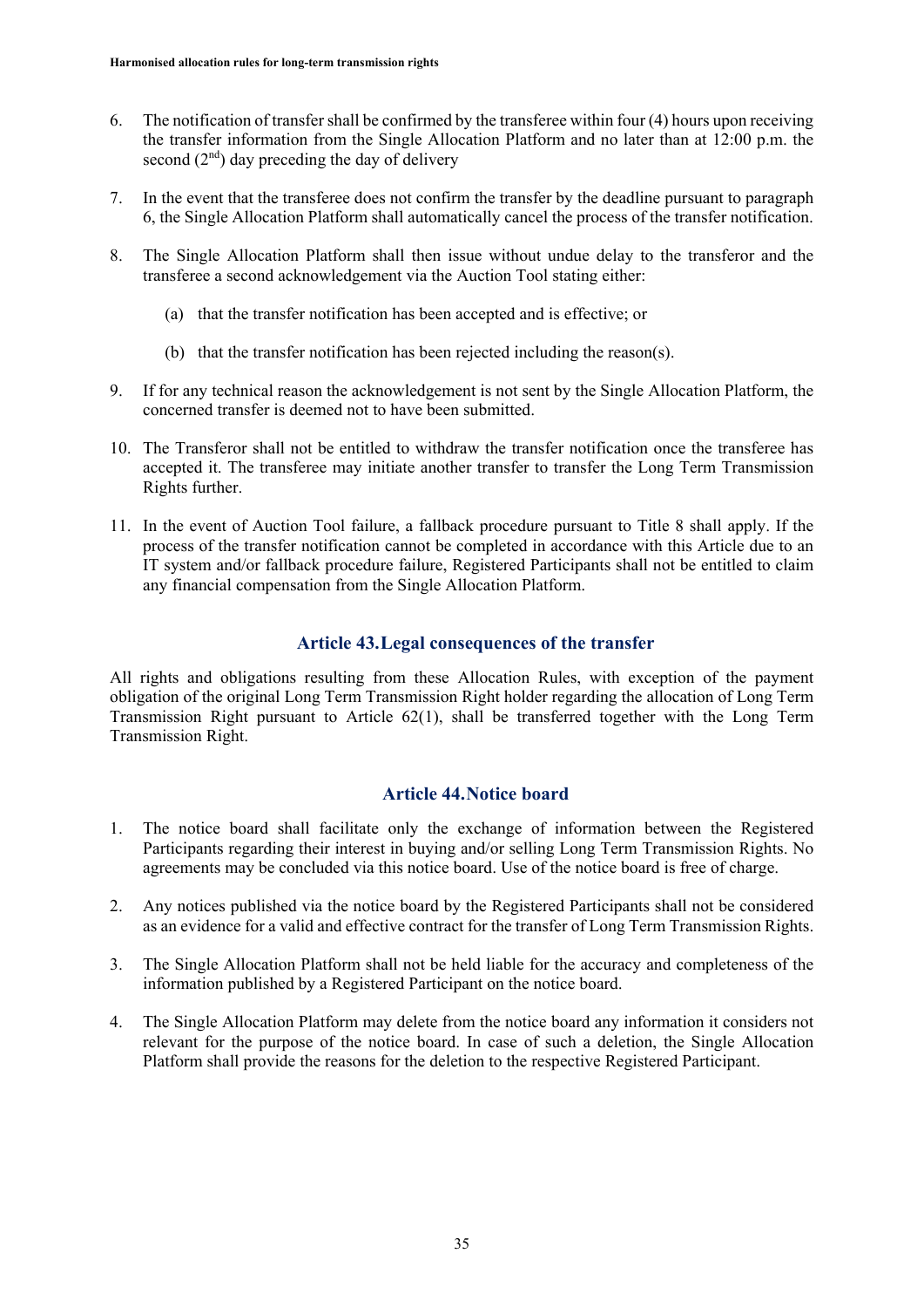6. The notification of transfer shall be confirmed by the transferee within four (4) hours upon receiving the transfer information from the Single Allocation Platform and no later than at 12:00 p.m. the second (2nd) day preceding the day of delivery

7. In the event that the transferee does not confirm the transfer by the deadline pursuant to paragraph 6, the Single Allocation Platform shall automatically cancel the process of the transfer notification.

8. The Single Allocation Platform shall then issue without undue delay to the transferor and the transferee a second acknowledgement via the Auction Tool stating either:

   (a) that the transfer notification has been accepted and is effective; or

   (b) that the transfer notification has been rejected including the reason(s).

9. If for any technical reason the acknowledgement is not sent by the Single Allocation Platform, the concerned transfer is deemed not to have been submitted.

10. The Transferor shall not be entitled to withdraw the transfer notification once the transferee has accepted it. The transferee may initiate another transfer to transfer the Long Term Transmission Rights further.

11. In the event of Auction Tool failure, a fallback procedure pursuant to Title 8 shall apply. If the process of the transfer notification cannot be completed in accordance with this Article due to an IT system and/or fallback procedure failure, Registered Participants shall not be entitled to claim any financial compensation from the Single Allocation Platform.

## Article 43. Legal consequences of the transfer

All rights and obligations resulting from these Allocation Rules, with exception of the payment obligation of the original Long Term Transmission Right holder regarding the allocation of Long Term Transmission Right pursuant to Article 62(1), shall be transferred together with the Long Term Transmission Right.

## Article 44. Notice board

1. The notice board shall facilitate only the exchange of information between the Registered Participants regarding their interest in buying and/or selling Long Term Transmission Rights. No agreements may be concluded via this notice board. Use of the notice board is free of charge.

2. Any notices published via the notice board by the Registered Participants shall not be considered as an evidence for a valid and effective contract for the transfer of Long Term Transmission Rights.

3. The Single Allocation Platform shall not be held liable for the accuracy and completeness of the information published by a Registered Participant on the notice board.

4. The Single Allocation Platform may delete from the notice board any information it considers not relevant for the purpose of the notice board. In case of such a deletion, the Single Allocation Platform shall provide the reasons for the deletion to the respective Registered Participant.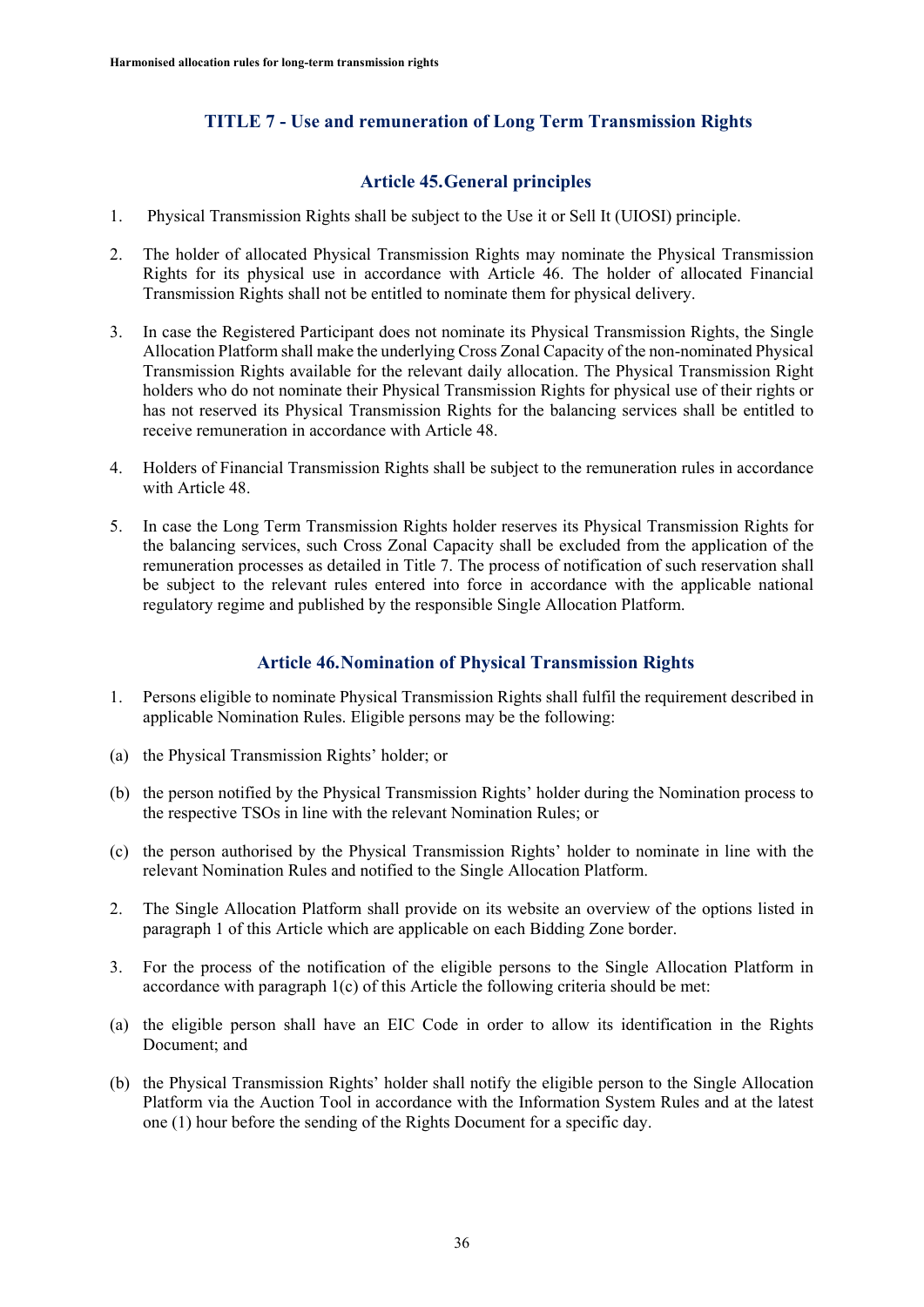## TITLE 7 - Use and remuneration of Long Term Transmission Rights

### Article 45. General principles

1. Physical Transmission Rights shall be subject to the Use it or Sell It (UIOSI) principle.

2. The holder of allocated Physical Transmission Rights may nominate the Physical Transmission Rights for its physical use in accordance with Article 46. The holder of allocated Financial Transmission Rights shall not be entitled to nominate them for physical delivery.

3. In case the Registered Participant does not nominate its Physical Transmission Rights, the Single Allocation Platform shall make the underlying Cross Zonal Capacity of the non-nominated Physical Transmission Rights available for the relevant daily allocation. The Physical Transmission Right holders who do not nominate their Physical Transmission Rights for physical use of their rights or has not reserved its Physical Transmission Rights for the balancing services shall be entitled to receive remuneration in accordance with Article 48.

4. Holders of Financial Transmission Rights shall be subject to the remuneration rules in accordance with Article 48.

5. In case the Long Term Transmission Rights holder reserves its Physical Transmission Rights for the balancing services, such Cross Zonal Capacity shall be excluded from the application of the remuneration processes as detailed in Title 7. The process of notification of such reservation shall be subject to the relevant rules entered into force in accordance with the applicable national regulatory regime and published by the responsible Single Allocation Platform.

### Article 46. Nomination of Physical Transmission Rights

1. Persons eligible to nominate Physical Transmission Rights shall fulfil the requirement described in applicable Nomination Rules. Eligible persons may be the following:

(a) the Physical Transmission Rights' holder; or

(b) the person notified by the Physical Transmission Rights' holder during the Nomination process to the respective TSOs in line with the relevant Nomination Rules; or

(c) the person authorised by the Physical Transmission Rights' holder to nominate in line with the relevant Nomination Rules and notified to the Single Allocation Platform.

2. The Single Allocation Platform shall provide on its website an overview of the options listed in paragraph 1 of this Article which are applicable on each Bidding Zone border.

3. For the process of the notification of the eligible persons to the Single Allocation Platform in accordance with paragraph 1(c) of this Article the following criteria should be met:

(a) the eligible person shall have an EIC Code in order to allow its identification in the Rights Document; and

(b) the Physical Transmission Rights' holder shall notify the eligible person to the Single Allocation Platform via the Auction Tool in accordance with the Information System Rules and at the latest one (1) hour before the sending of the Rights Document for a specific day.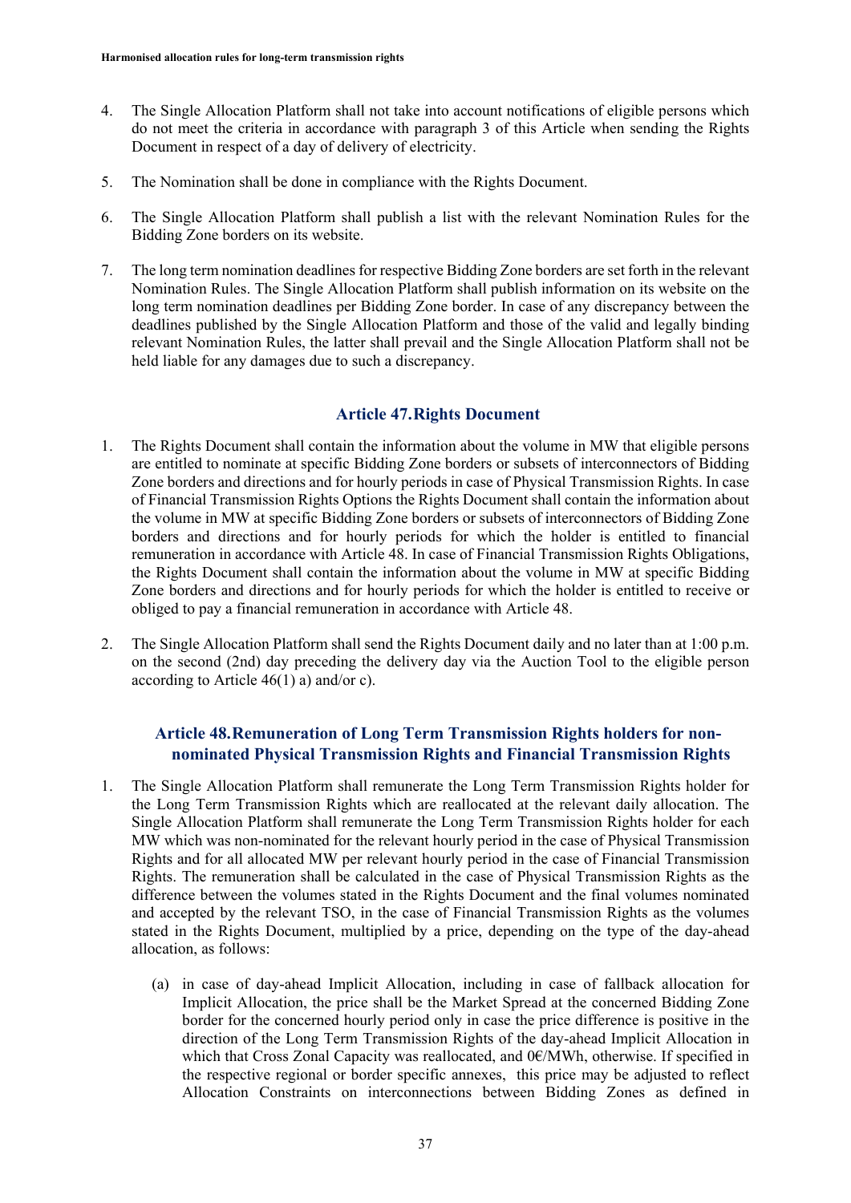4. The Single Allocation Platform shall not take into account notifications of eligible persons which do not meet the criteria in accordance with paragraph 3 of this Article when sending the Rights Document in respect of a day of delivery of electricity.

5. The Nomination shall be done in compliance with the Rights Document.

6. The Single Allocation Platform shall publish a list with the relevant Nomination Rules for the Bidding Zone borders on its website.

7. The long term nomination deadlines for respective Bidding Zone borders are set forth in the relevant Nomination Rules. The Single Allocation Platform shall publish information on its website on the long term nomination deadlines per Bidding Zone border. In case of any discrepancy between the deadlines published by the Single Allocation Platform and those of the valid and legally binding relevant Nomination Rules, the latter shall prevail and the Single Allocation Platform shall not be held liable for any damages due to such a discrepancy.

## Article 47. Rights Document

1. The Rights Document shall contain the information about the volume in MW that eligible persons are entitled to nominate at specific Bidding Zone borders or subsets of interconnectors of Bidding Zone borders and directions and for hourly periods in case of Physical Transmission Rights. In case of Financial Transmission Rights Options the Rights Document shall contain the information about the volume in MW at specific Bidding Zone borders or subsets of interconnectors of Bidding Zone borders and directions and for hourly periods for which the holder is entitled to financial remuneration in accordance with Article 48. In case of Financial Transmission Rights Obligations, the Rights Document shall contain the information about the volume in MW at specific Bidding Zone borders and directions and for hourly periods for which the holder is entitled to receive or obliged to pay a financial remuneration in accordance with Article 48.

2. The Single Allocation Platform shall send the Rights Document daily and no later than at 1:00 p.m. on the second (2nd) day preceding the delivery day via the Auction Tool to the eligible person according to Article 46(1) a) and/or c).

## Article 48. Remuneration of Long Term Transmission Rights holders for non-nominated Physical Transmission Rights and Financial Transmission Rights

1. The Single Allocation Platform shall remunerate the Long Term Transmission Rights holder for the Long Term Transmission Rights which are reallocated at the relevant daily allocation. The Single Allocation Platform shall remunerate the Long Term Transmission Rights holder for each MW which was non-nominated for the relevant hourly period in the case of Physical Transmission Rights and for all allocated MW per relevant hourly period in the case of Financial Transmission Rights. The remuneration shall be calculated in the case of Physical Transmission Rights as the difference between the volumes stated in the Rights Document and the final volumes nominated and accepted by the relevant TSO, in the case of Financial Transmission Rights as the volumes stated in the Rights Document, multiplied by a price, depending on the type of the day-ahead allocation, as follows:

   (a) in case of day-ahead Implicit Allocation, including in case of fallback allocation for Implicit Allocation, the price shall be the Market Spread at the concerned Bidding Zone border for the concerned hourly period only in case the price difference is positive in the direction of the Long Term Transmission Rights of the day-ahead Implicit Allocation in which that Cross Zonal Capacity was reallocated, and 0€/MWh, otherwise. If specified in the respective regional or border specific annexes, this price may be adjusted to reflect Allocation Constraints on interconnections between Bidding Zones as defined in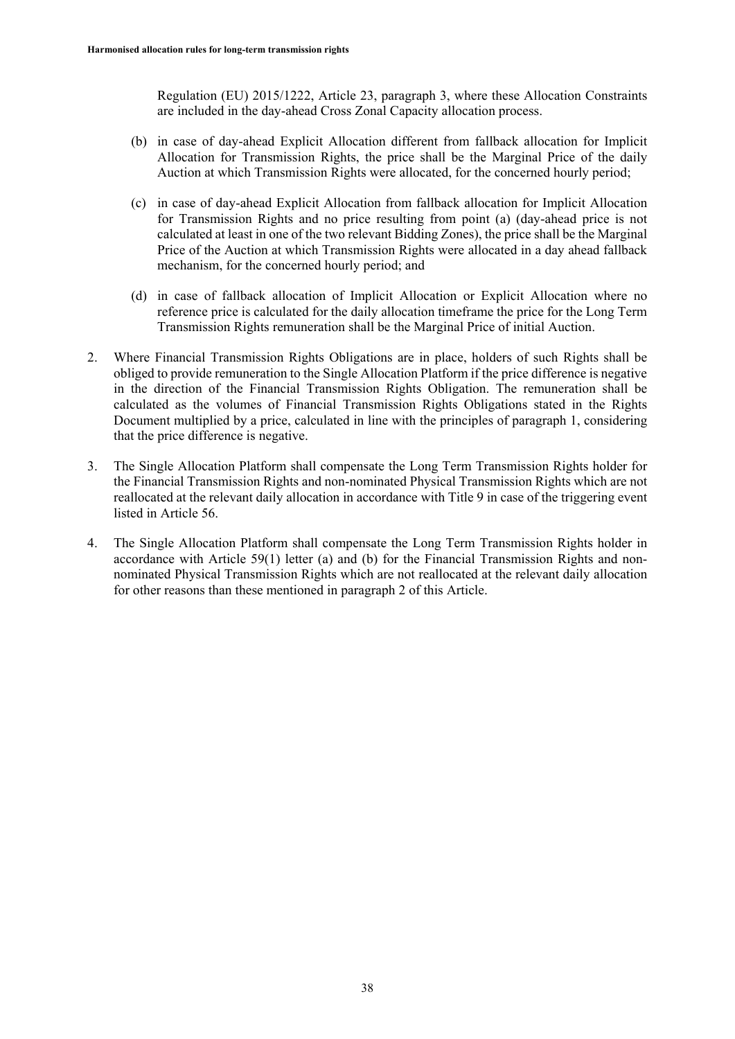Regulation (EU) 2015/1222, Article 23, paragraph 3, where these Allocation Constraints are included in the day-ahead Cross Zonal Capacity allocation process.

(b) in case of day-ahead Explicit Allocation different from fallback allocation for Implicit Allocation for Transmission Rights, the price shall be the Marginal Price of the daily Auction at which Transmission Rights were allocated, for the concerned hourly period;

(c) in case of day-ahead Explicit Allocation from fallback allocation for Implicit Allocation for Transmission Rights and no price resulting from point (a) (day-ahead price is not calculated at least in one of the two relevant Bidding Zones), the price shall be the Marginal Price of the Auction at which Transmission Rights were allocated in a day ahead fallback mechanism, for the concerned hourly period; and

(d) in case of fallback allocation of Implicit Allocation or Explicit Allocation where no reference price is calculated for the daily allocation timeframe the price for the Long Term Transmission Rights remuneration shall be the Marginal Price of initial Auction.

2. Where Financial Transmission Rights Obligations are in place, holders of such Rights shall be obliged to provide remuneration to the Single Allocation Platform if the price difference is negative in the direction of the Financial Transmission Rights Obligation. The remuneration shall be calculated as the volumes of Financial Transmission Rights Obligations stated in the Rights Document multiplied by a price, calculated in line with the principles of paragraph 1, considering that the price difference is negative.

3. The Single Allocation Platform shall compensate the Long Term Transmission Rights holder for the Financial Transmission Rights and non-nominated Physical Transmission Rights which are not reallocated at the relevant daily allocation in accordance with Title 9 in case of the triggering event listed in Article 56.

4. The Single Allocation Platform shall compensate the Long Term Transmission Rights holder in accordance with Article 59(1) letter (a) and (b) for the Financial Transmission Rights and non-nominated Physical Transmission Rights which are not reallocated at the relevant daily allocation for other reasons than these mentioned in paragraph 2 of this Article.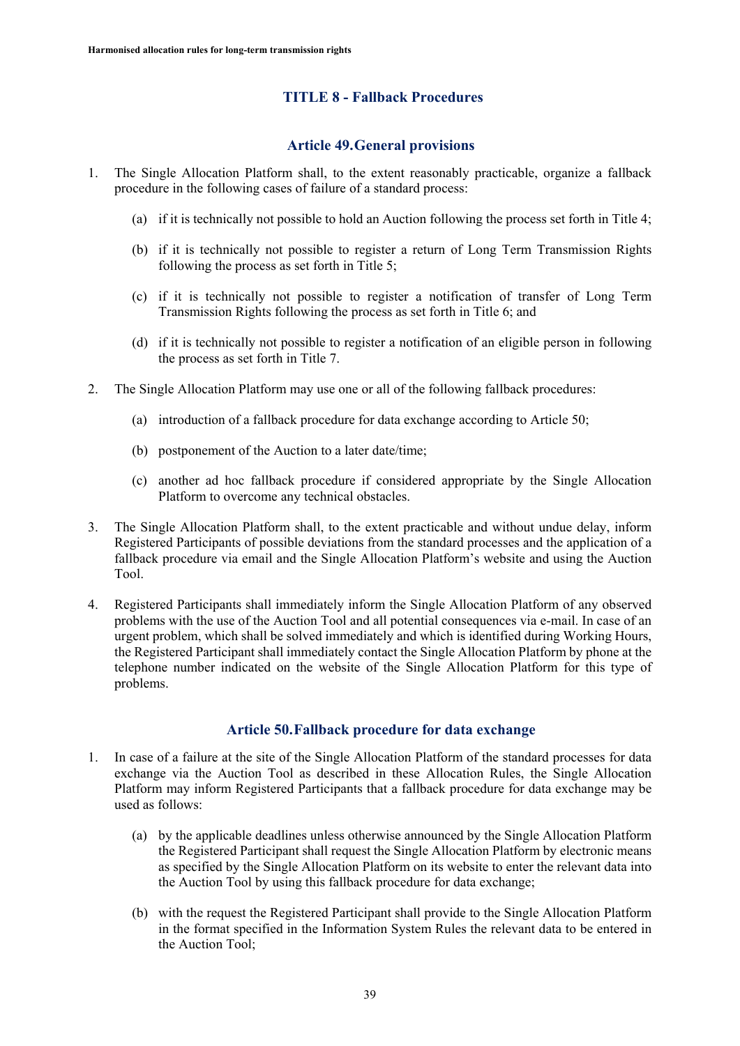## TITLE 8 - Fallback Procedures

### Article 49. General provisions

1. The Single Allocation Platform shall, to the extent reasonably practicable, organize a fallback procedure in the following cases of failure of a standard process:

   (a) if it is technically not possible to hold an Auction following the process set forth in Title 4;

   (b) if it is technically not possible to register a return of Long Term Transmission Rights following the process as set forth in Title 5;

   (c) if it is technically not possible to register a notification of transfer of Long Term Transmission Rights following the process as set forth in Title 6; and

   (d) if it is technically not possible to register a notification of an eligible person in following the process as set forth in Title 7.

2. The Single Allocation Platform may use one or all of the following fallback procedures:

   (a) introduction of a fallback procedure for data exchange according to Article 50;

   (b) postponement of the Auction to a later date/time;

   (c) another ad hoc fallback procedure if considered appropriate by the Single Allocation Platform to overcome any technical obstacles.

3. The Single Allocation Platform shall, to the extent practicable and without undue delay, inform Registered Participants of possible deviations from the standard processes and the application of a fallback procedure via email and the Single Allocation Platform's website and using the Auction Tool.

4. Registered Participants shall immediately inform the Single Allocation Platform of any observed problems with the use of the Auction Tool and all potential consequences via e-mail. In case of an urgent problem, which shall be solved immediately and which is identified during Working Hours, the Registered Participant shall immediately contact the Single Allocation Platform by phone at the telephone number indicated on the website of the Single Allocation Platform for this type of problems.

### Article 50. Fallback procedure for data exchange

1. In case of a failure at the site of the Single Allocation Platform of the standard processes for data exchange via the Auction Tool as described in these Allocation Rules, the Single Allocation Platform may inform Registered Participants that a fallback procedure for data exchange may be used as follows:

   (a) by the applicable deadlines unless otherwise announced by the Single Allocation Platform the Registered Participant shall request the Single Allocation Platform by electronic means as specified by the Single Allocation Platform on its website to enter the relevant data into the Auction Tool by using this fallback procedure for data exchange;

   (b) with the request the Registered Participant shall provide to the Single Allocation Platform in the format specified in the Information System Rules the relevant data to be entered in the Auction Tool;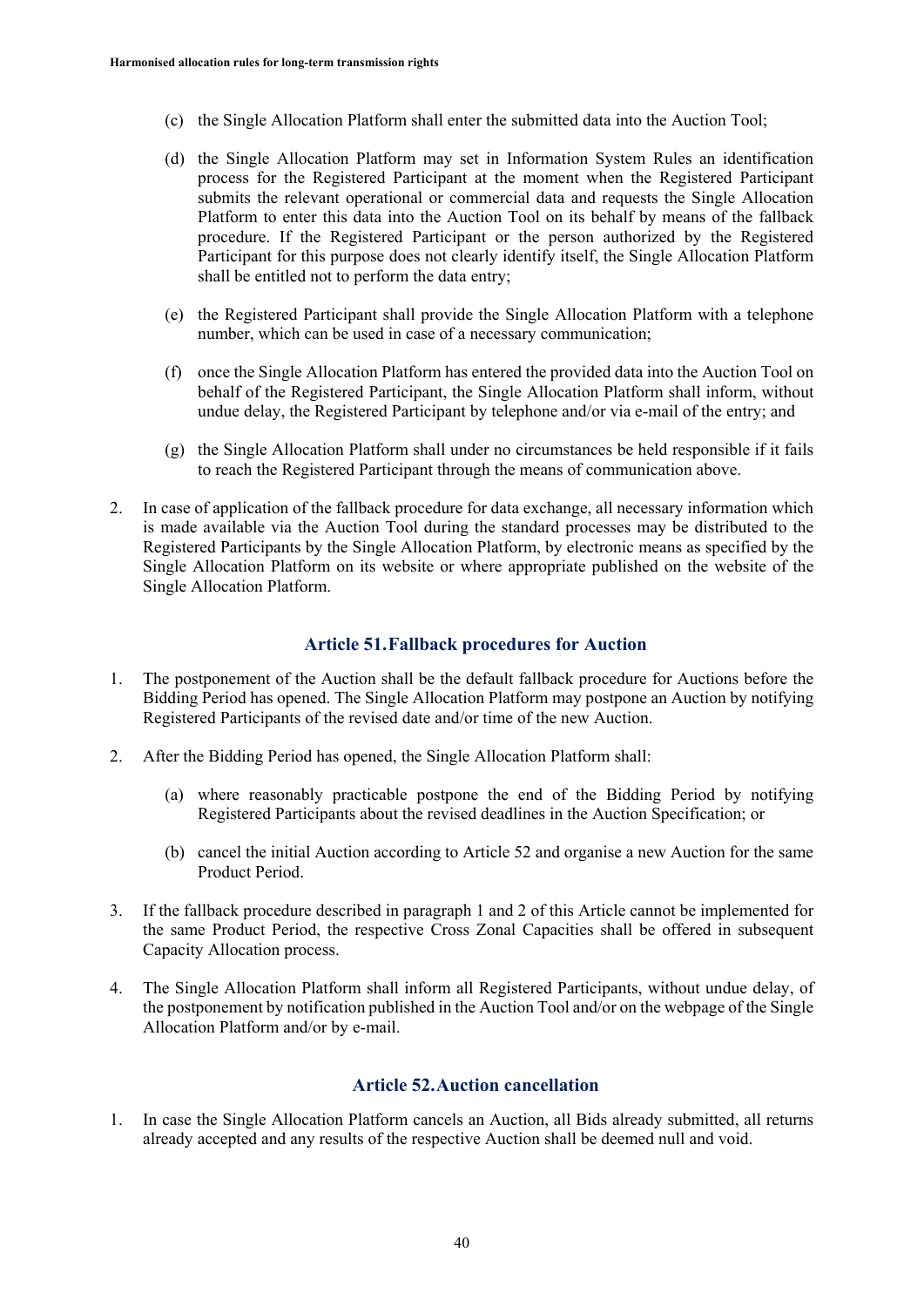(c) the Single Allocation Platform shall enter the submitted data into the Auction Tool;

(d) the Single Allocation Platform may set in Information System Rules an identification process for the Registered Participant at the moment when the Registered Participant submits the relevant operational or commercial data and requests the Single Allocation Platform to enter this data into the Auction Tool on its behalf by means of the fallback procedure. If the Registered Participant or the person authorized by the Registered Participant for this purpose does not clearly identify itself, the Single Allocation Platform shall be entitled not to perform the data entry;

(e) the Registered Participant shall provide the Single Allocation Platform with a telephone number, which can be used in case of a necessary communication;

(f) once the Single Allocation Platform has entered the provided data into the Auction Tool on behalf of the Registered Participant, the Single Allocation Platform shall inform, without undue delay, the Registered Participant by telephone and/or via e-mail of the entry; and

(g) the Single Allocation Platform shall under no circumstances be held responsible if it fails to reach the Registered Participant through the means of communication above.

2. In case of application of the fallback procedure for data exchange, all necessary information which is made available via the Auction Tool during the standard processes may be distributed to the Registered Participants by the Single Allocation Platform, by electronic means as specified by the Single Allocation Platform on its website or where appropriate published on the website of the Single Allocation Platform.

## Article 51. Fallback procedures for Auction

1. The postponement of the Auction shall be the default fallback procedure for Auctions before the Bidding Period has opened. The Single Allocation Platform may postpone an Auction by notifying Registered Participants of the revised date and/or time of the new Auction.

2. After the Bidding Period has opened, the Single Allocation Platform shall:

   (a) where reasonably practicable postpone the end of the Bidding Period by notifying Registered Participants about the revised deadlines in the Auction Specification; or

   (b) cancel the initial Auction according to Article 52 and organise a new Auction for the same Product Period.

3. If the fallback procedure described in paragraph 1 and 2 of this Article cannot be implemented for the same Product Period, the respective Cross Zonal Capacities shall be offered in subsequent Capacity Allocation process.

4. The Single Allocation Platform shall inform all Registered Participants, without undue delay, of the postponement by notification published in the Auction Tool and/or on the webpage of the Single Allocation Platform and/or by e-mail.

## Article 52. Auction cancellation

1. In case the Single Allocation Platform cancels an Auction, all Bids already submitted, all returns already accepted and any results of the respective Auction shall be deemed null and void.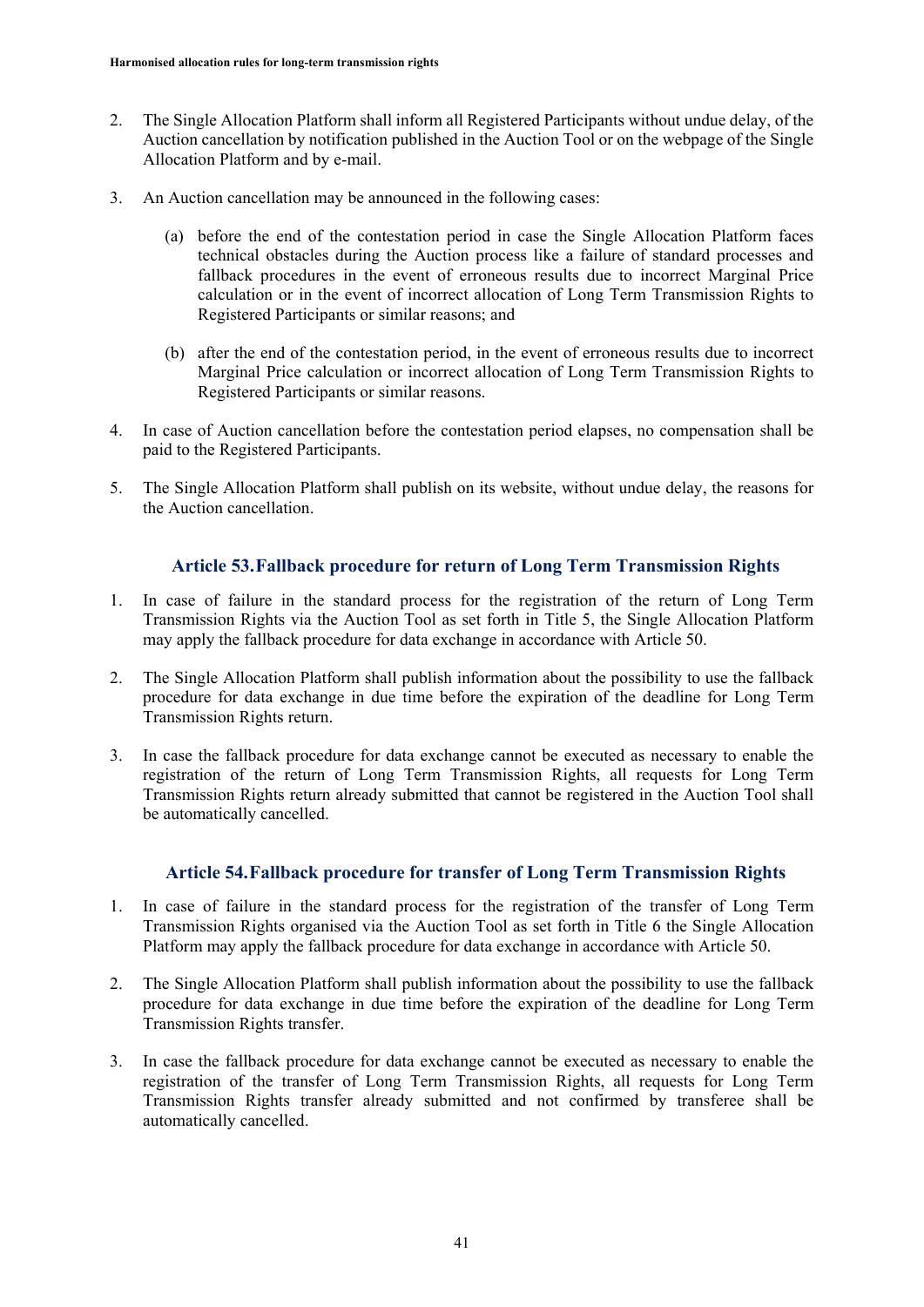2. The Single Allocation Platform shall inform all Registered Participants without undue delay, of the Auction cancellation by notification published in the Auction Tool or on the webpage of the Single Allocation Platform and by e-mail.

3. An Auction cancellation may be announced in the following cases:

   (a) before the end of the contestation period in case the Single Allocation Platform faces technical obstacles during the Auction process like a failure of standard processes and fallback procedures in the event of erroneous results due to incorrect Marginal Price calculation or in the event of incorrect allocation of Long Term Transmission Rights to Registered Participants or similar reasons; and

   (b) after the end of the contestation period, in the event of erroneous results due to incorrect Marginal Price calculation or incorrect allocation of Long Term Transmission Rights to Registered Participants or similar reasons.

4. In case of Auction cancellation before the contestation period elapses, no compensation shall be paid to the Registered Participants.

5. The Single Allocation Platform shall publish on its website, without undue delay, the reasons for the Auction cancellation.

## Article 53. Fallback procedure for return of Long Term Transmission Rights

1. In case of failure in the standard process for the registration of the return of Long Term Transmission Rights via the Auction Tool as set forth in Title 5, the Single Allocation Platform may apply the fallback procedure for data exchange in accordance with Article 50.

2. The Single Allocation Platform shall publish information about the possibility to use the fallback procedure for data exchange in due time before the expiration of the deadline for Long Term Transmission Rights return.

3. In case the fallback procedure for data exchange cannot be executed as necessary to enable the registration of the return of Long Term Transmission Rights, all requests for Long Term Transmission Rights return already submitted that cannot be registered in the Auction Tool shall be automatically cancelled.

## Article 54. Fallback procedure for transfer of Long Term Transmission Rights

1. In case of failure in the standard process for the registration of the transfer of Long Term Transmission Rights organised via the Auction Tool as set forth in Title 6 the Single Allocation Platform may apply the fallback procedure for data exchange in accordance with Article 50.

2. The Single Allocation Platform shall publish information about the possibility to use the fallback procedure for data exchange in due time before the expiration of the deadline for Long Term Transmission Rights transfer.

3. In case the fallback procedure for data exchange cannot be executed as necessary to enable the registration of the transfer of Long Term Transmission Rights, all requests for Long Term Transmission Rights transfer already submitted and not confirmed by transferee shall be automatically cancelled.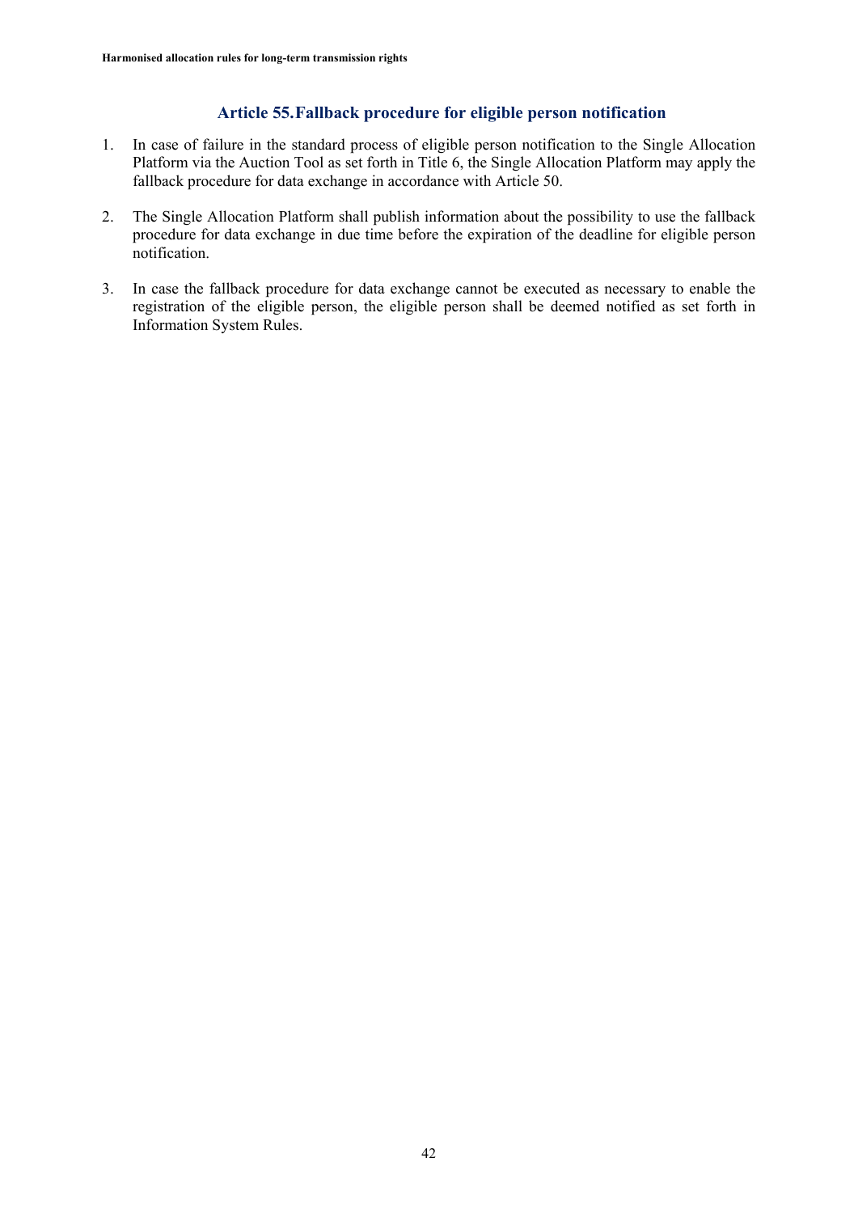## Article 55. Fallback procedure for eligible person notification

1. In case of failure in the standard process of eligible person notification to the Single Allocation Platform via the Auction Tool as set forth in Title 6, the Single Allocation Platform may apply the fallback procedure for data exchange in accordance with Article 50.

2. The Single Allocation Platform shall publish information about the possibility to use the fallback procedure for data exchange in due time before the expiration of the deadline for eligible person notification.

3. In case the fallback procedure for data exchange cannot be executed as necessary to enable the registration of the eligible person, the eligible person shall be deemed notified as set forth in Information System Rules.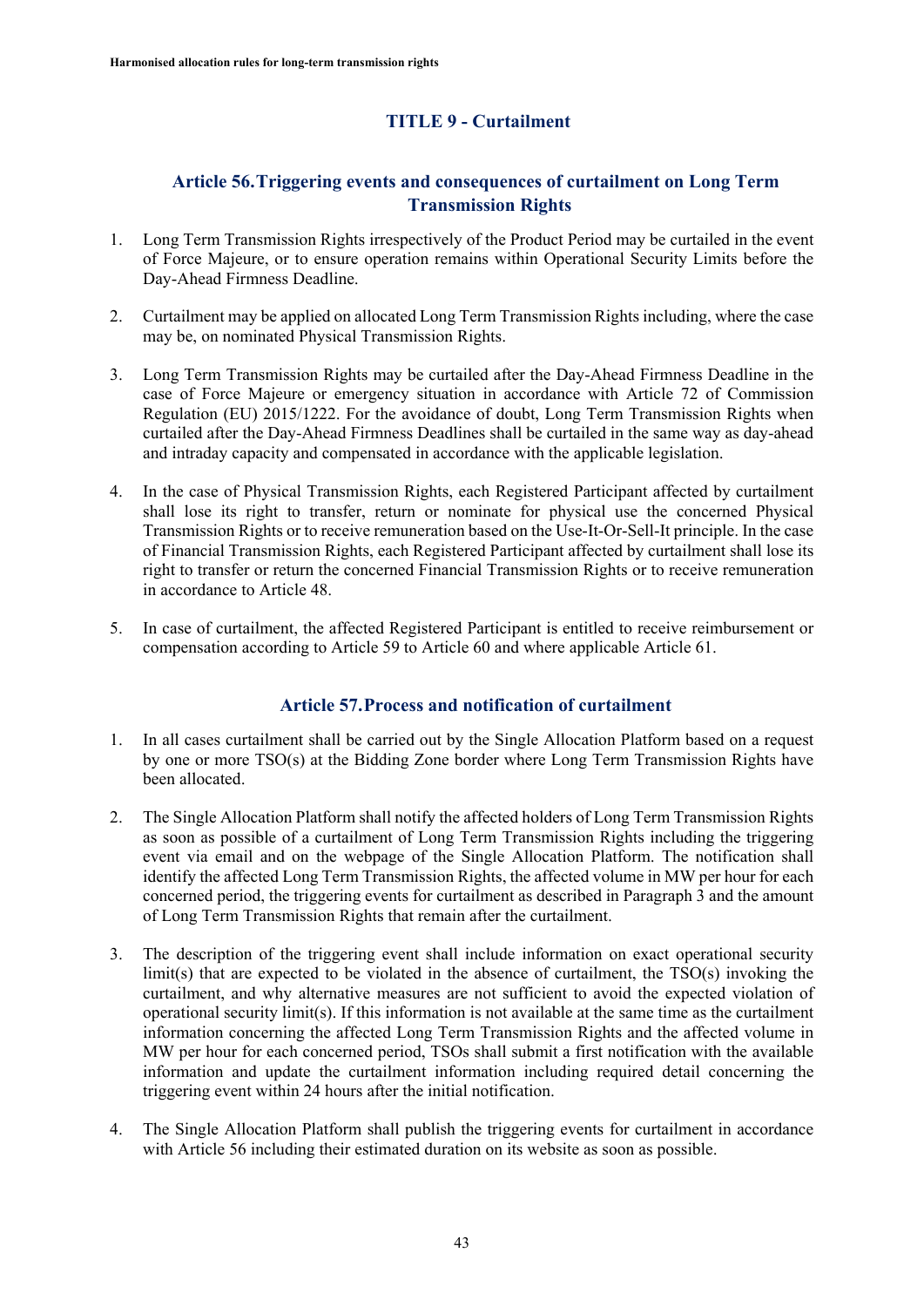## TITLE 9 - Curtailment

### Article 56. Triggering events and consequences of curtailment on Long Term Transmission Rights

1. Long Term Transmission Rights irrespectively of the Product Period may be curtailed in the event of Force Majeure, or to ensure operation remains within Operational Security Limits before the Day-Ahead Firmness Deadline.

2. Curtailment may be applied on allocated Long Term Transmission Rights including, where the case may be, on nominated Physical Transmission Rights.

3. Long Term Transmission Rights may be curtailed after the Day-Ahead Firmness Deadline in the case of Force Majeure or emergency situation in accordance with Article 72 of Commission Regulation (EU) 2015/1222. For the avoidance of doubt, Long Term Transmission Rights when curtailed after the Day-Ahead Firmness Deadlines shall be curtailed in the same way as day-ahead and intraday capacity and compensated in accordance with the applicable legislation.

4. In the case of Physical Transmission Rights, each Registered Participant affected by curtailment shall lose its right to transfer, return or nominate for physical use the concerned Physical Transmission Rights or to receive remuneration based on the Use-It-Or-Sell-It principle. In the case of Financial Transmission Rights, each Registered Participant affected by curtailment shall lose its right to transfer or return the concerned Financial Transmission Rights or to receive remuneration in accordance to Article 48.

5. In case of curtailment, the affected Registered Participant is entitled to receive reimbursement or compensation according to Article 59 to Article 60 and where applicable Article 61.

### Article 57. Process and notification of curtailment

1. In all cases curtailment shall be carried out by the Single Allocation Platform based on a request by one or more TSO(s) at the Bidding Zone border where Long Term Transmission Rights have been allocated.

2. The Single Allocation Platform shall notify the affected holders of Long Term Transmission Rights as soon as possible of a curtailment of Long Term Transmission Rights including the triggering event via email and on the webpage of the Single Allocation Platform. The notification shall identify the affected Long Term Transmission Rights, the affected volume in MW per hour for each concerned period, the triggering events for curtailment as described in Paragraph 3 and the amount of Long Term Transmission Rights that remain after the curtailment.

3. The description of the triggering event shall include information on exact operational security limit(s) that are expected to be violated in the absence of curtailment, the TSO(s) invoking the curtailment, and why alternative measures are not sufficient to avoid the expected violation of operational security limit(s). If this information is not available at the same time as the curtailment information concerning the affected Long Term Transmission Rights and the affected volume in MW per hour for each concerned period, TSOs shall submit a first notification with the available information and update the curtailment information including required detail concerning the triggering event within 24 hours after the initial notification.

4. The Single Allocation Platform shall publish the triggering events for curtailment in accordance with Article 56 including their estimated duration on its website as soon as possible.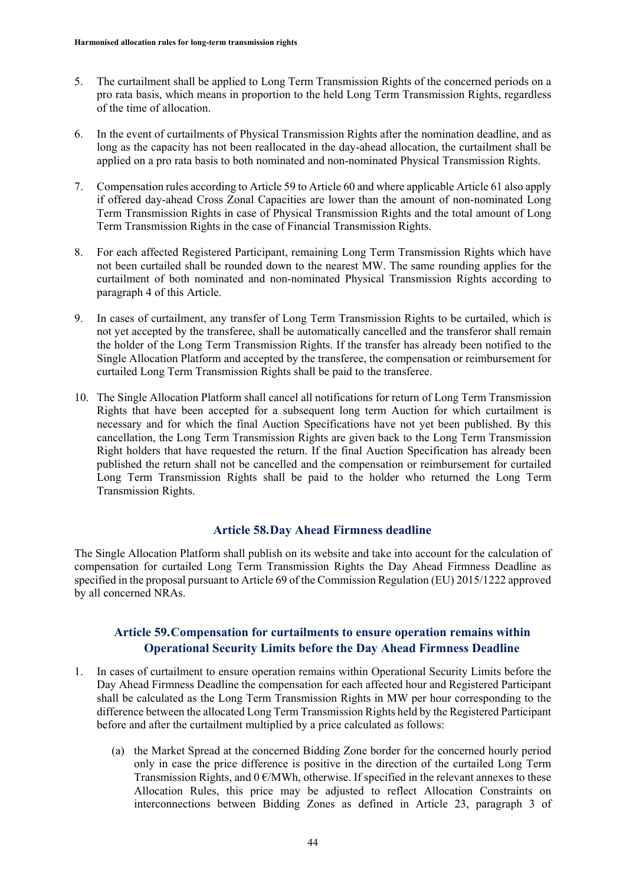5. The curtailment shall be applied to Long Term Transmission Rights of the concerned periods on a pro rata basis, which means in proportion to the held Long Term Transmission Rights, regardless of the time of allocation.

6. In the event of curtailments of Physical Transmission Rights after the nomination deadline, and as long as the capacity has not been reallocated in the day-ahead allocation, the curtailment shall be applied on a pro rata basis to both nominated and non-nominated Physical Transmission Rights.

7. Compensation rules according to Article 59 to Article 60 and where applicable Article 61 also apply if offered day-ahead Cross Zonal Capacities are lower than the amount of non-nominated Long Term Transmission Rights in case of Physical Transmission Rights and the total amount of Long Term Transmission Rights in the case of Financial Transmission Rights.

8. For each affected Registered Participant, remaining Long Term Transmission Rights which have not been curtailed shall be rounded down to the nearest MW. The same rounding applies for the curtailment of both nominated and non-nominated Physical Transmission Rights according to paragraph 4 of this Article.

9. In cases of curtailment, any transfer of Long Term Transmission Rights to be curtailed, which is not yet accepted by the transferee, shall be automatically cancelled and the transferor shall remain the holder of the Long Term Transmission Rights. If the transfer has already been notified to the Single Allocation Platform and accepted by the transferee, the compensation or reimbursement for curtailed Long Term Transmission Rights shall be paid to the transferee.

10. The Single Allocation Platform shall cancel all notifications for return of Long Term Transmission Rights that have been accepted for a subsequent long term Auction for which curtailment is necessary and for which the final Auction Specifications have not yet been published. By this cancellation, the Long Term Transmission Rights are given back to the Long Term Transmission Right holders that have requested the return. If the final Auction Specification has already been published the return shall not be cancelled and the compensation or reimbursement for curtailed Long Term Transmission Rights shall be paid to the holder who returned the Long Term Transmission Rights.

## Article 58. Day Ahead Firmness deadline

The Single Allocation Platform shall publish on its website and take into account for the calculation of compensation for curtailed Long Term Transmission Rights the Day Ahead Firmness Deadline as specified in the proposal pursuant to Article 69 of the Commission Regulation (EU) 2015/1222 approved by all concerned NRAs.

## Article 59. Compensation for curtailments to ensure operation remains within Operational Security Limits before the Day Ahead Firmness Deadline

1. In cases of curtailment to ensure operation remains within Operational Security Limits before the Day Ahead Firmness Deadline the compensation for each affected hour and Registered Participant shall be calculated as the Long Term Transmission Rights in MW per hour corresponding to the difference between the allocated Long Term Transmission Rights held by the Registered Participant before and after the curtailment multiplied by a price calculated as follows:

   (a) the Market Spread at the concerned Bidding Zone border for the concerned hourly period only in case the price difference is positive in the direction of the curtailed Long Term Transmission Rights, and 0 €/MWh, otherwise. If specified in the relevant annexes to these Allocation Rules, this price may be adjusted to reflect Allocation Constraints on interconnections between Bidding Zones as defined in Article 23, paragraph 3 of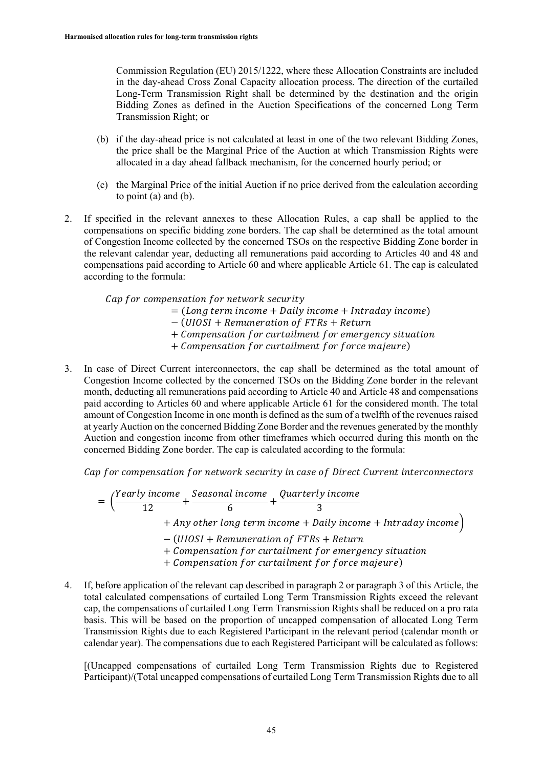Commission Regulation (EU) 2015/1222, where these Allocation Constraints are included in the day-ahead Cross Zonal Capacity allocation process. The direction of the curtailed Long-Term Transmission Right shall be determined by the destination and the origin Bidding Zones as defined in the Auction Specifications of the concerned Long Term Transmission Right; or

(b) if the day-ahead price is not calculated at least in one of the two relevant Bidding Zones, the price shall be the Marginal Price of the Auction at which Transmission Rights were allocated in a day ahead fallback mechanism, for the concerned hourly period; or

(c) the Marginal Price of the initial Auction if no price derived from the calculation according to point (a) and (b).

2. If specified in the relevant annexes to these Allocation Rules, a cap shall be applied to the compensations on specific bidding zone borders. The cap shall be determined as the total amount of Congestion Income collected by the concerned TSOs on the respective Bidding Zone border in the relevant calendar year, deducting all remunerations paid according to Articles 40 and 48 and compensations paid according to Article 60 and where applicable Article 61. The cap is calculated according to the formula:

$$\begin{aligned} &Cap\ for\ compensation\ for\ network\ security \\ &\quad = (Long\ term\ income + Daily\ income + Intraday\ income) \\ &\quad - (UIOSI + Remuneration\ of\ FTRs + Return \\ &\quad + Compensation\ for\ curtailment\ for\ emergency\ situation \\ &\quad + Compensation\ for\ curtailment\ for\ force\ majeure) \end{aligned}$$

3. In case of Direct Current interconnectors, the cap shall be determined as the total amount of Congestion Income collected by the concerned TSOs on the Bidding Zone border in the relevant month, deducting all remunerations paid according to Article 40 and Article 48 and compensations paid according to Articles 60 and where applicable Article 61 for the considered month. The total amount of Congestion Income in one month is defined as the sum of a twelfth of the revenues raised at yearly Auction on the concerned Bidding Zone Border and the revenues generated by the monthly Auction and congestion income from other timeframes which occurred during this month on the concerned Bidding Zone border. The cap is calculated according to the formula:

$$\begin{aligned} &Cap\ for\ compensation\ for\ network\ security\ in\ case\ of\ Direct\ Current\ interconnectors \\ &= \Big(\frac{Yearly\ income}{12} + \frac{Seasonal\ income}{6} + \frac{Quarterly\ income}{3} \\ &\quad + Any\ other\ long\ term\ income + Daily\ income + Intraday\ income\Big) \\ &\quad - (UIOSI + Remuneration\ of\ FTRs + Return \\ &\quad + Compensation\ for\ curtailment\ for\ emergency\ situation \\ &\quad + Compensation\ for\ curtailment\ for\ force\ majeure) \end{aligned}$$

4. If, before application of the relevant cap described in paragraph 2 or paragraph 3 of this Article, the total calculated compensations of curtailed Long Term Transmission Rights exceed the relevant cap, the compensations of curtailed Long Term Transmission Rights shall be reduced on a pro rata basis. This will be based on the proportion of uncapped compensation of allocated Long Term Transmission Rights due to each Registered Participant in the relevant period (calendar month or calendar year). The compensations due to each Registered Participant will be calculated as follows:

[(Uncapped compensations of curtailed Long Term Transmission Rights due to Registered Participant)/(Total uncapped compensations of curtailed Long Term Transmission Rights due to all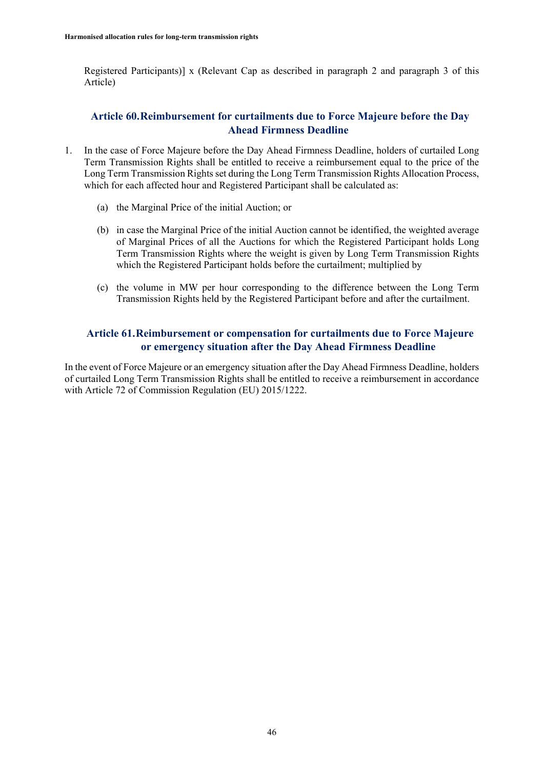Registered Participants)] x (Relevant Cap as described in paragraph 2 and paragraph 3 of this Article)

## Article 60. Reimbursement for curtailments due to Force Majeure before the Day Ahead Firmness Deadline

1. In the case of Force Majeure before the Day Ahead Firmness Deadline, holders of curtailed Long Term Transmission Rights shall be entitled to receive a reimbursement equal to the price of the Long Term Transmission Rights set during the Long Term Transmission Rights Allocation Process, which for each affected hour and Registered Participant shall be calculated as:

   (a) the Marginal Price of the initial Auction; or

   (b) in case the Marginal Price of the initial Auction cannot be identified, the weighted average of Marginal Prices of all the Auctions for which the Registered Participant holds Long Term Transmission Rights where the weight is given by Long Term Transmission Rights which the Registered Participant holds before the curtailment; multiplied by

   (c) the volume in MW per hour corresponding to the difference between the Long Term Transmission Rights held by the Registered Participant before and after the curtailment.

## Article 61. Reimbursement or compensation for curtailments due to Force Majeure or emergency situation after the Day Ahead Firmness Deadline

In the event of Force Majeure or an emergency situation after the Day Ahead Firmness Deadline, holders of curtailed Long Term Transmission Rights shall be entitled to receive a reimbursement in accordance with Article 72 of Commission Regulation (EU) 2015/1222.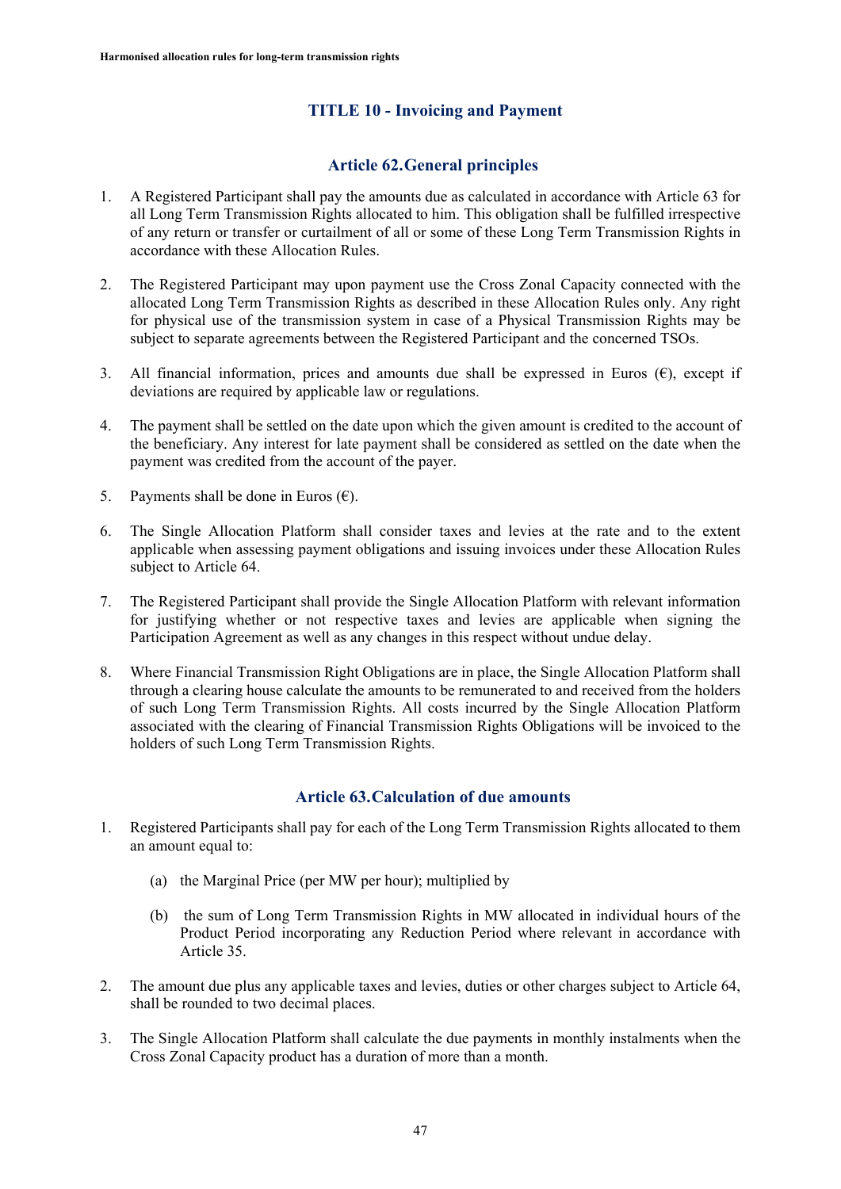## TITLE 10 - Invoicing and Payment

### Article 62. General principles

1. A Registered Participant shall pay the amounts due as calculated in accordance with Article 63 for all Long Term Transmission Rights allocated to him. This obligation shall be fulfilled irrespective of any return or transfer or curtailment of all or some of these Long Term Transmission Rights in accordance with these Allocation Rules.

2. The Registered Participant may upon payment use the Cross Zonal Capacity connected with the allocated Long Term Transmission Rights as described in these Allocation Rules only. Any right for physical use of the transmission system in case of a Physical Transmission Rights may be subject to separate agreements between the Registered Participant and the concerned TSOs.

3. All financial information, prices and amounts due shall be expressed in Euros (€), except if deviations are required by applicable law or regulations.

4. The payment shall be settled on the date upon which the given amount is credited to the account of the beneficiary. Any interest for late payment shall be considered as settled on the date when the payment was credited from the account of the payer.

5. Payments shall be done in Euros (€).

6. The Single Allocation Platform shall consider taxes and levies at the rate and to the extent applicable when assessing payment obligations and issuing invoices under these Allocation Rules subject to Article 64.

7. The Registered Participant shall provide the Single Allocation Platform with relevant information for justifying whether or not respective taxes and levies are applicable when signing the Participation Agreement as well as any changes in this respect without undue delay.

8. Where Financial Transmission Right Obligations are in place, the Single Allocation Platform shall through a clearing house calculate the amounts to be remunerated to and received from the holders of such Long Term Transmission Rights. All costs incurred by the Single Allocation Platform associated with the clearing of Financial Transmission Rights Obligations will be invoiced to the holders of such Long Term Transmission Rights.

### Article 63. Calculation of due amounts

1. Registered Participants shall pay for each of the Long Term Transmission Rights allocated to them an amount equal to:

   (a) the Marginal Price (per MW per hour); multiplied by

   (b) the sum of Long Term Transmission Rights in MW allocated in individual hours of the Product Period incorporating any Reduction Period where relevant in accordance with Article 35.

2. The amount due plus any applicable taxes and levies, duties or other charges subject to Article 64, shall be rounded to two decimal places.

3. The Single Allocation Platform shall calculate the due payments in monthly instalments when the Cross Zonal Capacity product has a duration of more than a month.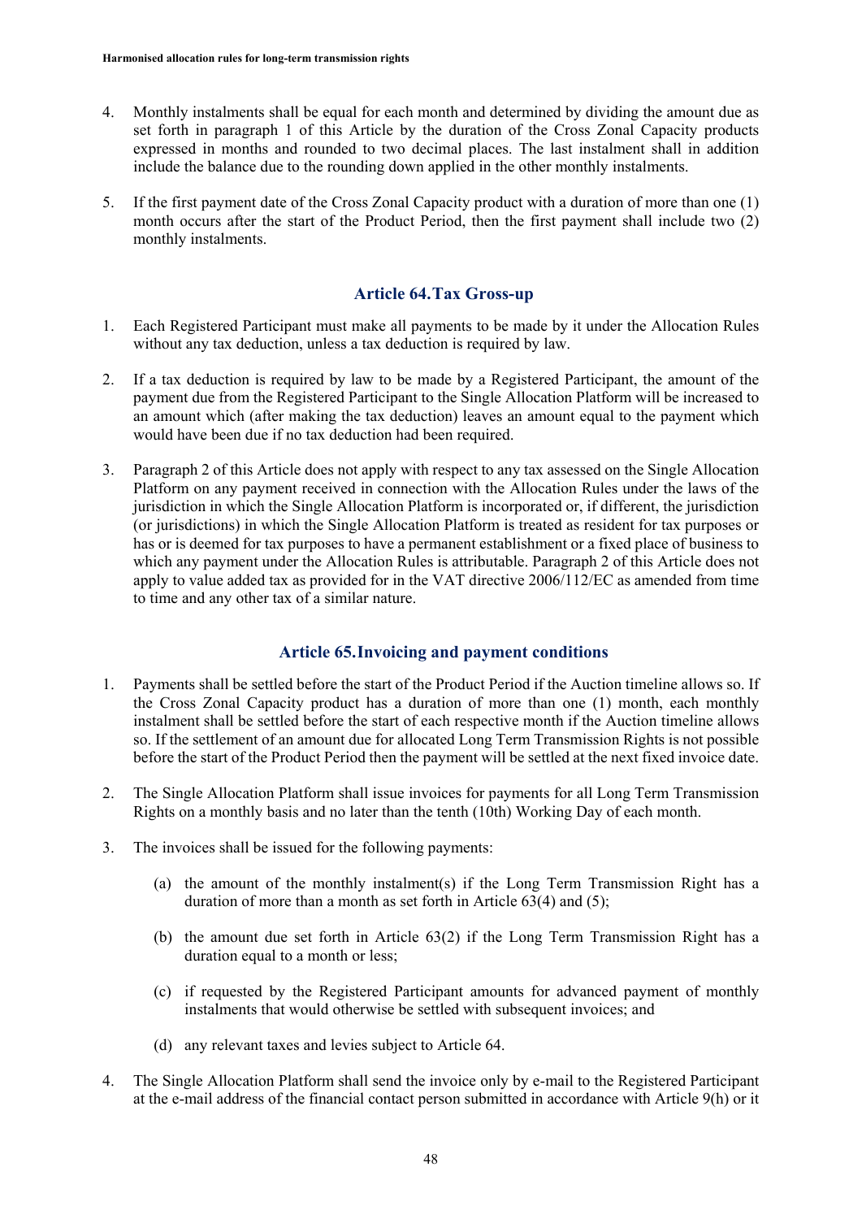4. Monthly instalments shall be equal for each month and determined by dividing the amount due as set forth in paragraph 1 of this Article by the duration of the Cross Zonal Capacity products expressed in months and rounded to two decimal places. The last instalment shall in addition include the balance due to the rounding down applied in the other monthly instalments.

5. If the first payment date of the Cross Zonal Capacity product with a duration of more than one (1) month occurs after the start of the Product Period, then the first payment shall include two (2) monthly instalments.

## Article 64. Tax Gross-up

1. Each Registered Participant must make all payments to be made by it under the Allocation Rules without any tax deduction, unless a tax deduction is required by law.

2. If a tax deduction is required by law to be made by a Registered Participant, the amount of the payment due from the Registered Participant to the Single Allocation Platform will be increased to an amount which (after making the tax deduction) leaves an amount equal to the payment which would have been due if no tax deduction had been required.

3. Paragraph 2 of this Article does not apply with respect to any tax assessed on the Single Allocation Platform on any payment received in connection with the Allocation Rules under the laws of the jurisdiction in which the Single Allocation Platform is incorporated or, if different, the jurisdiction (or jurisdictions) in which the Single Allocation Platform is treated as resident for tax purposes or has or is deemed for tax purposes to have a permanent establishment or a fixed place of business to which any payment under the Allocation Rules is attributable. Paragraph 2 of this Article does not apply to value added tax as provided for in the VAT directive 2006/112/EC as amended from time to time and any other tax of a similar nature.

## Article 65. Invoicing and payment conditions

1. Payments shall be settled before the start of the Product Period if the Auction timeline allows so. If the Cross Zonal Capacity product has a duration of more than one (1) month, each monthly instalment shall be settled before the start of each respective month if the Auction timeline allows so. If the settlement of an amount due for allocated Long Term Transmission Rights is not possible before the start of the Product Period then the payment will be settled at the next fixed invoice date.

2. The Single Allocation Platform shall issue invoices for payments for all Long Term Transmission Rights on a monthly basis and no later than the tenth (10th) Working Day of each month.

3. The invoices shall be issued for the following payments:

   (a) the amount of the monthly instalment(s) if the Long Term Transmission Right has a duration of more than a month as set forth in Article 63(4) and (5);

   (b) the amount due set forth in Article 63(2) if the Long Term Transmission Right has a duration equal to a month or less;

   (c) if requested by the Registered Participant amounts for advanced payment of monthly instalments that would otherwise be settled with subsequent invoices; and

   (d) any relevant taxes and levies subject to Article 64.

4. The Single Allocation Platform shall send the invoice only by e-mail to the Registered Participant at the e-mail address of the financial contact person submitted in accordance with Article 9(h) or it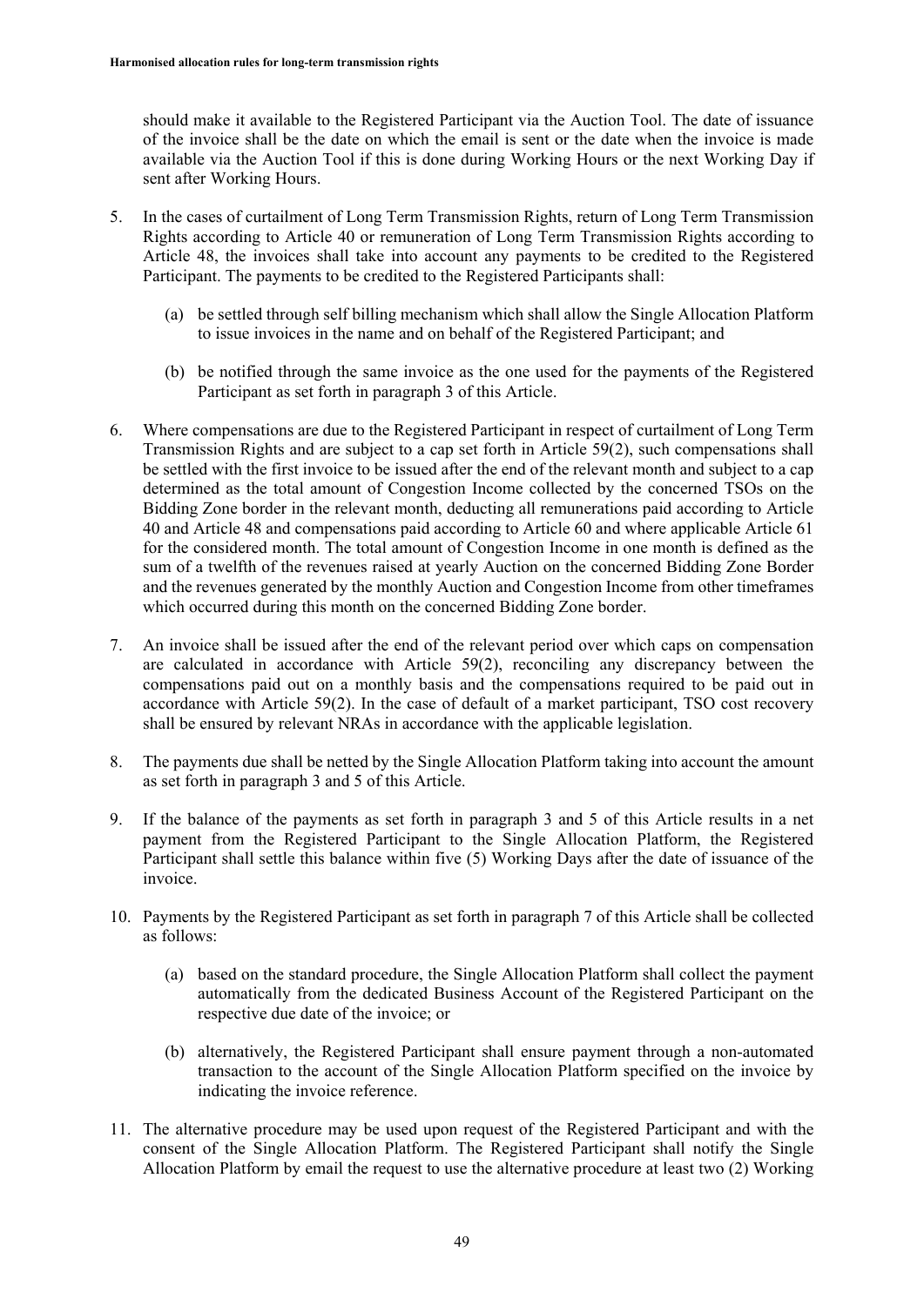should make it available to the Registered Participant via the Auction Tool. The date of issuance of the invoice shall be the date on which the email is sent or the date when the invoice is made available via the Auction Tool if this is done during Working Hours or the next Working Day if sent after Working Hours.

5. In the cases of curtailment of Long Term Transmission Rights, return of Long Term Transmission Rights according to Article 40 or remuneration of Long Term Transmission Rights according to Article 48, the invoices shall take into account any payments to be credited to the Registered Participant. The payments to be credited to the Registered Participants shall:

   (a) be settled through self billing mechanism which shall allow the Single Allocation Platform to issue invoices in the name and on behalf of the Registered Participant; and

   (b) be notified through the same invoice as the one used for the payments of the Registered Participant as set forth in paragraph 3 of this Article.

6. Where compensations are due to the Registered Participant in respect of curtailment of Long Term Transmission Rights and are subject to a cap set forth in Article 59(2), such compensations shall be settled with the first invoice to be issued after the end of the relevant month and subject to a cap determined as the total amount of Congestion Income collected by the concerned TSOs on the Bidding Zone border in the relevant month, deducting all remunerations paid according to Article 40 and Article 48 and compensations paid according to Article 60 and where applicable Article 61 for the considered month. The total amount of Congestion Income in one month is defined as the sum of a twelfth of the revenues raised at yearly Auction on the concerned Bidding Zone Border and the revenues generated by the monthly Auction and Congestion Income from other timeframes which occurred during this month on the concerned Bidding Zone border.

7. An invoice shall be issued after the end of the relevant period over which caps on compensation are calculated in accordance with Article 59(2), reconciling any discrepancy between the compensations paid out on a monthly basis and the compensations required to be paid out in accordance with Article 59(2). In the case of default of a market participant, TSO cost recovery shall be ensured by relevant NRAs in accordance with the applicable legislation.

8. The payments due shall be netted by the Single Allocation Platform taking into account the amount as set forth in paragraph 3 and 5 of this Article.

9. If the balance of the payments as set forth in paragraph 3 and 5 of this Article results in a net payment from the Registered Participant to the Single Allocation Platform, the Registered Participant shall settle this balance within five (5) Working Days after the date of issuance of the invoice.

10. Payments by the Registered Participant as set forth in paragraph 7 of this Article shall be collected as follows:

    (a) based on the standard procedure, the Single Allocation Platform shall collect the payment automatically from the dedicated Business Account of the Registered Participant on the respective due date of the invoice; or

    (b) alternatively, the Registered Participant shall ensure payment through a non-automated transaction to the account of the Single Allocation Platform specified on the invoice by indicating the invoice reference.

11. The alternative procedure may be used upon request of the Registered Participant and with the consent of the Single Allocation Platform. The Registered Participant shall notify the Single Allocation Platform by email the request to use the alternative procedure at least two (2) Working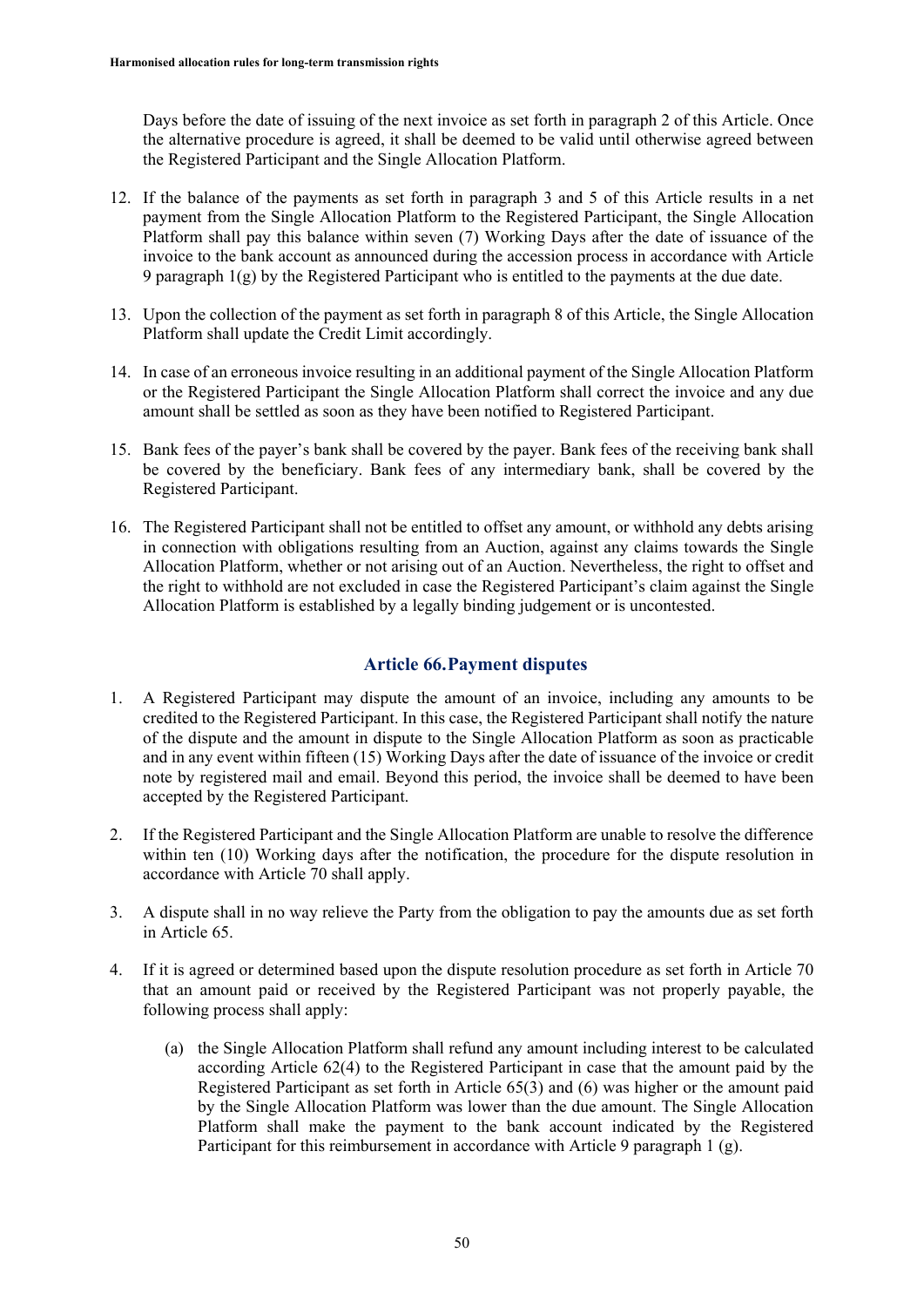Days before the date of issuing of the next invoice as set forth in paragraph 2 of this Article. Once the alternative procedure is agreed, it shall be deemed to be valid until otherwise agreed between the Registered Participant and the Single Allocation Platform.

12. If the balance of the payments as set forth in paragraph 3 and 5 of this Article results in a net payment from the Single Allocation Platform to the Registered Participant, the Single Allocation Platform shall pay this balance within seven (7) Working Days after the date of issuance of the invoice to the bank account as announced during the accession process in accordance with Article 9 paragraph 1(g) by the Registered Participant who is entitled to the payments at the due date.

13. Upon the collection of the payment as set forth in paragraph 8 of this Article, the Single Allocation Platform shall update the Credit Limit accordingly.

14. In case of an erroneous invoice resulting in an additional payment of the Single Allocation Platform or the Registered Participant the Single Allocation Platform shall correct the invoice and any due amount shall be settled as soon as they have been notified to Registered Participant.

15. Bank fees of the payer's bank shall be covered by the payer. Bank fees of the receiving bank shall be covered by the beneficiary. Bank fees of any intermediary bank, shall be covered by the Registered Participant.

16. The Registered Participant shall not be entitled to offset any amount, or withhold any debts arising in connection with obligations resulting from an Auction, against any claims towards the Single Allocation Platform, whether or not arising out of an Auction. Nevertheless, the right to offset and the right to withhold are not excluded in case the Registered Participant's claim against the Single Allocation Platform is established by a legally binding judgement or is uncontested.

## Article 66. Payment disputes

1. A Registered Participant may dispute the amount of an invoice, including any amounts to be credited to the Registered Participant. In this case, the Registered Participant shall notify the nature of the dispute and the amount in dispute to the Single Allocation Platform as soon as practicable and in any event within fifteen (15) Working Days after the date of issuance of the invoice or credit note by registered mail and email. Beyond this period, the invoice shall be deemed to have been accepted by the Registered Participant.

2. If the Registered Participant and the Single Allocation Platform are unable to resolve the difference within ten (10) Working days after the notification, the procedure for the dispute resolution in accordance with Article 70 shall apply.

3. A dispute shall in no way relieve the Party from the obligation to pay the amounts due as set forth in Article 65.

4. If it is agreed or determined based upon the dispute resolution procedure as set forth in Article 70 that an amount paid or received by the Registered Participant was not properly payable, the following process shall apply:

   (a) the Single Allocation Platform shall refund any amount including interest to be calculated according Article 62(4) to the Registered Participant in case that the amount paid by the Registered Participant as set forth in Article 65(3) and (6) was higher or the amount paid by the Single Allocation Platform was lower than the due amount. The Single Allocation Platform shall make the payment to the bank account indicated by the Registered Participant for this reimbursement in accordance with Article 9 paragraph 1 (g).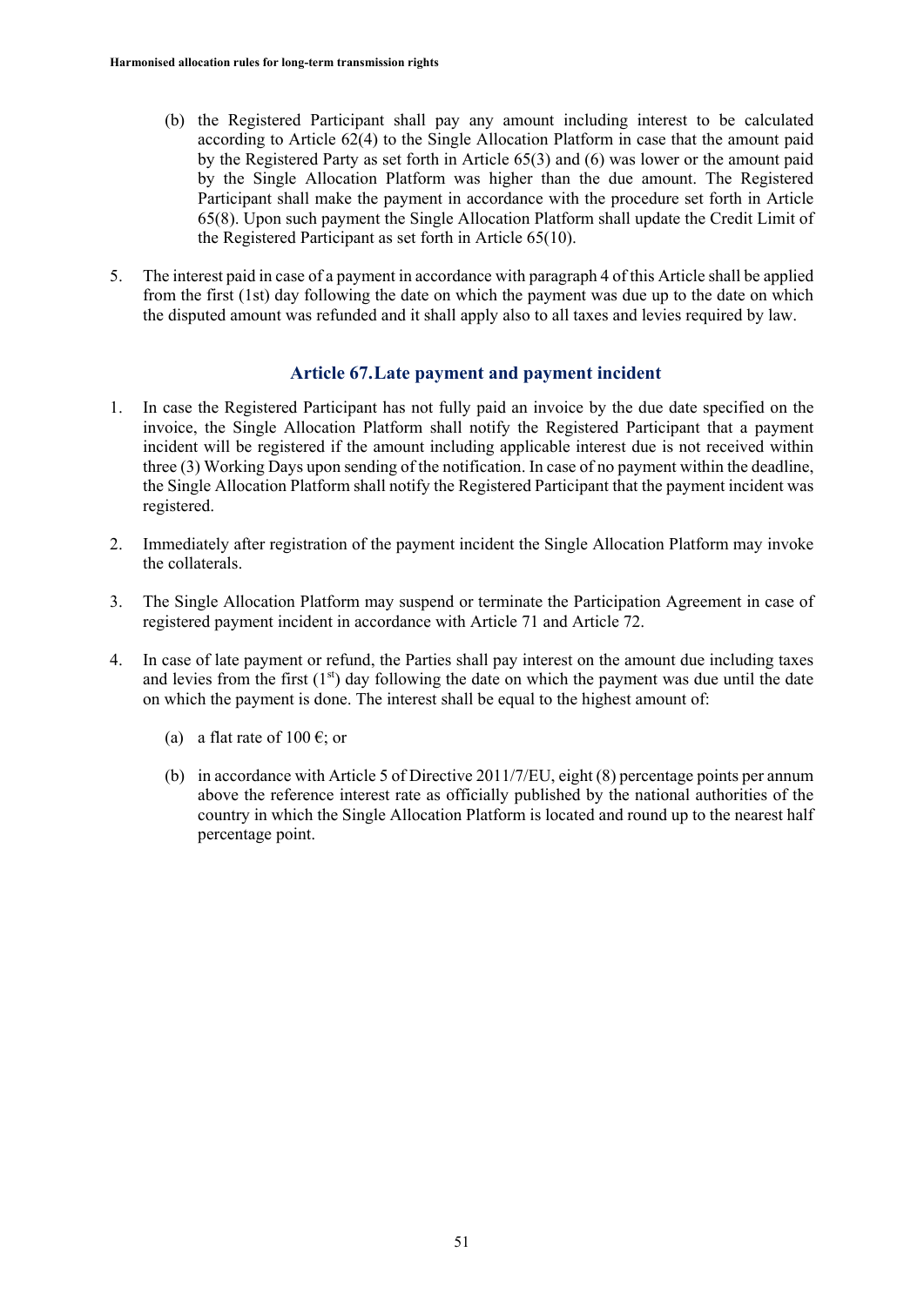(b) the Registered Participant shall pay any amount including interest to be calculated according to Article 62(4) to the Single Allocation Platform in case that the amount paid by the Registered Party as set forth in Article 65(3) and (6) was lower or the amount paid by the Single Allocation Platform was higher than the due amount. The Registered Participant shall make the payment in accordance with the procedure set forth in Article 65(8). Upon such payment the Single Allocation Platform shall update the Credit Limit of the Registered Participant as set forth in Article 65(10).

5. The interest paid in case of a payment in accordance with paragraph 4 of this Article shall be applied from the first (1st) day following the date on which the payment was due up to the date on which the disputed amount was refunded and it shall apply also to all taxes and levies required by law.

### Article 67. Late payment and payment incident

1. In case the Registered Participant has not fully paid an invoice by the due date specified on the invoice, the Single Allocation Platform shall notify the Registered Participant that a payment incident will be registered if the amount including applicable interest due is not received within three (3) Working Days upon sending of the notification. In case of no payment within the deadline, the Single Allocation Platform shall notify the Registered Participant that the payment incident was registered.

2. Immediately after registration of the payment incident the Single Allocation Platform may invoke the collaterals.

3. The Single Allocation Platform may suspend or terminate the Participation Agreement in case of registered payment incident in accordance with Article 71 and Article 72.

4. In case of late payment or refund, the Parties shall pay interest on the amount due including taxes and levies from the first (1st) day following the date on which the payment was due until the date on which the payment is done. The interest shall be equal to the highest amount of:

   (a) a flat rate of 100 €; or

   (b) in accordance with Article 5 of Directive 2011/7/EU, eight (8) percentage points per annum above the reference interest rate as officially published by the national authorities of the country in which the Single Allocation Platform is located and round up to the nearest half percentage point.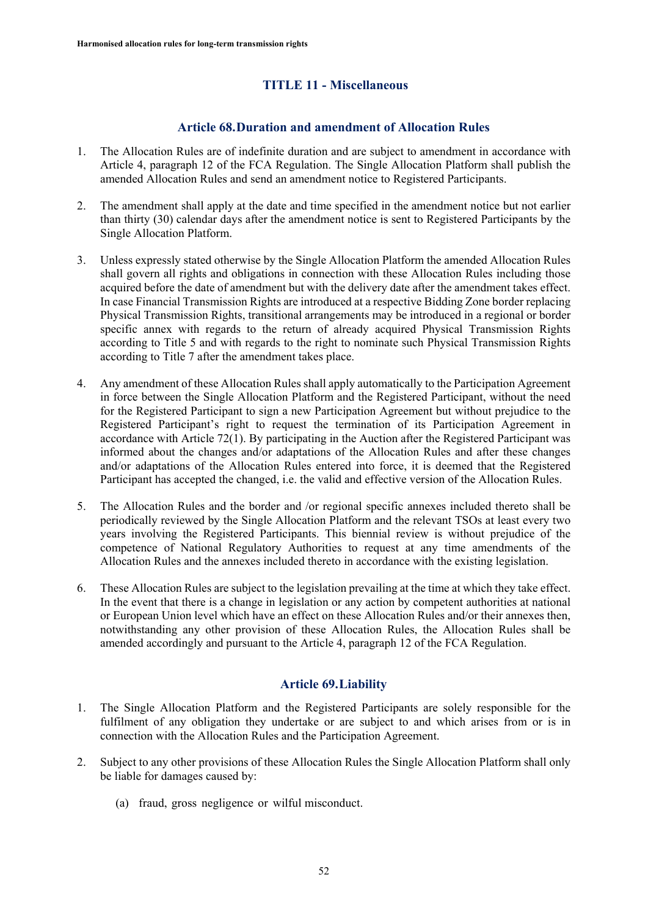# TITLE 11 - Miscellaneous

## Article 68. Duration and amendment of Allocation Rules

1. The Allocation Rules are of indefinite duration and are subject to amendment in accordance with Article 4, paragraph 12 of the FCA Regulation. The Single Allocation Platform shall publish the amended Allocation Rules and send an amendment notice to Registered Participants.

2. The amendment shall apply at the date and time specified in the amendment notice but not earlier than thirty (30) calendar days after the amendment notice is sent to Registered Participants by the Single Allocation Platform.

3. Unless expressly stated otherwise by the Single Allocation Platform the amended Allocation Rules shall govern all rights and obligations in connection with these Allocation Rules including those acquired before the date of amendment but with the delivery date after the amendment takes effect. In case Financial Transmission Rights are introduced at a respective Bidding Zone border replacing Physical Transmission Rights, transitional arrangements may be introduced in a regional or border specific annex with regards to the return of already acquired Physical Transmission Rights according to Title 5 and with regards to the right to nominate such Physical Transmission Rights according to Title 7 after the amendment takes place.

4. Any amendment of these Allocation Rules shall apply automatically to the Participation Agreement in force between the Single Allocation Platform and the Registered Participant, without the need for the Registered Participant to sign a new Participation Agreement but without prejudice to the Registered Participant's right to request the termination of its Participation Agreement in accordance with Article 72(1). By participating in the Auction after the Registered Participant was informed about the changes and/or adaptations of the Allocation Rules and after these changes and/or adaptations of the Allocation Rules entered into force, it is deemed that the Registered Participant has accepted the changed, i.e. the valid and effective version of the Allocation Rules.

5. The Allocation Rules and the border and /or regional specific annexes included thereto shall be periodically reviewed by the Single Allocation Platform and the relevant TSOs at least every two years involving the Registered Participants. This biennial review is without prejudice of the competence of National Regulatory Authorities to request at any time amendments of the Allocation Rules and the annexes included thereto in accordance with the existing legislation.

6. These Allocation Rules are subject to the legislation prevailing at the time at which they take effect. In the event that there is a change in legislation or any action by competent authorities at national or European Union level which have an effect on these Allocation Rules and/or their annexes then, notwithstanding any other provision of these Allocation Rules, the Allocation Rules shall be amended accordingly and pursuant to the Article 4, paragraph 12 of the FCA Regulation.

## Article 69. Liability

1. The Single Allocation Platform and the Registered Participants are solely responsible for the fulfilment of any obligation they undertake or are subject to and which arises from or is in connection with the Allocation Rules and the Participation Agreement.

2. Subject to any other provisions of these Allocation Rules the Single Allocation Platform shall only be liable for damages caused by:

   (a) fraud, gross negligence or wilful misconduct.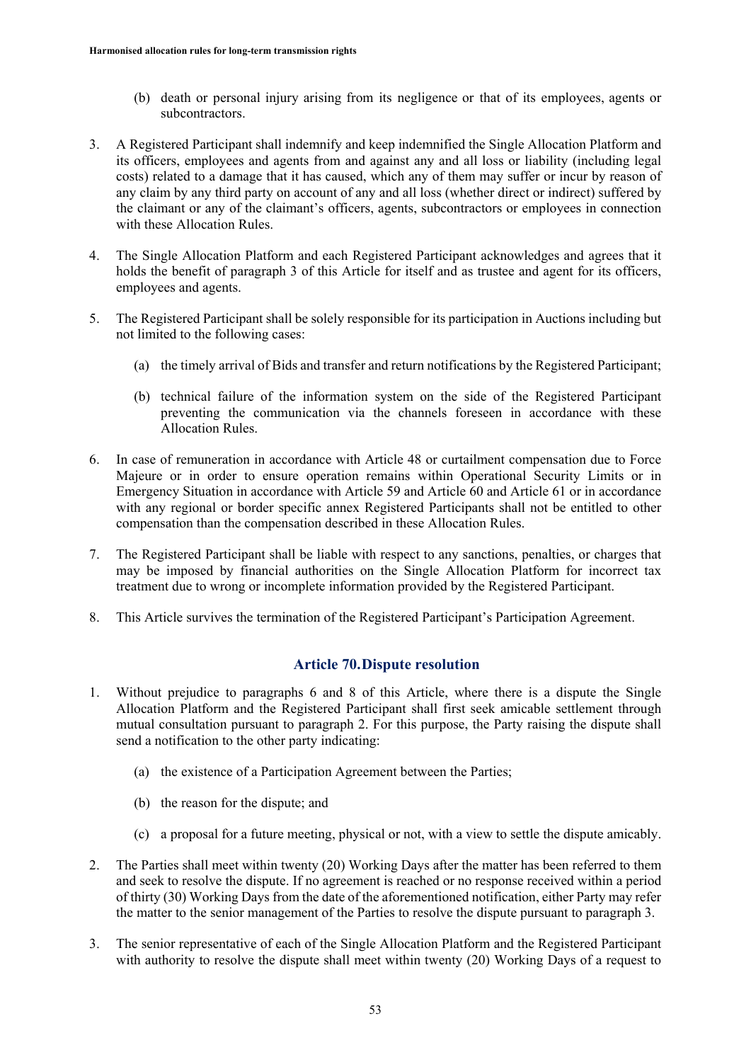(b) death or personal injury arising from its negligence or that of its employees, agents or subcontractors.

3. A Registered Participant shall indemnify and keep indemnified the Single Allocation Platform and its officers, employees and agents from and against any and all loss or liability (including legal costs) related to a damage that it has caused, which any of them may suffer or incur by reason of any claim by any third party on account of any and all loss (whether direct or indirect) suffered by the claimant or any of the claimant's officers, agents, subcontractors or employees in connection with these Allocation Rules.

4. The Single Allocation Platform and each Registered Participant acknowledges and agrees that it holds the benefit of paragraph 3 of this Article for itself and as trustee and agent for its officers, employees and agents.

5. The Registered Participant shall be solely responsible for its participation in Auctions including but not limited to the following cases:

   (a) the timely arrival of Bids and transfer and return notifications by the Registered Participant;

   (b) technical failure of the information system on the side of the Registered Participant preventing the communication via the channels foreseen in accordance with these Allocation Rules.

6. In case of remuneration in accordance with Article 48 or curtailment compensation due to Force Majeure or in order to ensure operation remains within Operational Security Limits or in Emergency Situation in accordance with Article 59 and Article 60 and Article 61 or in accordance with any regional or border specific annex Registered Participants shall not be entitled to other compensation than the compensation described in these Allocation Rules.

7. The Registered Participant shall be liable with respect to any sanctions, penalties, or charges that may be imposed by financial authorities on the Single Allocation Platform for incorrect tax treatment due to wrong or incomplete information provided by the Registered Participant.

8. This Article survives the termination of the Registered Participant's Participation Agreement.

## Article 70. Dispute resolution

1. Without prejudice to paragraphs 6 and 8 of this Article, where there is a dispute the Single Allocation Platform and the Registered Participant shall first seek amicable settlement through mutual consultation pursuant to paragraph 2. For this purpose, the Party raising the dispute shall send a notification to the other party indicating:

   (a) the existence of a Participation Agreement between the Parties;

   (b) the reason for the dispute; and

   (c) a proposal for a future meeting, physical or not, with a view to settle the dispute amicably.

2. The Parties shall meet within twenty (20) Working Days after the matter has been referred to them and seek to resolve the dispute. If no agreement is reached or no response received within a period of thirty (30) Working Days from the date of the aforementioned notification, either Party may refer the matter to the senior management of the Parties to resolve the dispute pursuant to paragraph 3.

3. The senior representative of each of the Single Allocation Platform and the Registered Participant with authority to resolve the dispute shall meet within twenty (20) Working Days of a request to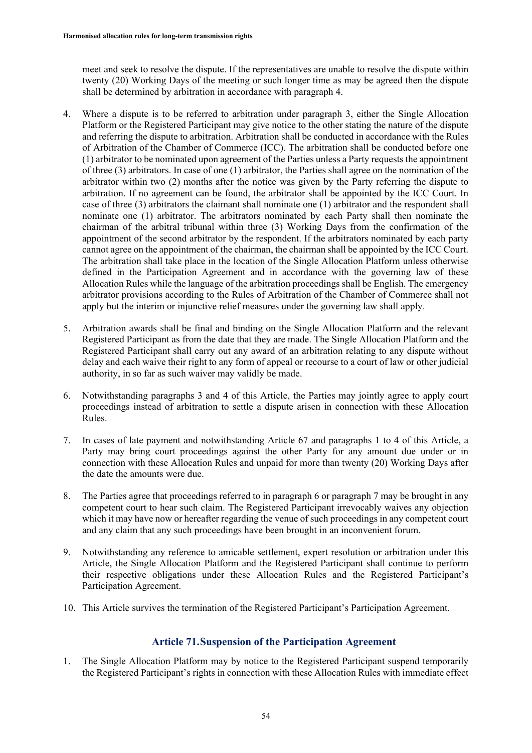meet and seek to resolve the dispute. If the representatives are unable to resolve the dispute within twenty (20) Working Days of the meeting or such longer time as may be agreed then the dispute shall be determined by arbitration in accordance with paragraph 4.

4. Where a dispute is to be referred to arbitration under paragraph 3, either the Single Allocation Platform or the Registered Participant may give notice to the other stating the nature of the dispute and referring the dispute to arbitration. Arbitration shall be conducted in accordance with the Rules of Arbitration of the Chamber of Commerce (ICC). The arbitration shall be conducted before one (1) arbitrator to be nominated upon agreement of the Parties unless a Party requests the appointment of three (3) arbitrators. In case of one (1) arbitrator, the Parties shall agree on the nomination of the arbitrator within two (2) months after the notice was given by the Party referring the dispute to arbitration. If no agreement can be found, the arbitrator shall be appointed by the ICC Court. In case of three (3) arbitrators the claimant shall nominate one (1) arbitrator and the respondent shall nominate one (1) arbitrator. The arbitrators nominated by each Party shall then nominate the chairman of the arbitral tribunal within three (3) Working Days from the confirmation of the appointment of the second arbitrator by the respondent. If the arbitrators nominated by each party cannot agree on the appointment of the chairman, the chairman shall be appointed by the ICC Court. The arbitration shall take place in the location of the Single Allocation Platform unless otherwise defined in the Participation Agreement and in accordance with the governing law of these Allocation Rules while the language of the arbitration proceedings shall be English. The emergency arbitrator provisions according to the Rules of Arbitration of the Chamber of Commerce shall not apply but the interim or injunctive relief measures under the governing law shall apply.

5. Arbitration awards shall be final and binding on the Single Allocation Platform and the relevant Registered Participant as from the date that they are made. The Single Allocation Platform and the Registered Participant shall carry out any award of an arbitration relating to any dispute without delay and each waive their right to any form of appeal or recourse to a court of law or other judicial authority, in so far as such waiver may validly be made.

6. Notwithstanding paragraphs 3 and 4 of this Article, the Parties may jointly agree to apply court proceedings instead of arbitration to settle a dispute arisen in connection with these Allocation Rules.

7. In cases of late payment and notwithstanding Article 67 and paragraphs 1 to 4 of this Article, a Party may bring court proceedings against the other Party for any amount due under or in connection with these Allocation Rules and unpaid for more than twenty (20) Working Days after the date the amounts were due.

8. The Parties agree that proceedings referred to in paragraph 6 or paragraph 7 may be brought in any competent court to hear such claim. The Registered Participant irrevocably waives any objection which it may have now or hereafter regarding the venue of such proceedings in any competent court and any claim that any such proceedings have been brought in an inconvenient forum.

9. Notwithstanding any reference to amicable settlement, expert resolution or arbitration under this Article, the Single Allocation Platform and the Registered Participant shall continue to perform their respective obligations under these Allocation Rules and the Registered Participant's Participation Agreement.

10. This Article survives the termination of the Registered Participant's Participation Agreement.

## Article 71.Suspension of the Participation Agreement

1. The Single Allocation Platform may by notice to the Registered Participant suspend temporarily the Registered Participant's rights in connection with these Allocation Rules with immediate effect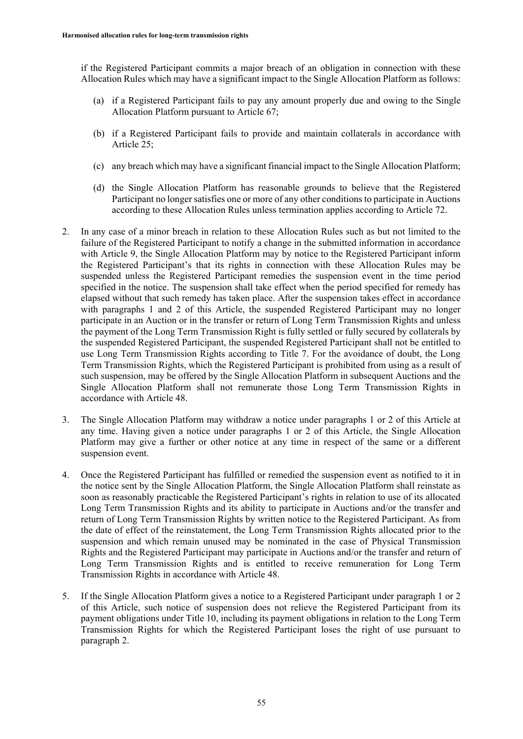if the Registered Participant commits a major breach of an obligation in connection with these Allocation Rules which may have a significant impact to the Single Allocation Platform as follows:

(a) if a Registered Participant fails to pay any amount properly due and owing to the Single Allocation Platform pursuant to Article 67;

(b) if a Registered Participant fails to provide and maintain collaterals in accordance with Article 25;

(c) any breach which may have a significant financial impact to the Single Allocation Platform;

(d) the Single Allocation Platform has reasonable grounds to believe that the Registered Participant no longer satisfies one or more of any other conditions to participate in Auctions according to these Allocation Rules unless termination applies according to Article 72.

2. In any case of a minor breach in relation to these Allocation Rules such as but not limited to the failure of the Registered Participant to notify a change in the submitted information in accordance with Article 9, the Single Allocation Platform may by notice to the Registered Participant inform the Registered Participant's that its rights in connection with these Allocation Rules may be suspended unless the Registered Participant remedies the suspension event in the time period specified in the notice. The suspension shall take effect when the period specified for remedy has elapsed without that such remedy has taken place. After the suspension takes effect in accordance with paragraphs 1 and 2 of this Article, the suspended Registered Participant may no longer participate in an Auction or in the transfer or return of Long Term Transmission Rights and unless the payment of the Long Term Transmission Right is fully settled or fully secured by collaterals by the suspended Registered Participant, the suspended Registered Participant shall not be entitled to use Long Term Transmission Rights according to Title 7. For the avoidance of doubt, the Long Term Transmission Rights, which the Registered Participant is prohibited from using as a result of such suspension, may be offered by the Single Allocation Platform in subsequent Auctions and the Single Allocation Platform shall not remunerate those Long Term Transmission Rights in accordance with Article 48.

3. The Single Allocation Platform may withdraw a notice under paragraphs 1 or 2 of this Article at any time. Having given a notice under paragraphs 1 or 2 of this Article, the Single Allocation Platform may give a further or other notice at any time in respect of the same or a different suspension event.

4. Once the Registered Participant has fulfilled or remedied the suspension event as notified to it in the notice sent by the Single Allocation Platform, the Single Allocation Platform shall reinstate as soon as reasonably practicable the Registered Participant's rights in relation to use of its allocated Long Term Transmission Rights and its ability to participate in Auctions and/or the transfer and return of Long Term Transmission Rights by written notice to the Registered Participant. As from the date of effect of the reinstatement, the Long Term Transmission Rights allocated prior to the suspension and which remain unused may be nominated in the case of Physical Transmission Rights and the Registered Participant may participate in Auctions and/or the transfer and return of Long Term Transmission Rights and is entitled to receive remuneration for Long Term Transmission Rights in accordance with Article 48.

5. If the Single Allocation Platform gives a notice to a Registered Participant under paragraph 1 or 2 of this Article, such notice of suspension does not relieve the Registered Participant from its payment obligations under Title 10, including its payment obligations in relation to the Long Term Transmission Rights for which the Registered Participant loses the right of use pursuant to paragraph 2.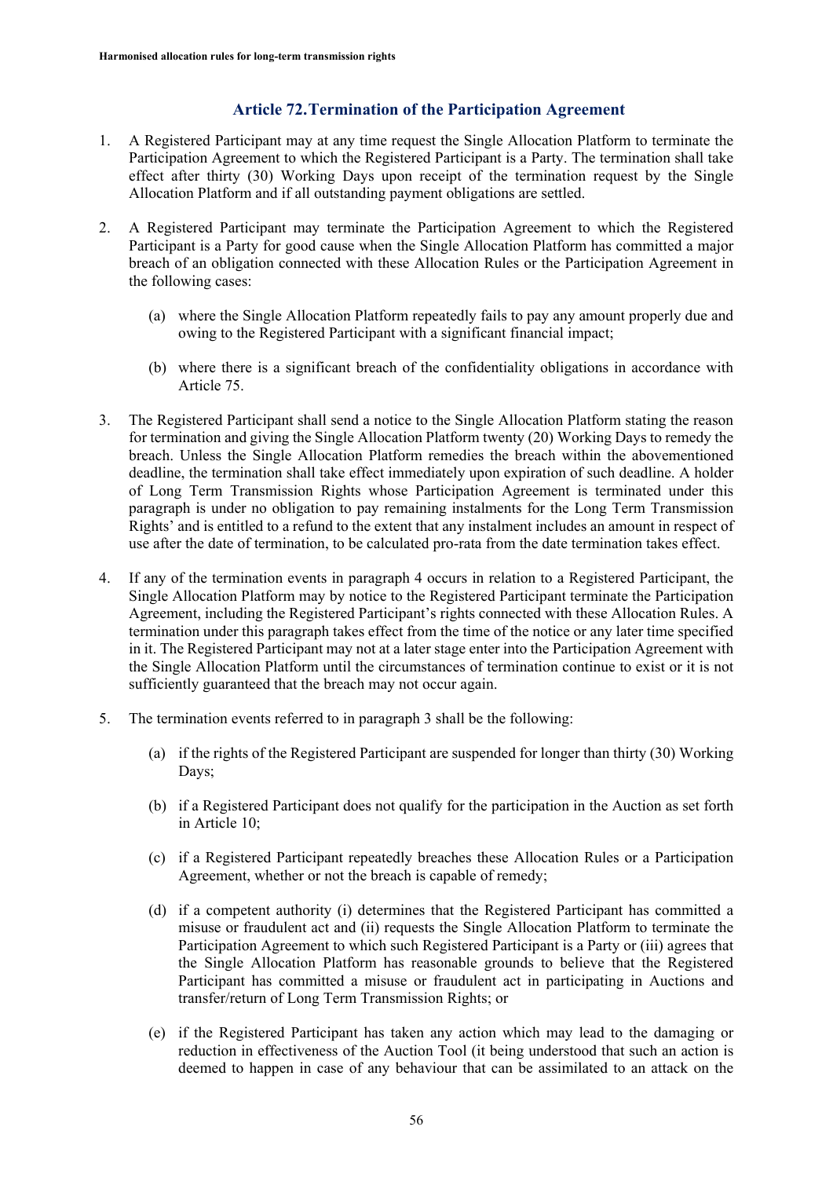## Article 72. Termination of the Participation Agreement

1. A Registered Participant may at any time request the Single Allocation Platform to terminate the Participation Agreement to which the Registered Participant is a Party. The termination shall take effect after thirty (30) Working Days upon receipt of the termination request by the Single Allocation Platform and if all outstanding payment obligations are settled.

2. A Registered Participant may terminate the Participation Agreement to which the Registered Participant is a Party for good cause when the Single Allocation Platform has committed a major breach of an obligation connected with these Allocation Rules or the Participation Agreement in the following cases:

   (a) where the Single Allocation Platform repeatedly fails to pay any amount properly due and owing to the Registered Participant with a significant financial impact;

   (b) where there is a significant breach of the confidentiality obligations in accordance with Article 75.

3. The Registered Participant shall send a notice to the Single Allocation Platform stating the reason for termination and giving the Single Allocation Platform twenty (20) Working Days to remedy the breach. Unless the Single Allocation Platform remedies the breach within the abovementioned deadline, the termination shall take effect immediately upon expiration of such deadline. A holder of Long Term Transmission Rights whose Participation Agreement is terminated under this paragraph is under no obligation to pay remaining instalments for the Long Term Transmission Rights' and is entitled to a refund to the extent that any instalment includes an amount in respect of use after the date of termination, to be calculated pro-rata from the date termination takes effect.

4. If any of the termination events in paragraph 4 occurs in relation to a Registered Participant, the Single Allocation Platform may by notice to the Registered Participant terminate the Participation Agreement, including the Registered Participant's rights connected with these Allocation Rules. A termination under this paragraph takes effect from the time of the notice or any later time specified in it. The Registered Participant may not at a later stage enter into the Participation Agreement with the Single Allocation Platform until the circumstances of termination continue to exist or it is not sufficiently guaranteed that the breach may not occur again.

5. The termination events referred to in paragraph 3 shall be the following:

   (a) if the rights of the Registered Participant are suspended for longer than thirty (30) Working Days;

   (b) if a Registered Participant does not qualify for the participation in the Auction as set forth in Article 10;

   (c) if a Registered Participant repeatedly breaches these Allocation Rules or a Participation Agreement, whether or not the breach is capable of remedy;

   (d) if a competent authority (i) determines that the Registered Participant has committed a misuse or fraudulent act and (ii) requests the Single Allocation Platform to terminate the Participation Agreement to which such Registered Participant is a Party or (iii) agrees that the Single Allocation Platform has reasonable grounds to believe that the Registered Participant has committed a misuse or fraudulent act in participating in Auctions and transfer/return of Long Term Transmission Rights; or

   (e) if the Registered Participant has taken any action which may lead to the damaging or reduction in effectiveness of the Auction Tool (it being understood that such an action is deemed to happen in case of any behaviour that can be assimilated to an attack on the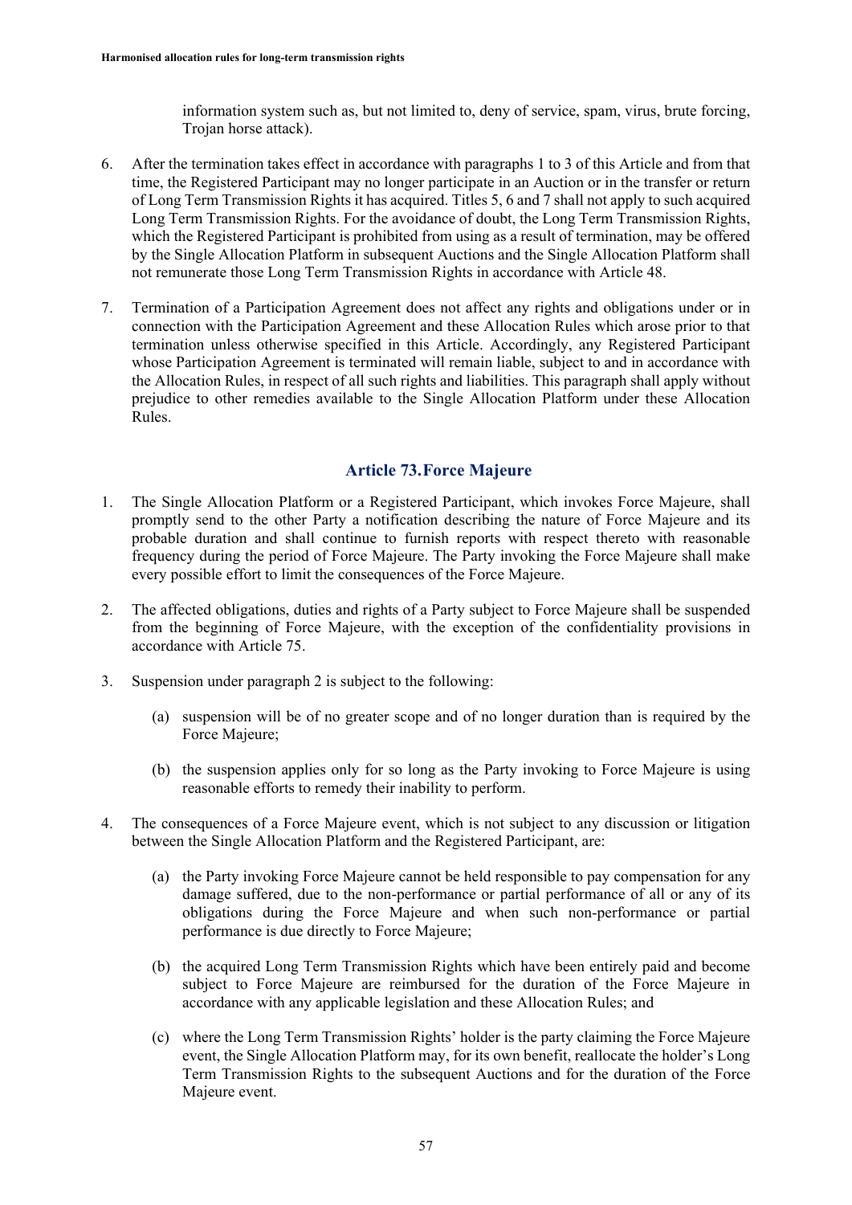information system such as, but not limited to, deny of service, spam, virus, brute forcing, Trojan horse attack).

6. After the termination takes effect in accordance with paragraphs 1 to 3 of this Article and from that time, the Registered Participant may no longer participate in an Auction or in the transfer or return of Long Term Transmission Rights it has acquired. Titles 5, 6 and 7 shall not apply to such acquired Long Term Transmission Rights. For the avoidance of doubt, the Long Term Transmission Rights, which the Registered Participant is prohibited from using as a result of termination, may be offered by the Single Allocation Platform in subsequent Auctions and the Single Allocation Platform shall not remunerate those Long Term Transmission Rights in accordance with Article 48.

7. Termination of a Participation Agreement does not affect any rights and obligations under or in connection with the Participation Agreement and these Allocation Rules which arose prior to that termination unless otherwise specified in this Article. Accordingly, any Registered Participant whose Participation Agreement is terminated will remain liable, subject to and in accordance with the Allocation Rules, in respect of all such rights and liabilities. This paragraph shall apply without prejudice to other remedies available to the Single Allocation Platform under these Allocation Rules.

## Article 73. Force Majeure

1. The Single Allocation Platform or a Registered Participant, which invokes Force Majeure, shall promptly send to the other Party a notification describing the nature of Force Majeure and its probable duration and shall continue to furnish reports with respect thereto with reasonable frequency during the period of Force Majeure. The Party invoking the Force Majeure shall make every possible effort to limit the consequences of the Force Majeure.

2. The affected obligations, duties and rights of a Party subject to Force Majeure shall be suspended from the beginning of Force Majeure, with the exception of the confidentiality provisions in accordance with Article 75.

3. Suspension under paragraph 2 is subject to the following:

   (a) suspension will be of no greater scope and of no longer duration than is required by the Force Majeure;

   (b) the suspension applies only for so long as the Party invoking to Force Majeure is using reasonable efforts to remedy their inability to perform.

4. The consequences of a Force Majeure event, which is not subject to any discussion or litigation between the Single Allocation Platform and the Registered Participant, are:

   (a) the Party invoking Force Majeure cannot be held responsible to pay compensation for any damage suffered, due to the non-performance or partial performance of all or any of its obligations during the Force Majeure and when such non-performance or partial performance is due directly to Force Majeure;

   (b) the acquired Long Term Transmission Rights which have been entirely paid and become subject to Force Majeure are reimbursed for the duration of the Force Majeure in accordance with any applicable legislation and these Allocation Rules; and

   (c) where the Long Term Transmission Rights' holder is the party claiming the Force Majeure event, the Single Allocation Platform may, for its own benefit, reallocate the holder's Long Term Transmission Rights to the subsequent Auctions and for the duration of the Force Majeure event.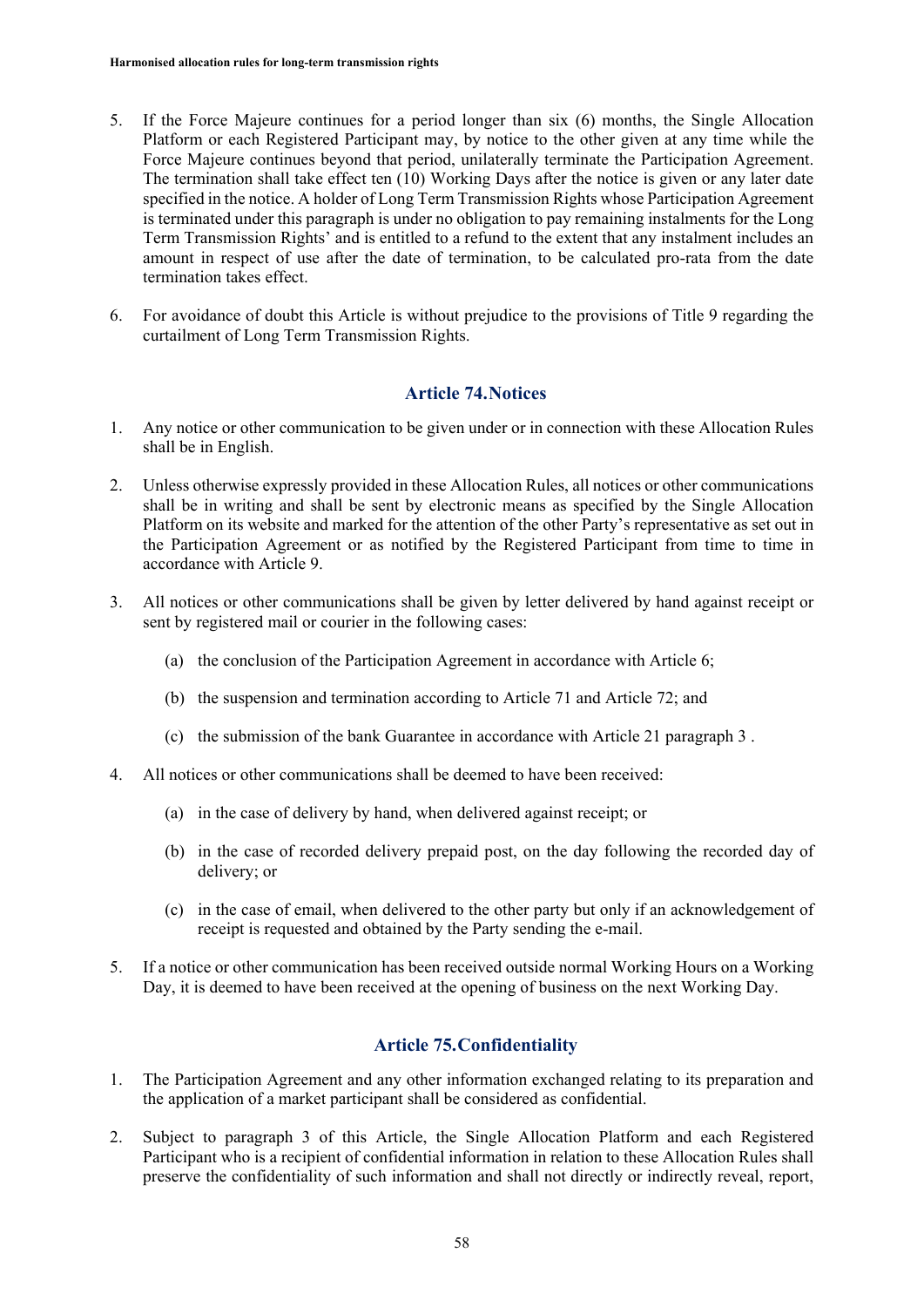5. If the Force Majeure continues for a period longer than six (6) months, the Single Allocation Platform or each Registered Participant may, by notice to the other given at any time while the Force Majeure continues beyond that period, unilaterally terminate the Participation Agreement. The termination shall take effect ten (10) Working Days after the notice is given or any later date specified in the notice. A holder of Long Term Transmission Rights whose Participation Agreement is terminated under this paragraph is under no obligation to pay remaining instalments for the Long Term Transmission Rights' and is entitled to a refund to the extent that any instalment includes an amount in respect of use after the date of termination, to be calculated pro-rata from the date termination takes effect.

6. For avoidance of doubt this Article is without prejudice to the provisions of Title 9 regarding the curtailment of Long Term Transmission Rights.

## Article 74. Notices

1. Any notice or other communication to be given under or in connection with these Allocation Rules shall be in English.

2. Unless otherwise expressly provided in these Allocation Rules, all notices or other communications shall be in writing and shall be sent by electronic means as specified by the Single Allocation Platform on its website and marked for the attention of the other Party's representative as set out in the Participation Agreement or as notified by the Registered Participant from time to time in accordance with Article 9.

3. All notices or other communications shall be given by letter delivered by hand against receipt or sent by registered mail or courier in the following cases:

   (a) the conclusion of the Participation Agreement in accordance with Article 6;

   (b) the suspension and termination according to Article 71 and Article 72; and

   (c) the submission of the bank Guarantee in accordance with Article 21 paragraph 3 .

4. All notices or other communications shall be deemed to have been received:

   (a) in the case of delivery by hand, when delivered against receipt; or

   (b) in the case of recorded delivery prepaid post, on the day following the recorded day of delivery; or

   (c) in the case of email, when delivered to the other party but only if an acknowledgement of receipt is requested and obtained by the Party sending the e-mail.

5. If a notice or other communication has been received outside normal Working Hours on a Working Day, it is deemed to have been received at the opening of business on the next Working Day.

## Article 75. Confidentiality

1. The Participation Agreement and any other information exchanged relating to its preparation and the application of a market participant shall be considered as confidential.

2. Subject to paragraph 3 of this Article, the Single Allocation Platform and each Registered Participant who is a recipient of confidential information in relation to these Allocation Rules shall preserve the confidentiality of such information and shall not directly or indirectly reveal, report,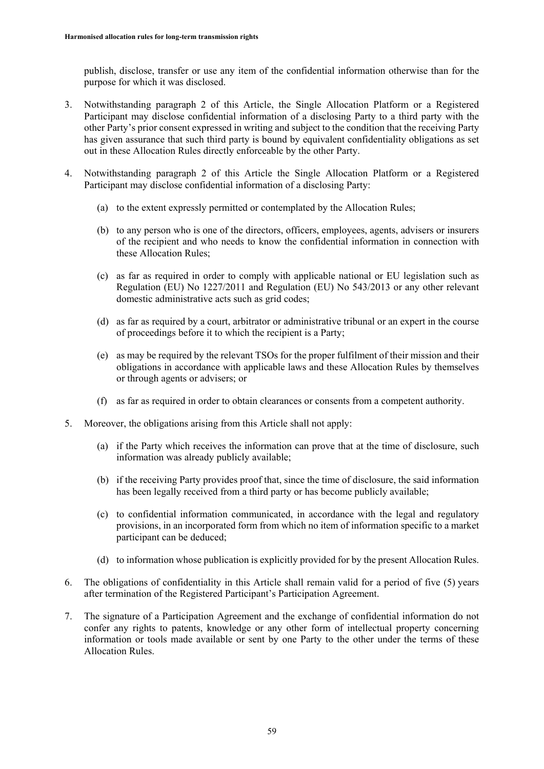publish, disclose, transfer or use any item of the confidential information otherwise than for the purpose for which it was disclosed.

3. Notwithstanding paragraph 2 of this Article, the Single Allocation Platform or a Registered Participant may disclose confidential information of a disclosing Party to a third party with the other Party's prior consent expressed in writing and subject to the condition that the receiving Party has given assurance that such third party is bound by equivalent confidentiality obligations as set out in these Allocation Rules directly enforceable by the other Party.

4. Notwithstanding paragraph 2 of this Article the Single Allocation Platform or a Registered Participant may disclose confidential information of a disclosing Party:

   (a) to the extent expressly permitted or contemplated by the Allocation Rules;

   (b) to any person who is one of the directors, officers, employees, agents, advisers or insurers of the recipient and who needs to know the confidential information in connection with these Allocation Rules;

   (c) as far as required in order to comply with applicable national or EU legislation such as Regulation (EU) No 1227/2011 and Regulation (EU) No 543/2013 or any other relevant domestic administrative acts such as grid codes;

   (d) as far as required by a court, arbitrator or administrative tribunal or an expert in the course of proceedings before it to which the recipient is a Party;

   (e) as may be required by the relevant TSOs for the proper fulfilment of their mission and their obligations in accordance with applicable laws and these Allocation Rules by themselves or through agents or advisers; or

   (f) as far as required in order to obtain clearances or consents from a competent authority.

5. Moreover, the obligations arising from this Article shall not apply:

   (a) if the Party which receives the information can prove that at the time of disclosure, such information was already publicly available;

   (b) if the receiving Party provides proof that, since the time of disclosure, the said information has been legally received from a third party or has become publicly available;

   (c) to confidential information communicated, in accordance with the legal and regulatory provisions, in an incorporated form from which no item of information specific to a market participant can be deduced;

   (d) to information whose publication is explicitly provided for by the present Allocation Rules.

6. The obligations of confidentiality in this Article shall remain valid for a period of five (5) years after termination of the Registered Participant's Participation Agreement.

7. The signature of a Participation Agreement and the exchange of confidential information do not confer any rights to patents, knowledge or any other form of intellectual property concerning information or tools made available or sent by one Party to the other under the terms of these Allocation Rules.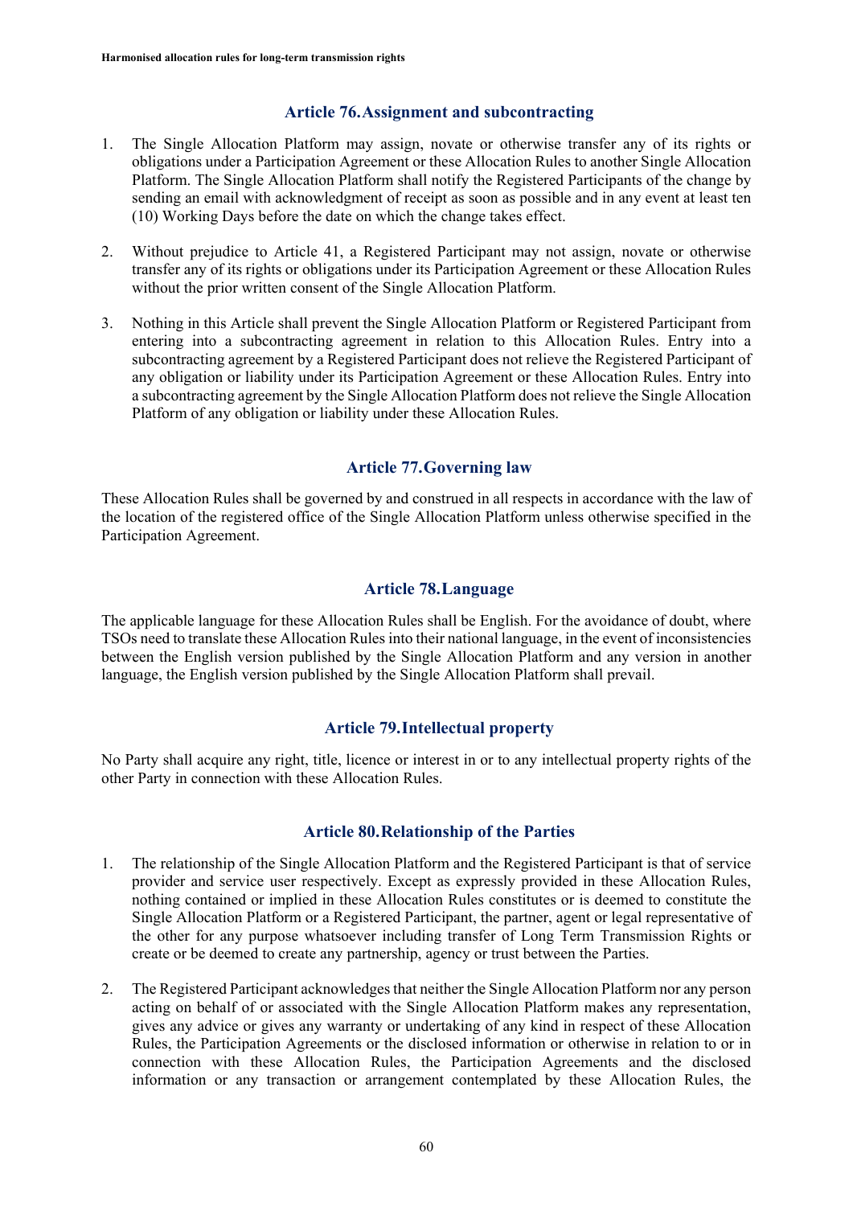## Article 76. Assignment and subcontracting

1. The Single Allocation Platform may assign, novate or otherwise transfer any of its rights or obligations under a Participation Agreement or these Allocation Rules to another Single Allocation Platform. The Single Allocation Platform shall notify the Registered Participants of the change by sending an email with acknowledgment of receipt as soon as possible and in any event at least ten (10) Working Days before the date on which the change takes effect.

2. Without prejudice to Article 41, a Registered Participant may not assign, novate or otherwise transfer any of its rights or obligations under its Participation Agreement or these Allocation Rules without the prior written consent of the Single Allocation Platform.

3. Nothing in this Article shall prevent the Single Allocation Platform or Registered Participant from entering into a subcontracting agreement in relation to this Allocation Rules. Entry into a subcontracting agreement by a Registered Participant does not relieve the Registered Participant of any obligation or liability under its Participation Agreement or these Allocation Rules. Entry into a subcontracting agreement by the Single Allocation Platform does not relieve the Single Allocation Platform of any obligation or liability under these Allocation Rules.

## Article 77. Governing law

These Allocation Rules shall be governed by and construed in all respects in accordance with the law of the location of the registered office of the Single Allocation Platform unless otherwise specified in the Participation Agreement.

## Article 78. Language

The applicable language for these Allocation Rules shall be English. For the avoidance of doubt, where TSOs need to translate these Allocation Rules into their national language, in the event of inconsistencies between the English version published by the Single Allocation Platform and any version in another language, the English version published by the Single Allocation Platform shall prevail.

## Article 79. Intellectual property

No Party shall acquire any right, title, licence or interest in or to any intellectual property rights of the other Party in connection with these Allocation Rules.

## Article 80. Relationship of the Parties

1. The relationship of the Single Allocation Platform and the Registered Participant is that of service provider and service user respectively. Except as expressly provided in these Allocation Rules, nothing contained or implied in these Allocation Rules constitutes or is deemed to constitute the Single Allocation Platform or a Registered Participant, the partner, agent or legal representative of the other for any purpose whatsoever including transfer of Long Term Transmission Rights or create or be deemed to create any partnership, agency or trust between the Parties.

2. The Registered Participant acknowledges that neither the Single Allocation Platform nor any person acting on behalf of or associated with the Single Allocation Platform makes any representation, gives any advice or gives any warranty or undertaking of any kind in respect of these Allocation Rules, the Participation Agreements or the disclosed information or otherwise in relation to or in connection with these Allocation Rules, the Participation Agreements and the disclosed information or any transaction or arrangement contemplated by these Allocation Rules, the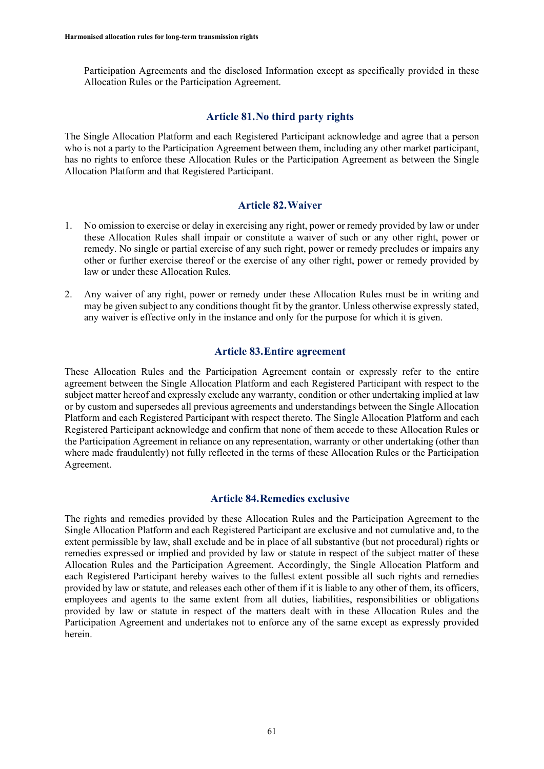Participation Agreements and the disclosed Information except as specifically provided in these Allocation Rules or the Participation Agreement.

### Article 81. No third party rights

The Single Allocation Platform and each Registered Participant acknowledge and agree that a person who is not a party to the Participation Agreement between them, including any other market participant, has no rights to enforce these Allocation Rules or the Participation Agreement as between the Single Allocation Platform and that Registered Participant.

### Article 82. Waiver

1. No omission to exercise or delay in exercising any right, power or remedy provided by law or under these Allocation Rules shall impair or constitute a waiver of such or any other right, power or remedy. No single or partial exercise of any such right, power or remedy precludes or impairs any other or further exercise thereof or the exercise of any other right, power or remedy provided by law or under these Allocation Rules.

2. Any waiver of any right, power or remedy under these Allocation Rules must be in writing and may be given subject to any conditions thought fit by the grantor. Unless otherwise expressly stated, any waiver is effective only in the instance and only for the purpose for which it is given.

### Article 83. Entire agreement

These Allocation Rules and the Participation Agreement contain or expressly refer to the entire agreement between the Single Allocation Platform and each Registered Participant with respect to the subject matter hereof and expressly exclude any warranty, condition or other undertaking implied at law or by custom and supersedes all previous agreements and understandings between the Single Allocation Platform and each Registered Participant with respect thereto. The Single Allocation Platform and each Registered Participant acknowledge and confirm that none of them accede to these Allocation Rules or the Participation Agreement in reliance on any representation, warranty or other undertaking (other than where made fraudulently) not fully reflected in the terms of these Allocation Rules or the Participation Agreement.

### Article 84. Remedies exclusive

The rights and remedies provided by these Allocation Rules and the Participation Agreement to the Single Allocation Platform and each Registered Participant are exclusive and not cumulative and, to the extent permissible by law, shall exclude and be in place of all substantive (but not procedural) rights or remedies expressed or implied and provided by law or statute in respect of the subject matter of these Allocation Rules and the Participation Agreement. Accordingly, the Single Allocation Platform and each Registered Participant hereby waives to the fullest extent possible all such rights and remedies provided by law or statute, and releases each other of them if it is liable to any other of them, its officers, employees and agents to the same extent from all duties, liabilities, responsibilities or obligations provided by law or statute in respect of the matters dealt with in these Allocation Rules and the Participation Agreement and undertakes not to enforce any of the same except as expressly provided herein.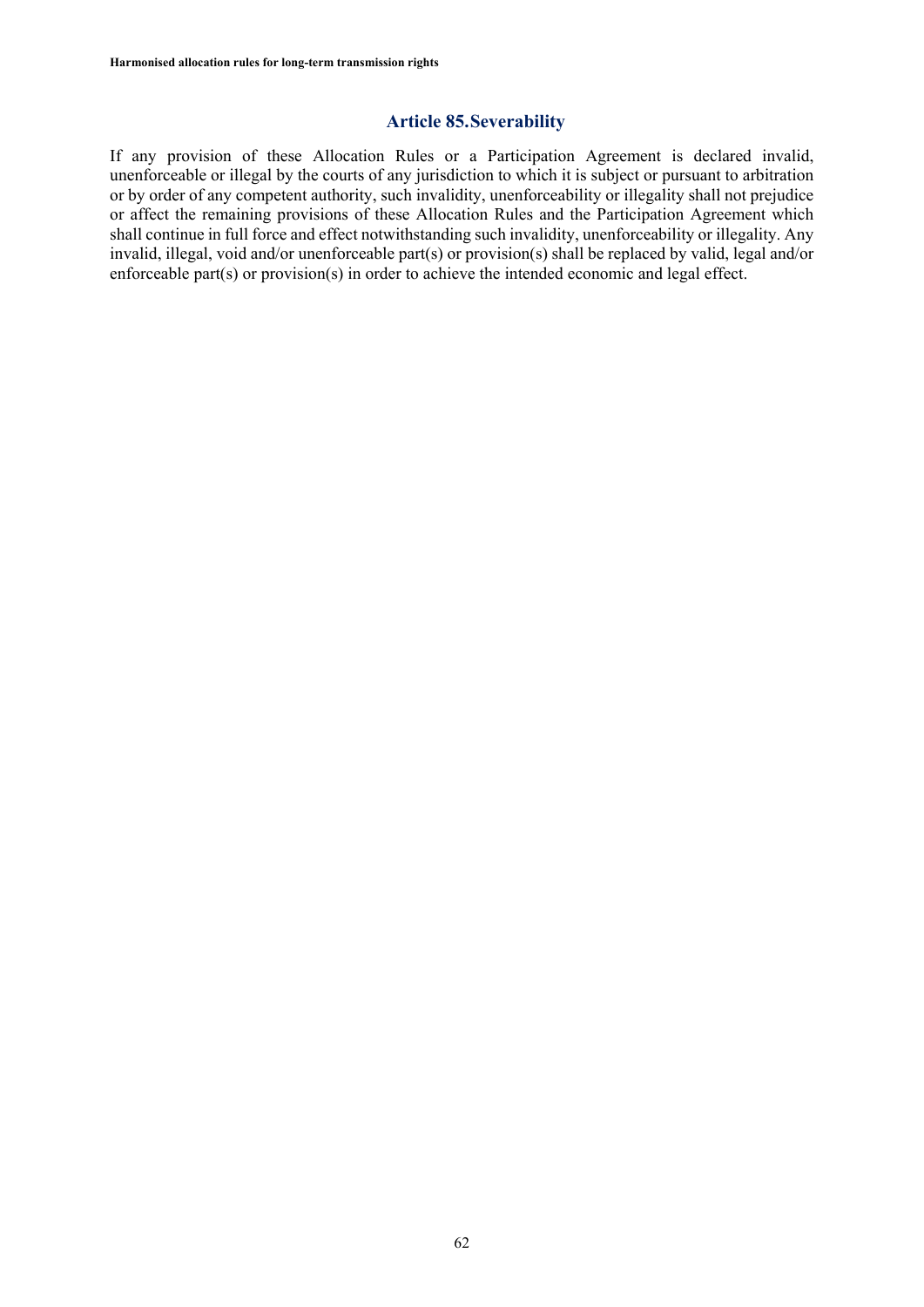## Article 85. Severability

If any provision of these Allocation Rules or a Participation Agreement is declared invalid, unenforceable or illegal by the courts of any jurisdiction to which it is subject or pursuant to arbitration or by order of any competent authority, such invalidity, unenforceability or illegality shall not prejudice or affect the remaining provisions of these Allocation Rules and the Participation Agreement which shall continue in full force and effect notwithstanding such invalidity, unenforceability or illegality. Any invalid, illegal, void and/or unenforceable part(s) or provision(s) shall be replaced by valid, legal and/or enforceable part(s) or provision(s) in order to achieve the intended economic and legal effect.